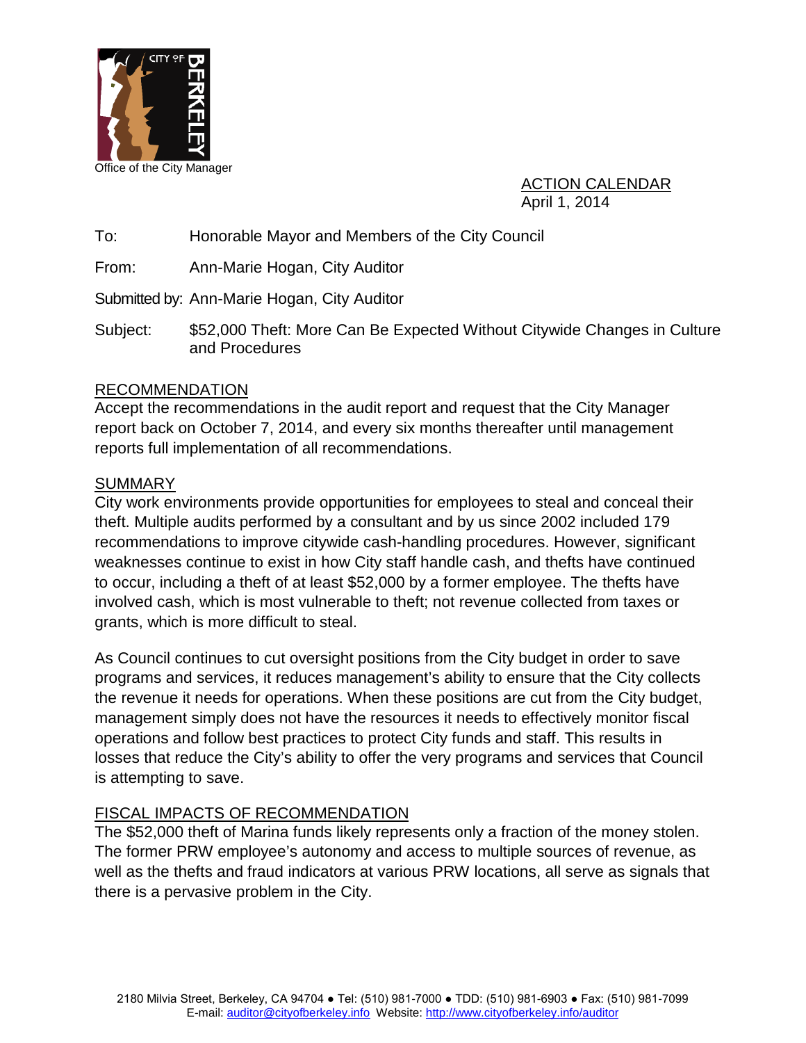CITY OF BERKELEY

Office of the City Manager

ACTION CALENDAR
April 1, 2014

To: Honorable Mayor and Members of the City Council

From: Ann-Marie Hogan, City Auditor

Submitted by: Ann-Marie Hogan, City Auditor

Subject: $52,000 Theft: More Can Be Expected Without Citywide Changes in Culture and Procedures

## RECOMMENDATION

Accept the recommendations in the audit report and request that the City Manager report back on October 7, 2014, and every six months thereafter until management reports full implementation of all recommendations.

## SUMMARY

City work environments provide opportunities for employees to steal and conceal their theft. Multiple audits performed by a consultant and by us since 2002 included 179 recommendations to improve citywide cash-handling procedures. However, significant weaknesses continue to exist in how City staff handle cash, and thefts have continued to occur, including a theft of at least $52,000 by a former employee. The thefts have involved cash, which is most vulnerable to theft; not revenue collected from taxes or grants, which is more difficult to steal.

As Council continues to cut oversight positions from the City budget in order to save programs and services, it reduces management's ability to ensure that the City collects the revenue it needs for operations. When these positions are cut from the City budget, management simply does not have the resources it needs to effectively monitor fiscal operations and follow best practices to protect City funds and staff. This results in losses that reduce the City's ability to offer the very programs and services that Council is attempting to save.

## FISCAL IMPACTS OF RECOMMENDATION

The $52,000 theft of Marina funds likely represents only a fraction of the money stolen. The former PRW employee's autonomy and access to multiple sources of revenue, as well as the thefts and fraud indicators at various PRW locations, all serve as signals that there is a pervasive problem in the City.

2180 Milvia Street, Berkeley, CA 94704 ● Tel: (510) 981-7000 ● TDD: (510) 981-6903 ● Fax: (510) 981-7099
E-mail: auditor@cityofberkeley.info Website: http://www.cityofberkeley.info/auditor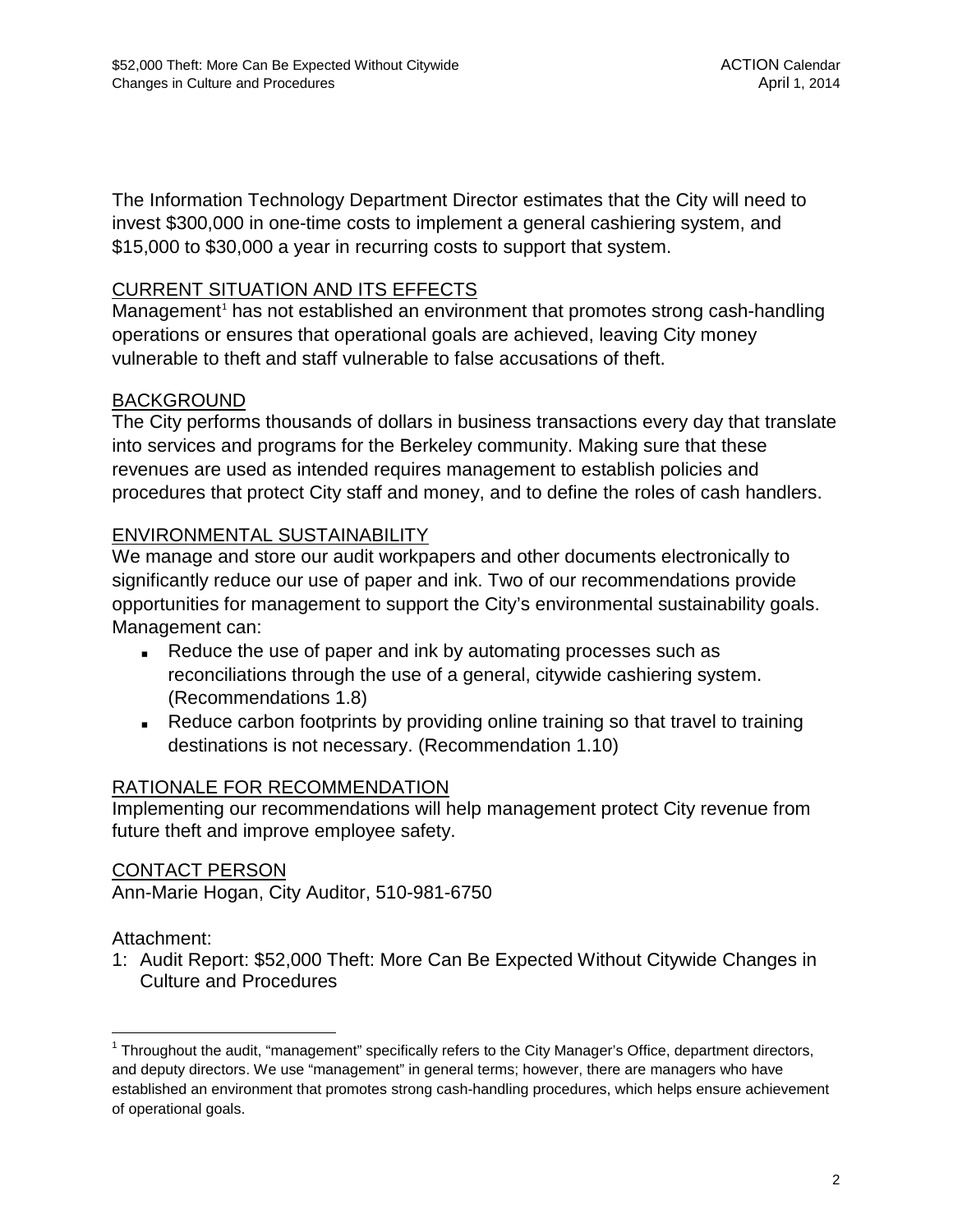The Information Technology Department Director estimates that the City will need to invest $300,000 in one-time costs to implement a general cashiering system, and $15,000 to $30,000 a year in recurring costs to support that system.

## CURRENT SITUATION AND ITS EFFECTS

Management[1] has not established an environment that promotes strong cash-handling operations or ensures that operational goals are achieved, leaving City money vulnerable to theft and staff vulnerable to false accusations of theft.

## BACKGROUND

The City performs thousands of dollars in business transactions every day that translate into services and programs for the Berkeley community. Making sure that these revenues are used as intended requires management to establish policies and procedures that protect City staff and money, and to define the roles of cash handlers.

## ENVIRONMENTAL SUSTAINABILITY

We manage and store our audit workpapers and other documents electronically to significantly reduce our use of paper and ink. Two of our recommendations provide opportunities for management to support the City's environmental sustainability goals. Management can:

- Reduce the use of paper and ink by automating processes such as reconciliations through the use of a general, citywide cashiering system. (Recommendations 1.8)
- Reduce carbon footprints by providing online training so that travel to training destinations is not necessary. (Recommendation 1.10)

## RATIONALE FOR RECOMMENDATION

Implementing our recommendations will help management protect City revenue from future theft and improve employee safety.

## CONTACT PERSON

Ann-Marie Hogan, City Auditor, 510-981-6750

Attachment:

1: Audit Report: $52,000 Theft: More Can Be Expected Without Citywide Changes in Culture and Procedures

[1] Throughout the audit, "management" specifically refers to the City Manager's Office, department directors, and deputy directors. We use "management" in general terms; however, there are managers who have established an environment that promotes strong cash-handling procedures, which helps ensure achievement of operational goals.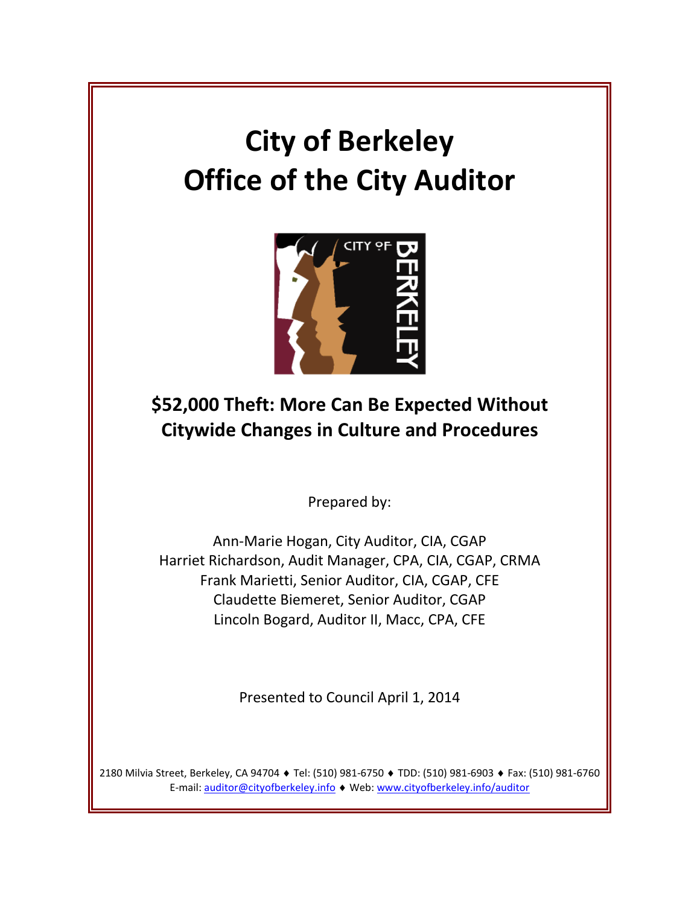# City of Berkeley
# Office of the City Auditor

## $52,000 Theft: More Can Be Expected Without Citywide Changes in Culture and Procedures

Prepared by:

Ann-Marie Hogan, City Auditor, CIA, CGAP
Harriet Richardson, Audit Manager, CPA, CIA, CGAP, CRMA
Frank Marietti, Senior Auditor, CIA, CGAP, CFE
Claudette Biemeret, Senior Auditor, CGAP
Lincoln Bogard, Auditor II, Macc, CPA, CFE

Presented to Council April 1, 2014

2180 Milvia Street, Berkeley, CA 94704 ♦ Tel: (510) 981-6750 ♦ TDD: (510) 981-6903 ♦ Fax: (510) 981-6760
E-mail: auditor@cityofberkeley.info ♦ Web: www.cityofberkeley.info/auditor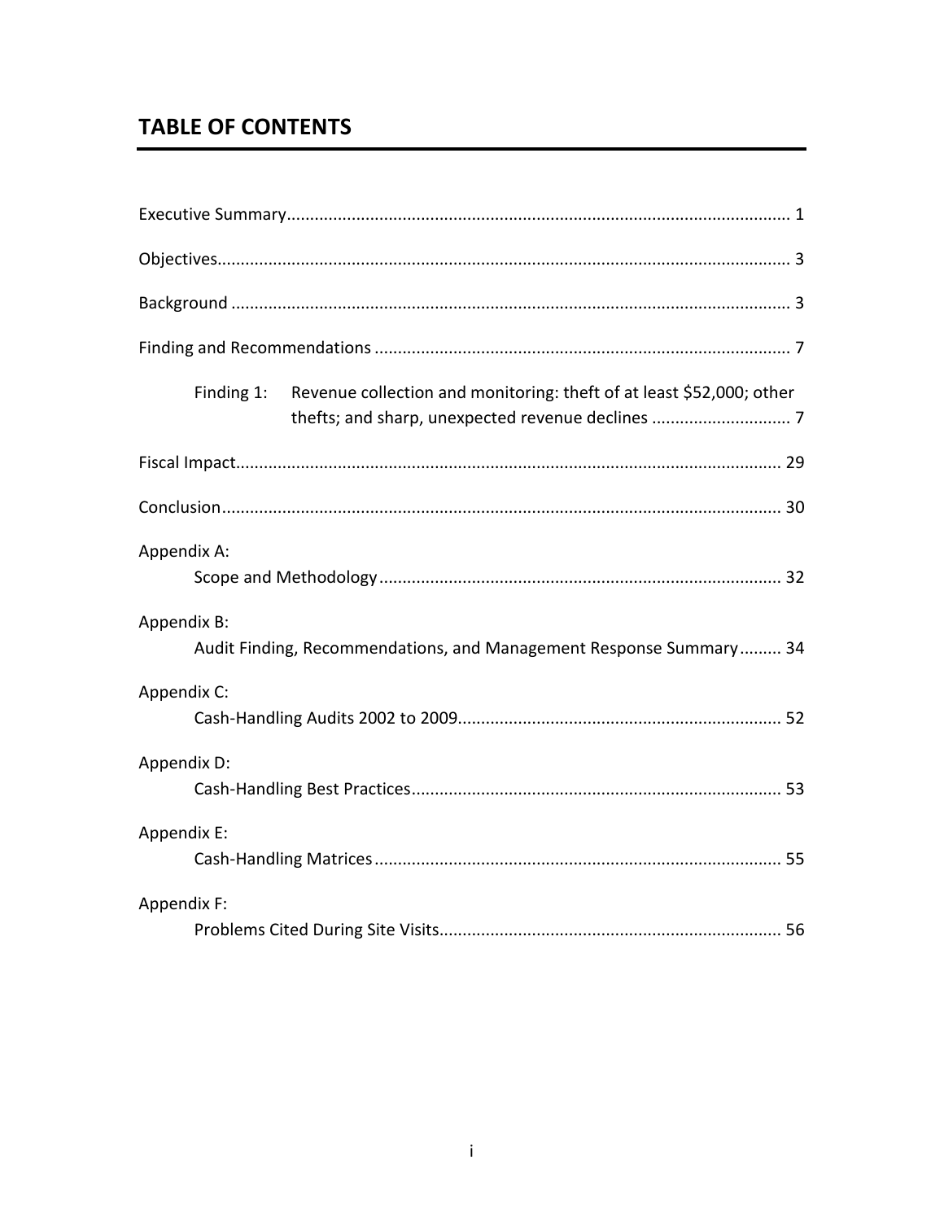## TABLE OF CONTENTS

Executive Summary ........................................................................................................... 1

Objectives .......................................................................................................................... 3

Background ....................................................................................................................... 3

Finding and Recommendations ........................................................................................ 7

Finding 1: Revenue collection and monitoring: theft of at least $52,000; other thefts; and sharp, unexpected revenue declines ............................... 7

Fiscal Impact .................................................................................................................... 29

Conclusion ....................................................................................................................... 30

Appendix A:
Scope and Methodology ...................................................................................... 32

Appendix B:
Audit Finding, Recommendations, and Management Response Summary ......... 34

Appendix C:
Cash-Handling Audits 2002 to 2009 ..................................................................... 52

Appendix D:
Cash-Handling Best Practices ............................................................................... 53

Appendix E:
Cash-Handling Matrices ....................................................................................... 55

Appendix F:
Problems Cited During Site Visits ......................................................................... 56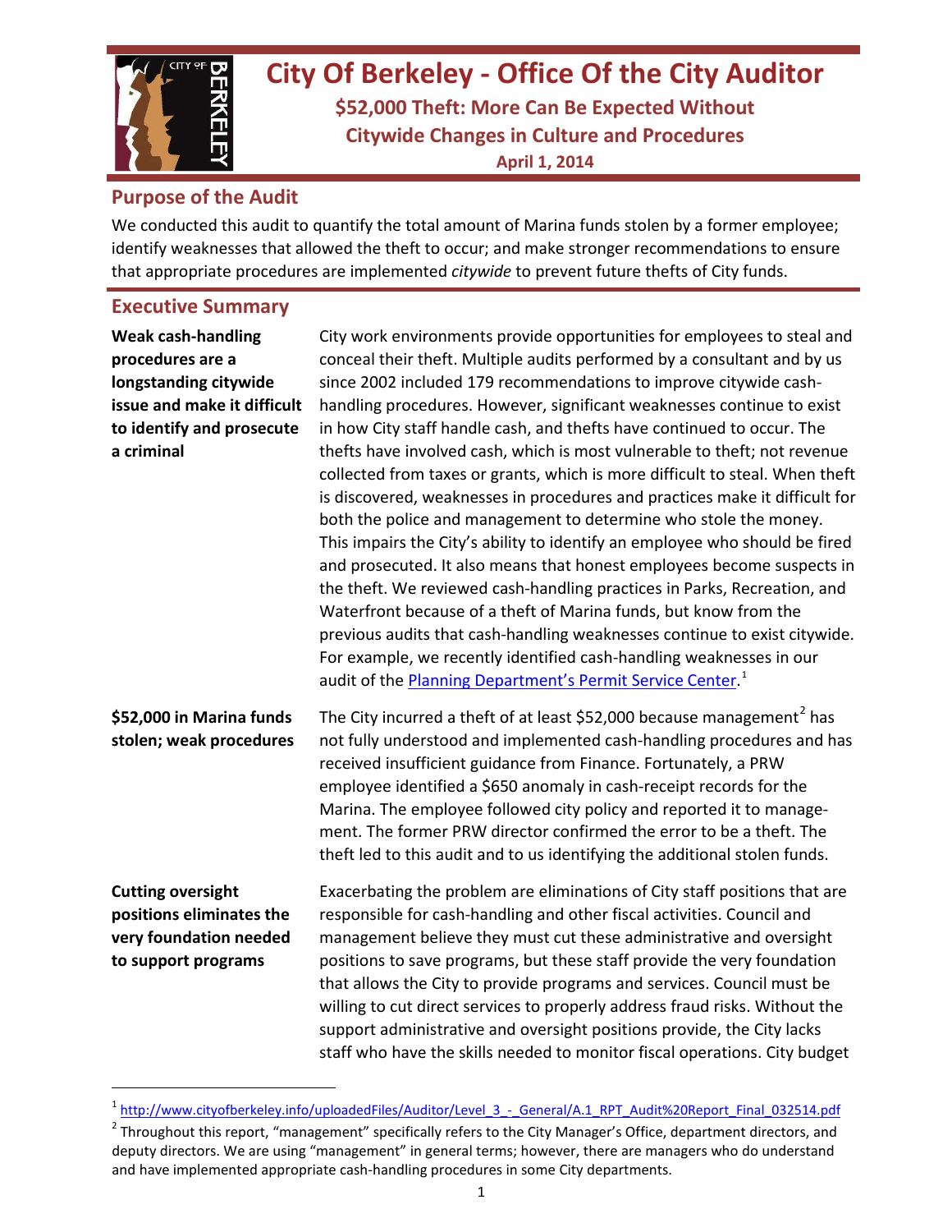# City Of Berkeley - Office Of the City Auditor

## $52,000 Theft: More Can Be Expected Without Citywide Changes in Culture and Procedures

**April 1, 2014**

## Purpose of the Audit

We conducted this audit to quantify the total amount of Marina funds stolen by a former employee; identify weaknesses that allowed the theft to occur; and make stronger recommendations to ensure that appropriate procedures are implemented *citywide* to prevent future thefts of City funds.

## Executive Summary

**Weak cash-handling procedures are a longstanding citywide issue and make it difficult to identify and prosecute a criminal**

City work environments provide opportunities for employees to steal and conceal their theft. Multiple audits performed by a consultant and by us since 2002 included 179 recommendations to improve citywide cash-handling procedures. However, significant weaknesses continue to exist in how City staff handle cash, and thefts have continued to occur. The thefts have involved cash, which is most vulnerable to theft; not revenue collected from taxes or grants, which is more difficult to steal. When theft is discovered, weaknesses in procedures and practices make it difficult for both the police and management to determine who stole the money. This impairs the City's ability to identify an employee who should be fired and prosecuted. It also means that honest employees become suspects in the theft. We reviewed cash-handling practices in Parks, Recreation, and Waterfront because of a theft of Marina funds, but know from the previous audits that cash-handling weaknesses continue to exist citywide. For example, we recently identified cash-handling weaknesses in our audit of the [Planning Department's Permit Service Center](http://www.cityofberkeley.info/uploadedFiles/Auditor/Level_3_-_General/A.1_RPT_Audit%20Report_Final_032514.pdf).[1]

**$52,000 in Marina funds stolen; weak procedures**

The City incurred a theft of at least $52,000 because management[2] has not fully understood and implemented cash-handling procedures and has received insufficient guidance from Finance. Fortunately, a PRW employee identified a $650 anomaly in cash-receipt records for the Marina. The employee followed city policy and reported it to management. The former PRW director confirmed the error to be a theft. The theft led to this audit and to us identifying the additional stolen funds.

**Cutting oversight positions eliminates the very foundation needed to support programs**

Exacerbating the problem are eliminations of City staff positions that are responsible for cash-handling and other fiscal activities. Council and management believe they must cut these administrative and oversight positions to save programs, but these staff provide the very foundation that allows the City to provide programs and services. Council must be willing to cut direct services to properly address fraud risks. Without the support administrative and oversight positions provide, the City lacks staff who have the skills needed to monitor fiscal operations. City budget

---

[1] http://www.cityofberkeley.info/uploadedFiles/Auditor/Level_3_-_General/A.1_RPT_Audit%20Report_Final_032514.pdf

[2] Throughout this report, "management" specifically refers to the City Manager's Office, department directors, and deputy directors. We are using "management" in general terms; however, there are managers who do understand and have implemented appropriate cash-handling procedures in some City departments.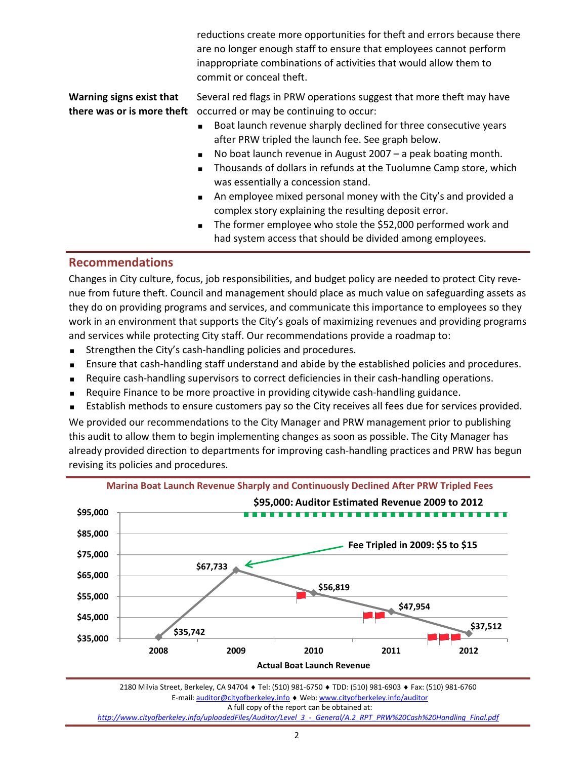reductions create more opportunities for theft and errors because there are no longer enough staff to ensure that employees cannot perform inappropriate combinations of activities that would allow them to commit or conceal theft.

**Warning signs exist that there was or is more theft**

Several red flags in PRW operations suggest that more theft may have occurred or may be continuing to occur:

- Boat launch revenue sharply declined for three consecutive years after PRW tripled the launch fee. See graph below.
- No boat launch revenue in August 2007 – a peak boating month.
- Thousands of dollars in refunds at the Tuolumne Camp store, which was essentially a concession stand.
- An employee mixed personal money with the City's and provided a complex story explaining the resulting deposit error.
- The former employee who stole the $52,000 performed work and had system access that should be divided among employees.

## Recommendations

Changes in City culture, focus, job responsibilities, and budget policy are needed to protect City revenue from future theft. Council and management should place as much value on safeguarding assets as they do on providing programs and services, and communicate this importance to employees so they work in an environment that supports the City's goals of maximizing revenues and providing programs and services while protecting City staff. Our recommendations provide a roadmap to:

- Strengthen the City's cash-handling policies and procedures.
- Ensure that cash-handling staff understand and abide by the established policies and procedures.
- Require cash-handling supervisors to correct deficiencies in their cash-handling operations.
- Require Finance to be more proactive in providing citywide cash-handling guidance.
- Establish methods to ensure customers pay so the City receives all fees due for services provided.

We provided our recommendations to the City Manager and PRW management prior to publishing this audit to allow them to begin implementing changes as soon as possible. The City Manager has already provided direction to departments for improving cash-handling practices and PRW has begun revising its policies and procedures.

**Marina Boat Launch Revenue Sharply and Continuously Declined After PRW Tripled Fees**

**$95,000: Auditor Estimated Revenue 2009 to 2012**

**Fee Tripled in 2009: $5 to $15**

| Year | Actual Boat Launch Revenue |
|---|---|
| 2008 | $35,742 |
| 2009 | $67,733 |
| 2010 | $56,819 |
| 2011 | $47,954 |
| 2012 | $37,512 |

**Actual Boat Launch Revenue**

2180 Milvia Street, Berkeley, CA 94704 ♦ Tel: (510) 981-6750 ♦ TDD: (510) 981-6903 ♦ Fax: (510) 981-6760
E-mail: auditor@cityofberkeley.info ♦ Web: www.cityofberkeley.info/auditor
A full copy of the report can be obtained at:
http://www.cityofberkeley.info/uploadedFiles/Auditor/Level_3_-_General/A.2_RPT_PRW%20Cash%20Handling_Final.pdf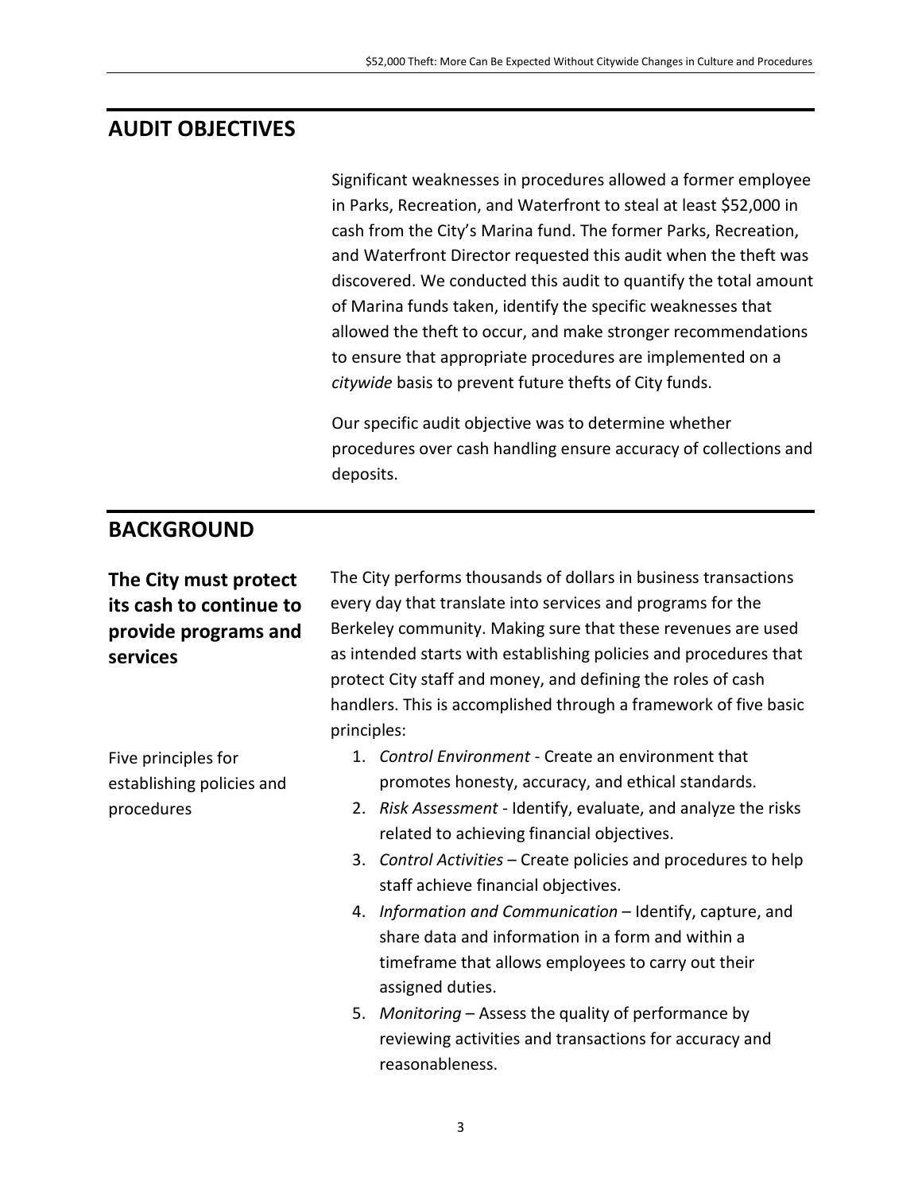## AUDIT OBJECTIVES

Significant weaknesses in procedures allowed a former employee in Parks, Recreation, and Waterfront to steal at least $52,000 in cash from the City's Marina fund. The former Parks, Recreation, and Waterfront Director requested this audit when the theft was discovered. We conducted this audit to quantify the total amount of Marina funds taken, identify the specific weaknesses that allowed the theft to occur, and make stronger recommendations to ensure that appropriate procedures are implemented on a *citywide* basis to prevent future thefts of City funds.

Our specific audit objective was to determine whether procedures over cash handling ensure accuracy of collections and deposits.

## BACKGROUND

### The City must protect its cash to continue to provide programs and services

The City performs thousands of dollars in business transactions every day that translate into services and programs for the Berkeley community. Making sure that these revenues are used as intended starts with establishing policies and procedures that protect City staff and money, and defining the roles of cash handlers. This is accomplished through a framework of five basic principles:

Five principles for establishing policies and procedures

1. *Control Environment* - Create an environment that promotes honesty, accuracy, and ethical standards.
2. *Risk Assessment* - Identify, evaluate, and analyze the risks related to achieving financial objectives.
3. *Control Activities* – Create policies and procedures to help staff achieve financial objectives.
4. *Information and Communication* – Identify, capture, and share data and information in a form and within a timeframe that allows employees to carry out their assigned duties.
5. *Monitoring* – Assess the quality of performance by reviewing activities and transactions for accuracy and reasonableness.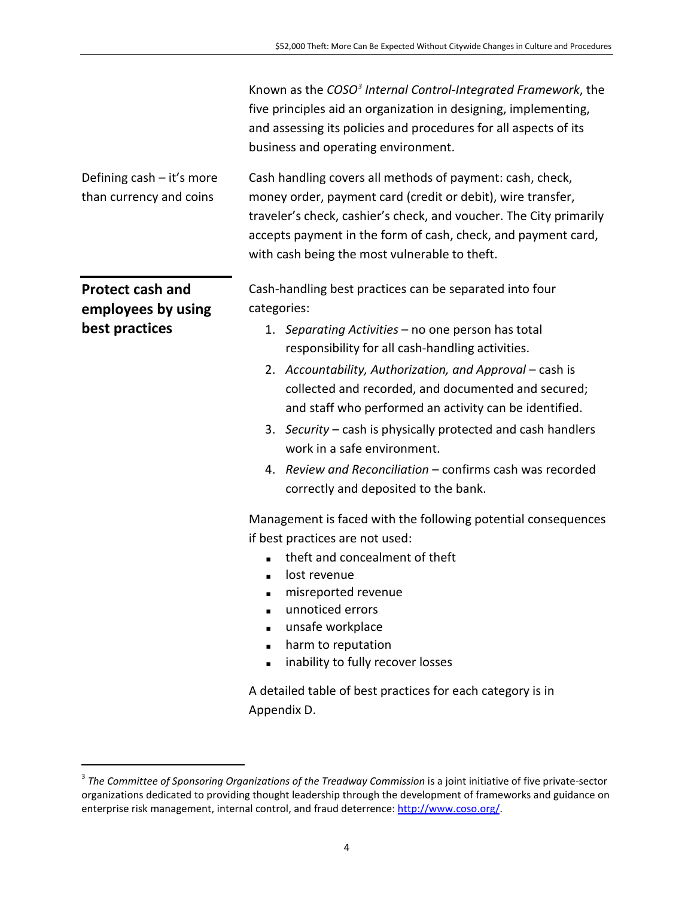Known as the *COSO*[3] *Internal Control-Integrated Framework*, the five principles aid an organization in designing, implementing, and assessing its policies and procedures for all aspects of its business and operating environment.

Defining cash – it's more than currency and coins

Cash handling covers all methods of payment: cash, check, money order, payment card (credit or debit), wire transfer, traveler's check, cashier's check, and voucher. The City primarily accepts payment in the form of cash, check, and payment card, with cash being the most vulnerable to theft.

## Protect cash and employees by using best practices

Cash-handling best practices can be separated into four categories:

1. *Separating Activities* – no one person has total responsibility for all cash-handling activities.
2. *Accountability, Authorization, and Approval* – cash is collected and recorded, and documented and secured; and staff who performed an activity can be identified.
3. *Security* – cash is physically protected and cash handlers work in a safe environment.
4. *Review and Reconciliation* – confirms cash was recorded correctly and deposited to the bank.

Management is faced with the following potential consequences if best practices are not used:

- theft and concealment of theft
- lost revenue
- misreported revenue
- unnoticed errors
- unsafe workplace
- harm to reputation
- inability to fully recover losses

A detailed table of best practices for each category is in Appendix D.

[3] *The Committee of Sponsoring Organizations of the Treadway Commission* is a joint initiative of five private-sector organizations dedicated to providing thought leadership through the development of frameworks and guidance on enterprise risk management, internal control, and fraud deterrence: http://www.coso.org/.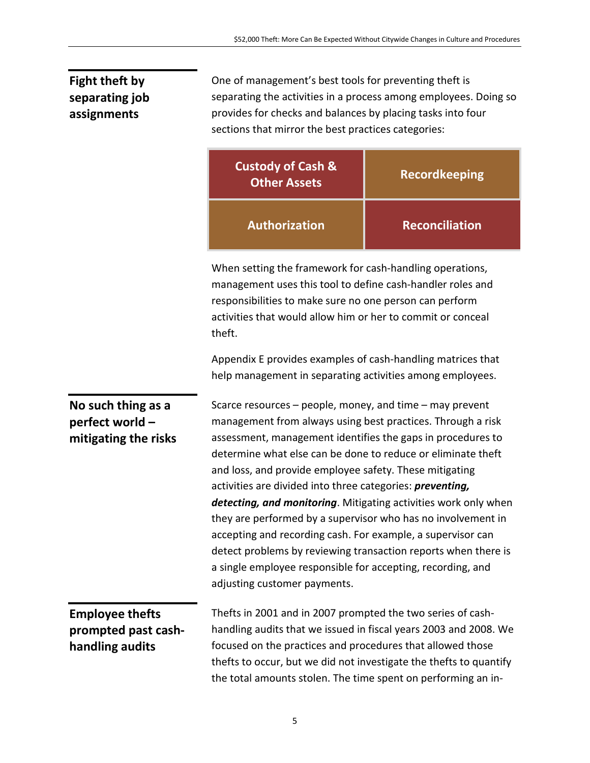## Fight theft by separating job assignments

One of management's best tools for preventing theft is separating the activities in a process among employees. Doing so provides for checks and balances by placing tasks into four sections that mirror the best practices categories:

| Custody of Cash & Other Assets | Recordkeeping |
| --- | --- |
| Authorization | Reconciliation |

When setting the framework for cash-handling operations, management uses this tool to define cash-handler roles and responsibilities to make sure no one person can perform activities that would allow him or her to commit or conceal theft.

Appendix E provides examples of cash-handling matrices that help management in separating activities among employees.

## No such thing as a perfect world – mitigating the risks

Scarce resources – people, money, and time – may prevent management from always using best practices. Through a risk assessment, management identifies the gaps in procedures to determine what else can be done to reduce or eliminate theft and loss, and provide employee safety. These mitigating activities are divided into three categories: ***preventing, detecting, and monitoring***. Mitigating activities work only when they are performed by a supervisor who has no involvement in accepting and recording cash. For example, a supervisor can detect problems by reviewing transaction reports when there is a single employee responsible for accepting, recording, and adjusting customer payments.

## Employee thefts prompted past cash-handling audits

Thefts in 2001 and in 2007 prompted the two series of cash-handling audits that we issued in fiscal years 2003 and 2008. We focused on the practices and procedures that allowed those thefts to occur, but we did not investigate the thefts to quantify the total amounts stolen. The time spent on performing an in-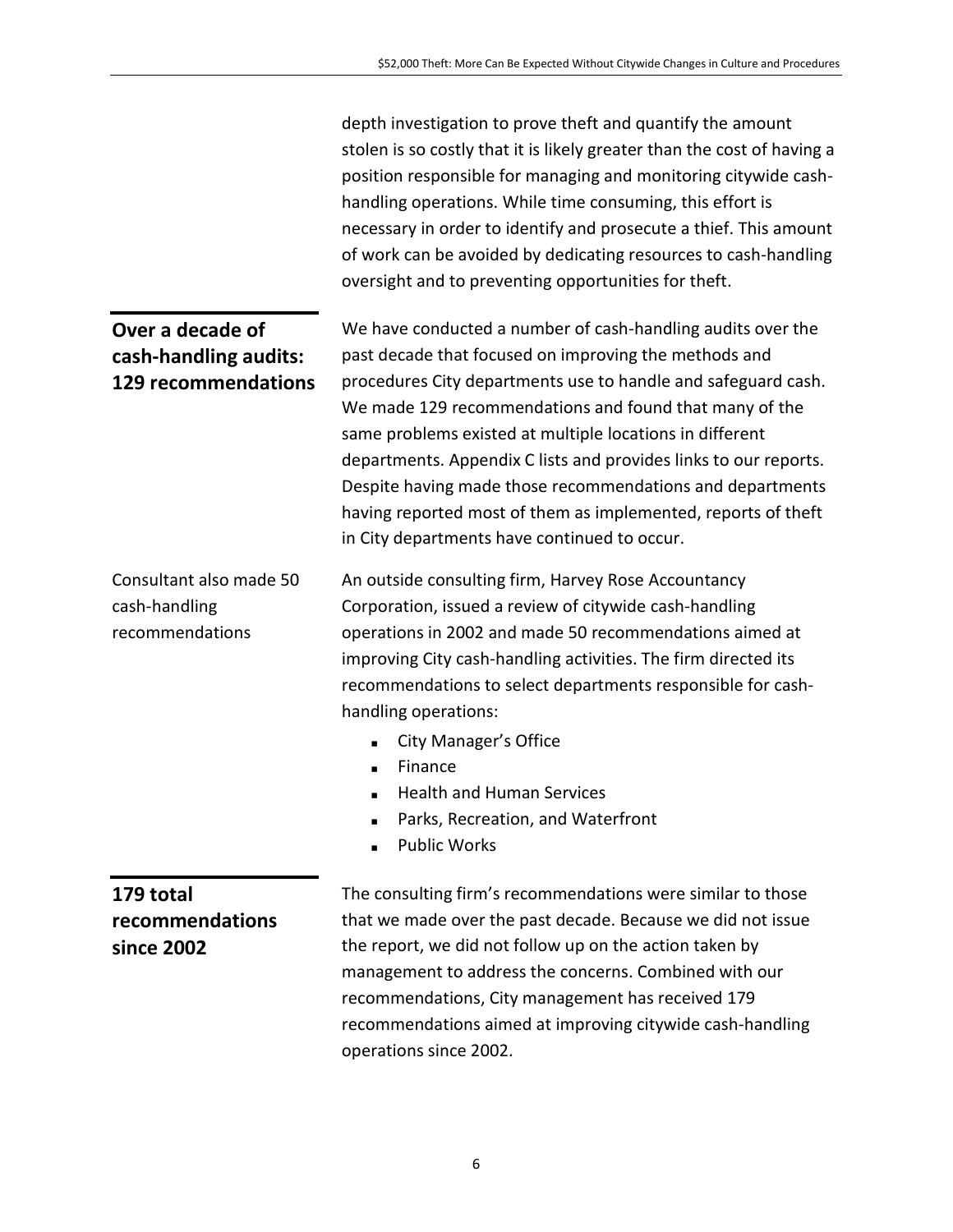depth investigation to prove theft and quantify the amount stolen is so costly that it is likely greater than the cost of having a position responsible for managing and monitoring citywide cash-handling operations. While time consuming, this effort is necessary in order to identify and prosecute a thief. This amount of work can be avoided by dedicating resources to cash-handling oversight and to preventing opportunities for theft.

## Over a decade of cash-handling audits: 129 recommendations

We have conducted a number of cash-handling audits over the past decade that focused on improving the methods and procedures City departments use to handle and safeguard cash. We made 129 recommendations and found that many of the same problems existed at multiple locations in different departments. Appendix C lists and provides links to our reports. Despite having made those recommendations and departments having reported most of them as implemented, reports of theft in City departments have continued to occur.

Consultant also made 50 cash-handling recommendations

An outside consulting firm, Harvey Rose Accountancy Corporation, issued a review of citywide cash-handling operations in 2002 and made 50 recommendations aimed at improving City cash-handling activities. The firm directed its recommendations to select departments responsible for cash-handling operations:

- City Manager's Office
- Finance
- Health and Human Services
- Parks, Recreation, and Waterfront
- Public Works

## 179 total recommendations since 2002

The consulting firm's recommendations were similar to those that we made over the past decade. Because we did not issue the report, we did not follow up on the action taken by management to address the concerns. Combined with our recommendations, City management has received 179 recommendations aimed at improving citywide cash-handling operations since 2002.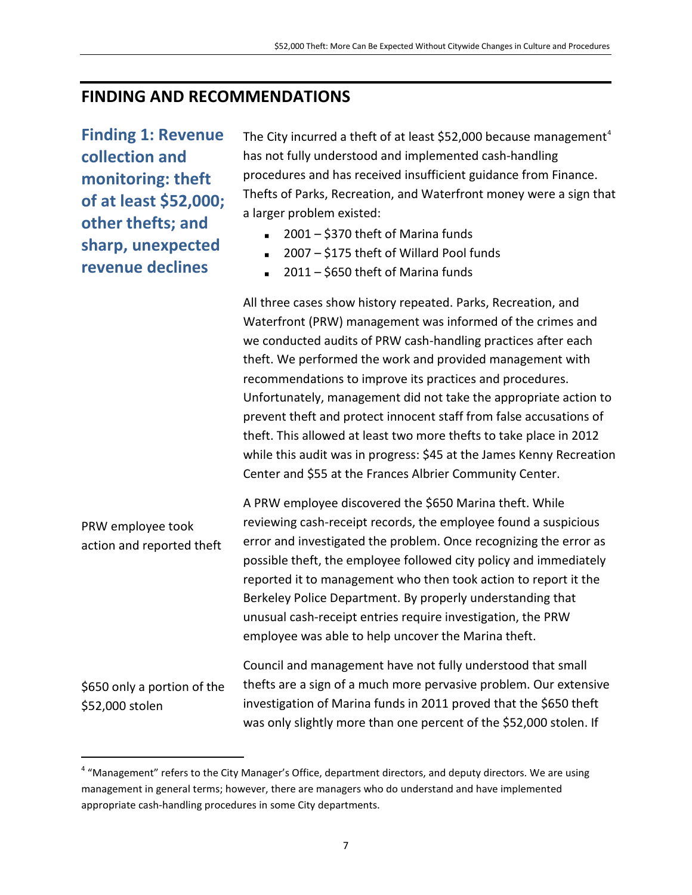## FINDING AND RECOMMENDATIONS

### Finding 1: Revenue collection and monitoring: theft of at least $52,000; other thefts; and sharp, unexpected revenue declines

The City incurred a theft of at least $52,000 because management[4] has not fully understood and implemented cash-handling procedures and has received insufficient guidance from Finance. Thefts of Parks, Recreation, and Waterfront money were a sign that a larger problem existed:

- 2001 – $370 theft of Marina funds
- 2007 – $175 theft of Willard Pool funds
- 2011 – $650 theft of Marina funds

All three cases show history repeated. Parks, Recreation, and Waterfront (PRW) management was informed of the crimes and we conducted audits of PRW cash-handling practices after each theft. We performed the work and provided management with recommendations to improve its practices and procedures. Unfortunately, management did not take the appropriate action to prevent theft and protect innocent staff from false accusations of theft. This allowed at least two more thefts to take place in 2012 while this audit was in progress: $45 at the James Kenny Recreation Center and $55 at the Frances Albrier Community Center.

PRW employee took action and reported theft

A PRW employee discovered the $650 Marina theft. While reviewing cash-receipt records, the employee found a suspicious error and investigated the problem. Once recognizing the error as possible theft, the employee followed city policy and immediately reported it to management who then took action to report it the Berkeley Police Department. By properly understanding that unusual cash-receipt entries require investigation, the PRW employee was able to help uncover the Marina theft.

$650 only a portion of the $52,000 stolen

Council and management have not fully understood that small thefts are a sign of a much more pervasive problem. Our extensive investigation of Marina funds in 2011 proved that the $650 theft was only slightly more than one percent of the $52,000 stolen. If

[4] "Management" refers to the City Manager's Office, department directors, and deputy directors. We are using management in general terms; however, there are managers who do understand and have implemented appropriate cash-handling procedures in some City departments.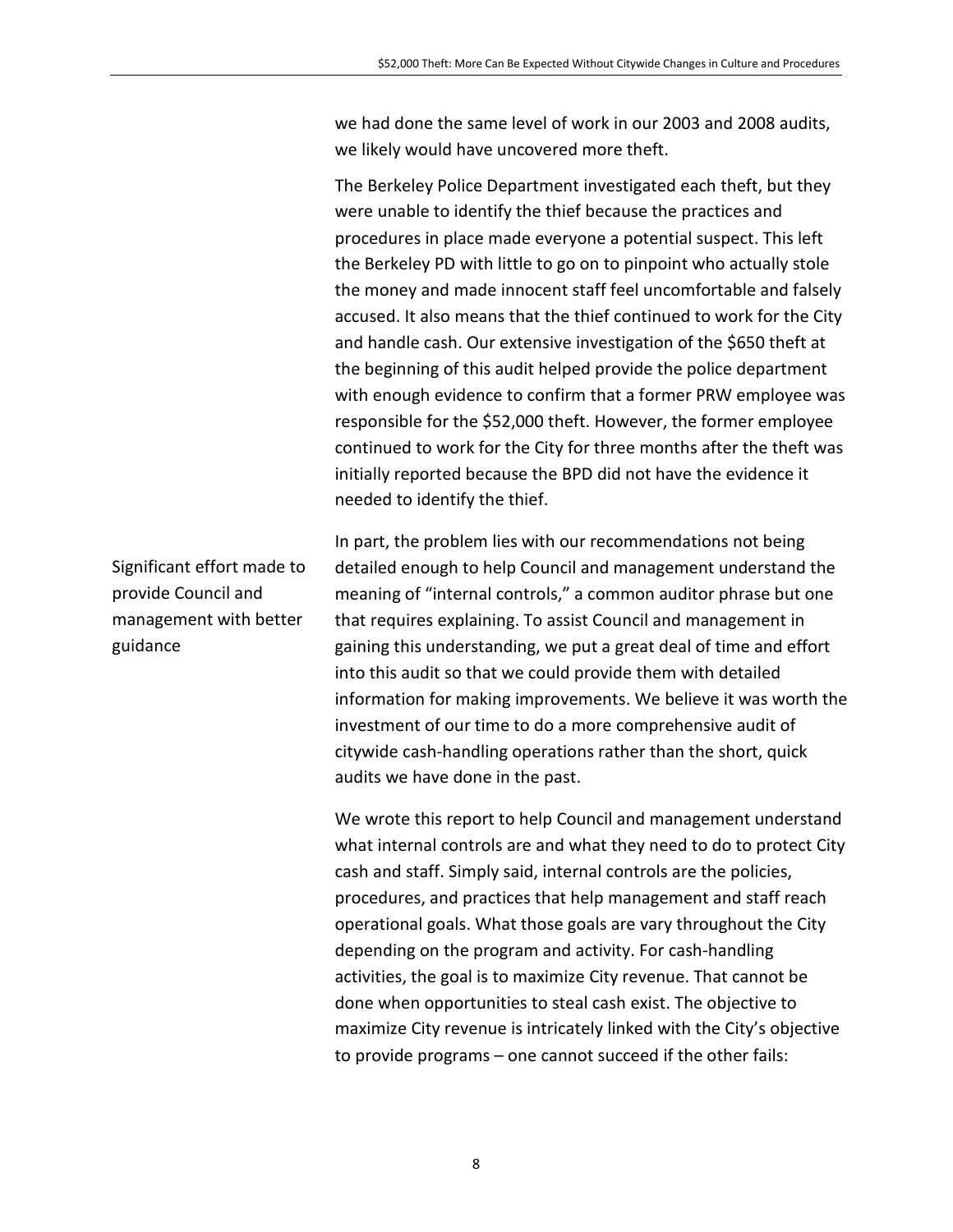we had done the same level of work in our 2003 and 2008 audits, we likely would have uncovered more theft.

The Berkeley Police Department investigated each theft, but they were unable to identify the thief because the practices and procedures in place made everyone a potential suspect. This left the Berkeley PD with little to go on to pinpoint who actually stole the money and made innocent staff feel uncomfortable and falsely accused. It also means that the thief continued to work for the City and handle cash. Our extensive investigation of the $650 theft at the beginning of this audit helped provide the police department with enough evidence to confirm that a former PRW employee was responsible for the $52,000 theft. However, the former employee continued to work for the City for three months after the theft was initially reported because the BPD did not have the evidence it needed to identify the thief.

Significant effort made to provide Council and management with better guidance

In part, the problem lies with our recommendations not being detailed enough to help Council and management understand the meaning of "internal controls," a common auditor phrase but one that requires explaining. To assist Council and management in gaining this understanding, we put a great deal of time and effort into this audit so that we could provide them with detailed information for making improvements. We believe it was worth the investment of our time to do a more comprehensive audit of citywide cash-handling operations rather than the short, quick audits we have done in the past.

We wrote this report to help Council and management understand what internal controls are and what they need to do to protect City cash and staff. Simply said, internal controls are the policies, procedures, and practices that help management and staff reach operational goals. What those goals are vary throughout the City depending on the program and activity. For cash-handling activities, the goal is to maximize City revenue. That cannot be done when opportunities to steal cash exist. The objective to maximize City revenue is intricately linked with the City's objective to provide programs – one cannot succeed if the other fails: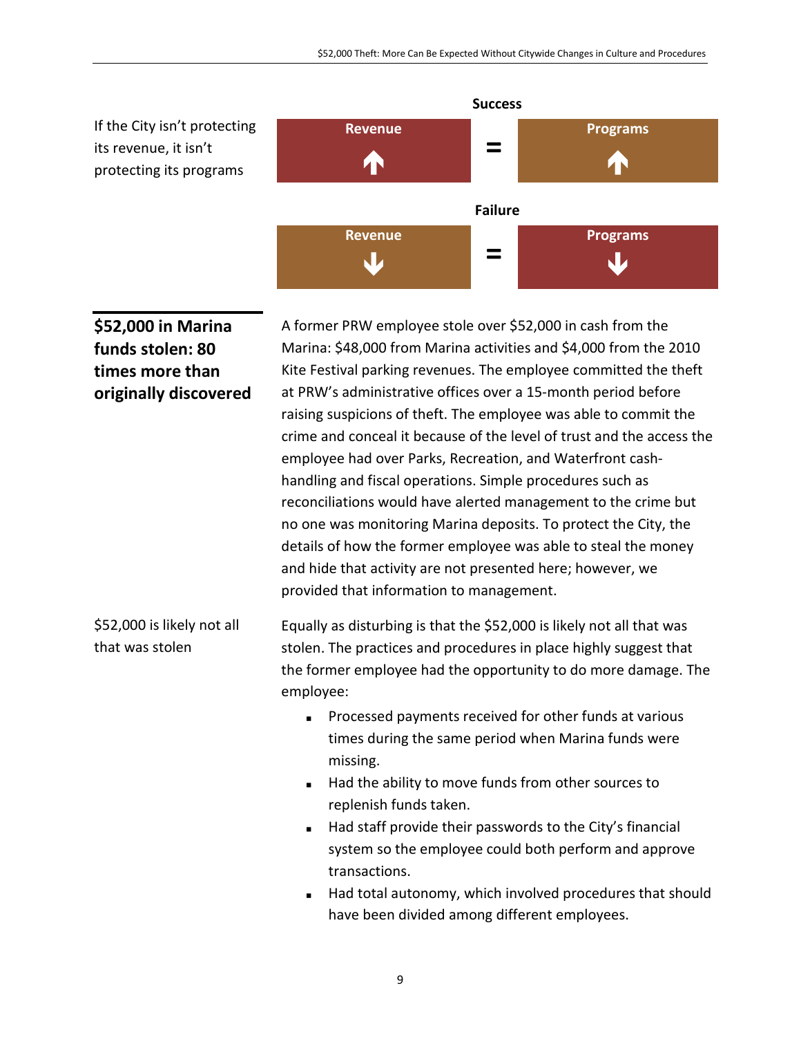If the City isn't protecting its revenue, it isn't protecting its programs

**Success**

| Revenue ↑ | = | Programs ↑ |
|---|---|---|

**Failure**

| Revenue ↓ | = | Programs ↓ |
|---|---|---|

## $52,000 in Marina funds stolen: 80 times more than originally discovered

A former PRW employee stole over $52,000 in cash from the Marina: $48,000 from Marina activities and $4,000 from the 2010 Kite Festival parking revenues. The employee committed the theft at PRW's administrative offices over a 15-month period before raising suspicions of theft. The employee was able to commit the crime and conceal it because of the level of trust and the access the employee had over Parks, Recreation, and Waterfront cash-handling and fiscal operations. Simple procedures such as reconciliations would have alerted management to the crime but no one was monitoring Marina deposits. To protect the City, the details of how the former employee was able to steal the money and hide that activity are not presented here; however, we provided that information to management.

$52,000 is likely not all that was stolen

Equally as disturbing is that the $52,000 is likely not all that was stolen. The practices and procedures in place highly suggest that the former employee had the opportunity to do more damage. The employee:

- Processed payments received for other funds at various times during the same period when Marina funds were missing.
- Had the ability to move funds from other sources to replenish funds taken.
- Had staff provide their passwords to the City's financial system so the employee could both perform and approve transactions.
- Had total autonomy, which involved procedures that should have been divided among different employees.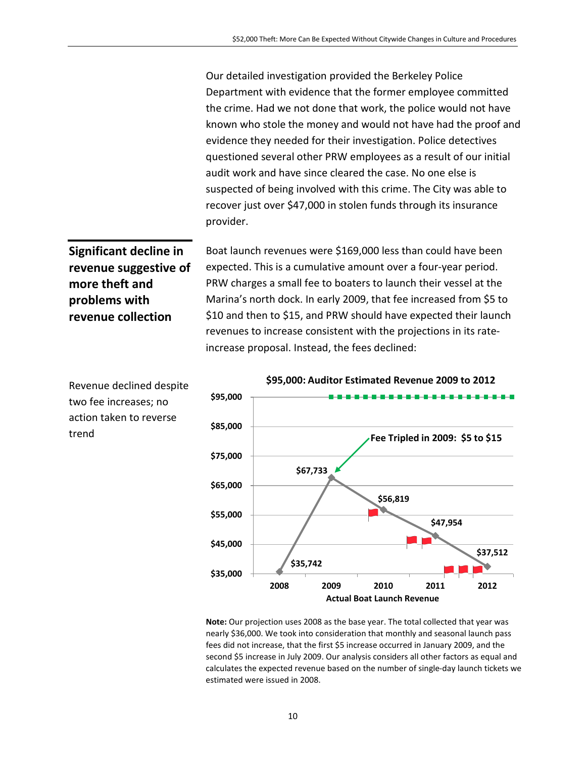Our detailed investigation provided the Berkeley Police Department with evidence that the former employee committed the crime. Had we not done that work, the police would not have known who stole the money and would not have had the proof and evidence they needed for their investigation. Police detectives questioned several other PRW employees as a result of our initial audit work and have since cleared the case. No one else is suspected of being involved with this crime. The City was able to recover just over $47,000 in stolen funds through its insurance provider.

## Significant decline in revenue suggestive of more theft and problems with revenue collection

Boat launch revenues were $169,000 less than could have been expected. This is a cumulative amount over a four-year period. PRW charges a small fee to boaters to launch their vessel at the Marina's north dock. In early 2009, that fee increased from $5 to $10 and then to $15, and PRW should have expected their launch revenues to increase consistent with the projections in its rate-increase proposal. Instead, the fees declined:

Revenue declined despite two fee increases; no action taken to reverse trend

**$95,000: Auditor Estimated Revenue 2009 to 2012**

Fee Tripled in 2009: $5 to $15

| Year | Actual Boat Launch Revenue |
|---|---|
| 2008 | $35,742 |
| 2009 | $67,733 |
| 2010 | $56,819 |
| 2011 | $47,954 |
| 2012 | $37,512 |

**Actual Boat Launch Revenue**

**Note:** Our projection uses 2008 as the base year. The total collected that year was nearly $36,000. We took into consideration that monthly and seasonal launch pass fees did not increase, that the first $5 increase occurred in January 2009, and the second $5 increase in July 2009. Our analysis considers all other factors as equal and calculates the expected revenue based on the number of single-day launch tickets we estimated were issued in 2008.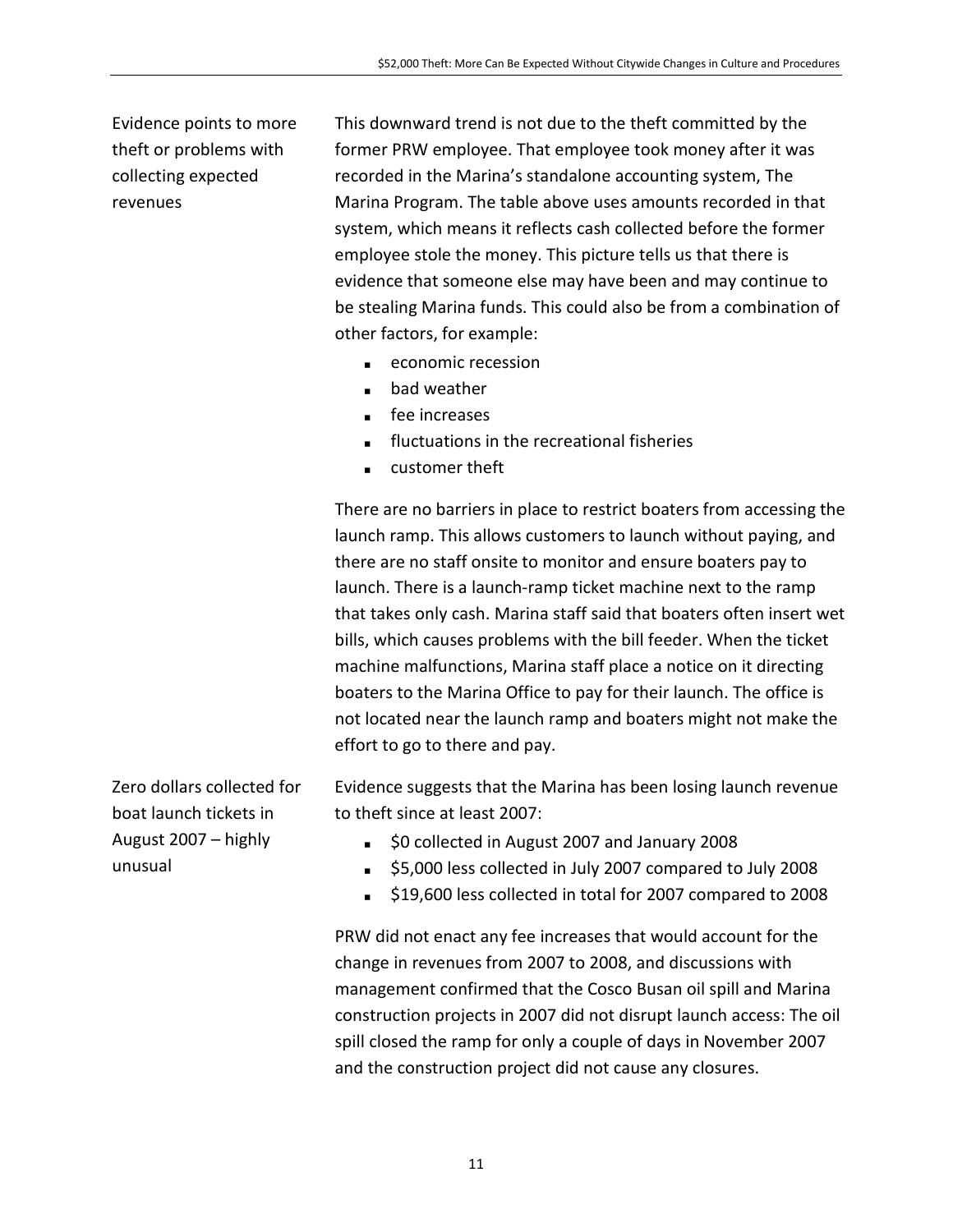**Evidence points to more theft or problems with collecting expected revenues**

This downward trend is not due to the theft committed by the former PRW employee. That employee took money after it was recorded in the Marina's standalone accounting system, The Marina Program. The table above uses amounts recorded in that system, which means it reflects cash collected before the former employee stole the money. This picture tells us that there is evidence that someone else may have been and may continue to be stealing Marina funds. This could also be from a combination of other factors, for example:

- economic recession
- bad weather
- fee increases
- fluctuations in the recreational fisheries
- customer theft

There are no barriers in place to restrict boaters from accessing the launch ramp. This allows customers to launch without paying, and there are no staff onsite to monitor and ensure boaters pay to launch. There is a launch-ramp ticket machine next to the ramp that takes only cash. Marina staff said that boaters often insert wet bills, which causes problems with the bill feeder. When the ticket machine malfunctions, Marina staff place a notice on it directing boaters to the Marina Office to pay for their launch. The office is not located near the launch ramp and boaters might not make the effort to go to there and pay.

**Zero dollars collected for boat launch tickets in August 2007 – highly unusual**

Evidence suggests that the Marina has been losing launch revenue to theft since at least 2007:

- $0 collected in August 2007 and January 2008
- $5,000 less collected in July 2007 compared to July 2008
- $19,600 less collected in total for 2007 compared to 2008

PRW did not enact any fee increases that would account for the change in revenues from 2007 to 2008, and discussions with management confirmed that the Cosco Busan oil spill and Marina construction projects in 2007 did not disrupt launch access: The oil spill closed the ramp for only a couple of days in November 2007 and the construction project did not cause any closures.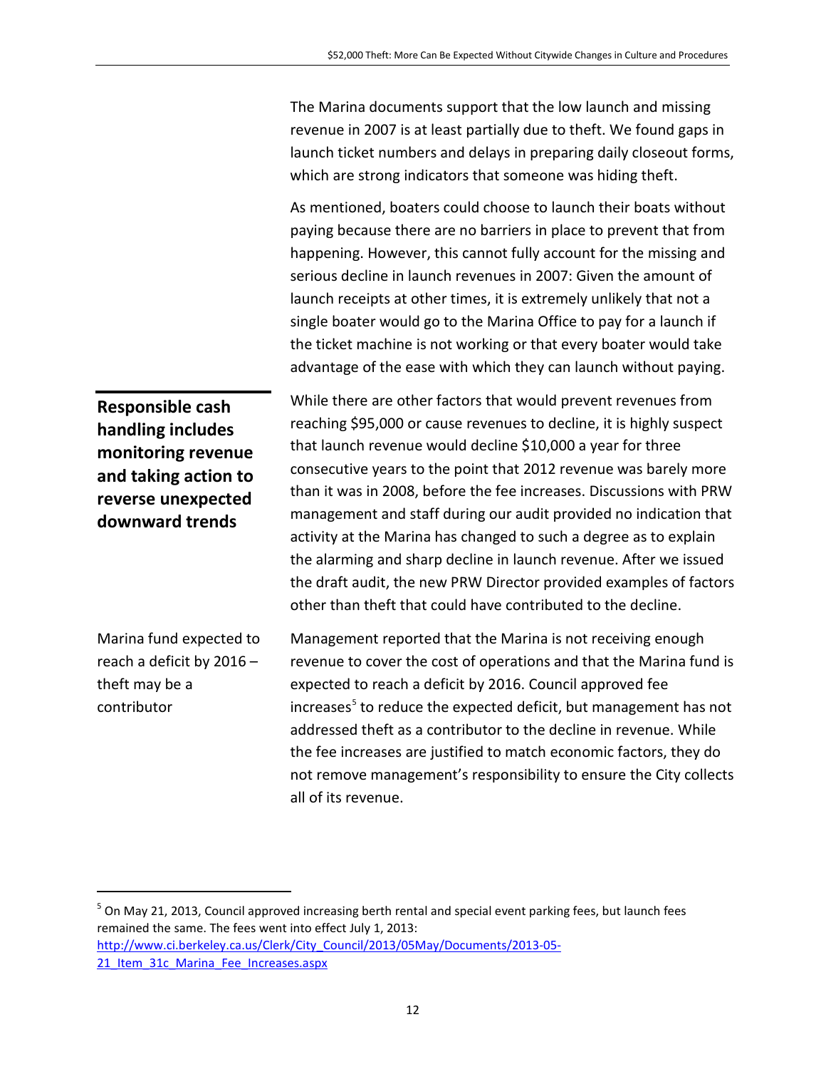The Marina documents support that the low launch and missing revenue in 2007 is at least partially due to theft. We found gaps in launch ticket numbers and delays in preparing daily closeout forms, which are strong indicators that someone was hiding theft.

As mentioned, boaters could choose to launch their boats without paying because there are no barriers in place to prevent that from happening. However, this cannot fully account for the missing and serious decline in launch revenues in 2007: Given the amount of launch receipts at other times, it is extremely unlikely that not a single boater would go to the Marina Office to pay for a launch if the ticket machine is not working or that every boater would take advantage of the ease with which they can launch without paying.

**Responsible cash handling includes monitoring revenue and taking action to reverse unexpected downward trends**

While there are other factors that would prevent revenues from reaching $95,000 or cause revenues to decline, it is highly suspect that launch revenue would decline $10,000 a year for three consecutive years to the point that 2012 revenue was barely more than it was in 2008, before the fee increases. Discussions with PRW management and staff during our audit provided no indication that activity at the Marina has changed to such a degree as to explain the alarming and sharp decline in launch revenue. After we issued the draft audit, the new PRW Director provided examples of factors other than theft that could have contributed to the decline.

Marina fund expected to reach a deficit by 2016 – theft may be a contributor

Management reported that the Marina is not receiving enough revenue to cover the cost of operations and that the Marina fund is expected to reach a deficit by 2016. Council approved fee increases[5] to reduce the expected deficit, but management has not addressed theft as a contributor to the decline in revenue. While the fee increases are justified to match economic factors, they do not remove management's responsibility to ensure the City collects all of its revenue.

[5] On May 21, 2013, Council approved increasing berth rental and special event parking fees, but launch fees remained the same. The fees went into effect July 1, 2013: http://www.ci.berkeley.ca.us/Clerk/City_Council/2013/05May/Documents/2013-05-21_Item_31c_Marina_Fee_Increases.aspx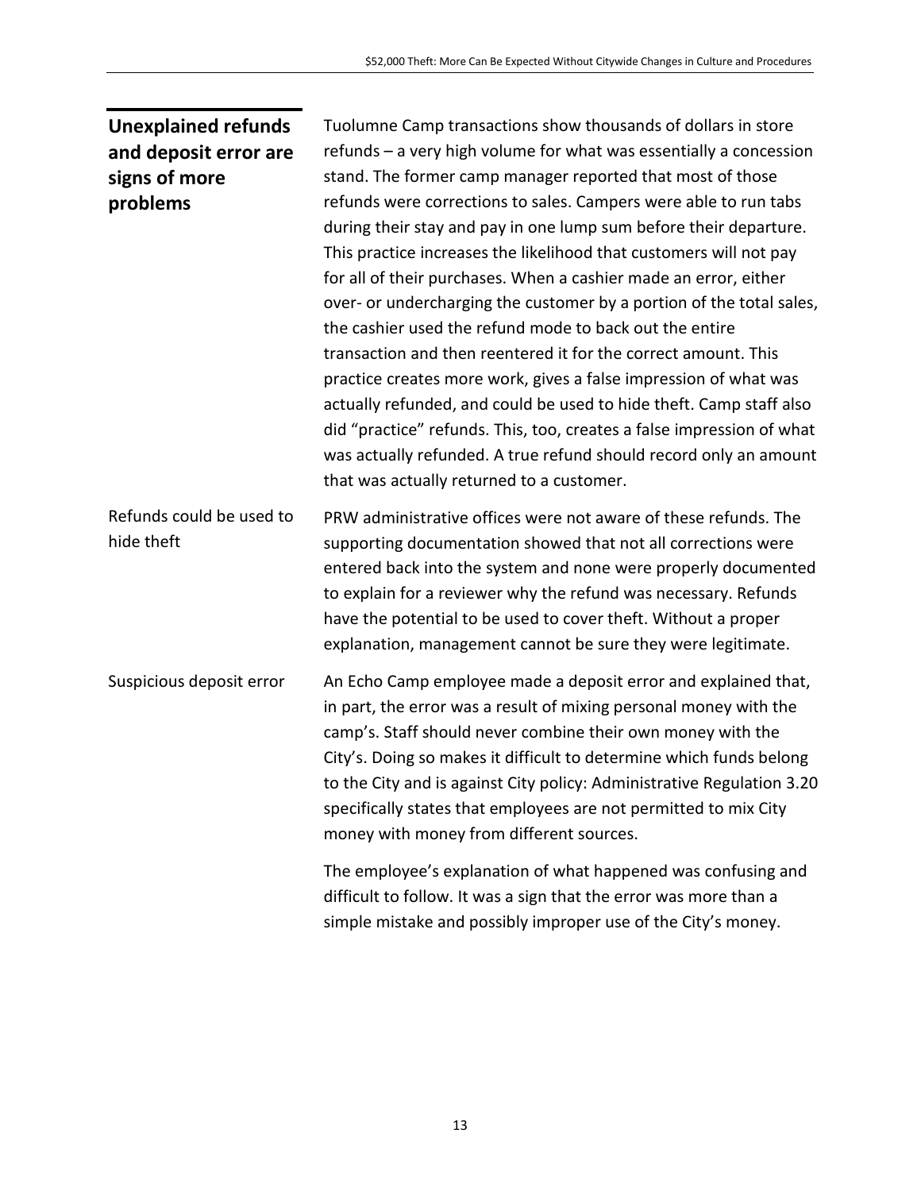## Unexplained refunds and deposit error are signs of more problems

Tuolumne Camp transactions show thousands of dollars in store refunds – a very high volume for what was essentially a concession stand. The former camp manager reported that most of those refunds were corrections to sales. Campers were able to run tabs during their stay and pay in one lump sum before their departure. This practice increases the likelihood that customers will not pay for all of their purchases. When a cashier made an error, either over- or undercharging the customer by a portion of the total sales, the cashier used the refund mode to back out the entire transaction and then reentered it for the correct amount. This practice creates more work, gives a false impression of what was actually refunded, and could be used to hide theft. Camp staff also did "practice" refunds. This, too, creates a false impression of what was actually refunded. A true refund should record only an amount that was actually returned to a customer.

### Refunds could be used to hide theft

PRW administrative offices were not aware of these refunds. The supporting documentation showed that not all corrections were entered back into the system and none were properly documented to explain for a reviewer why the refund was necessary. Refunds have the potential to be used to cover theft. Without a proper explanation, management cannot be sure they were legitimate.

### Suspicious deposit error

An Echo Camp employee made a deposit error and explained that, in part, the error was a result of mixing personal money with the camp's. Staff should never combine their own money with the City's. Doing so makes it difficult to determine which funds belong to the City and is against City policy: Administrative Regulation 3.20 specifically states that employees are not permitted to mix City money with money from different sources.

The employee's explanation of what happened was confusing and difficult to follow. It was a sign that the error was more than a simple mistake and possibly improper use of the City's money.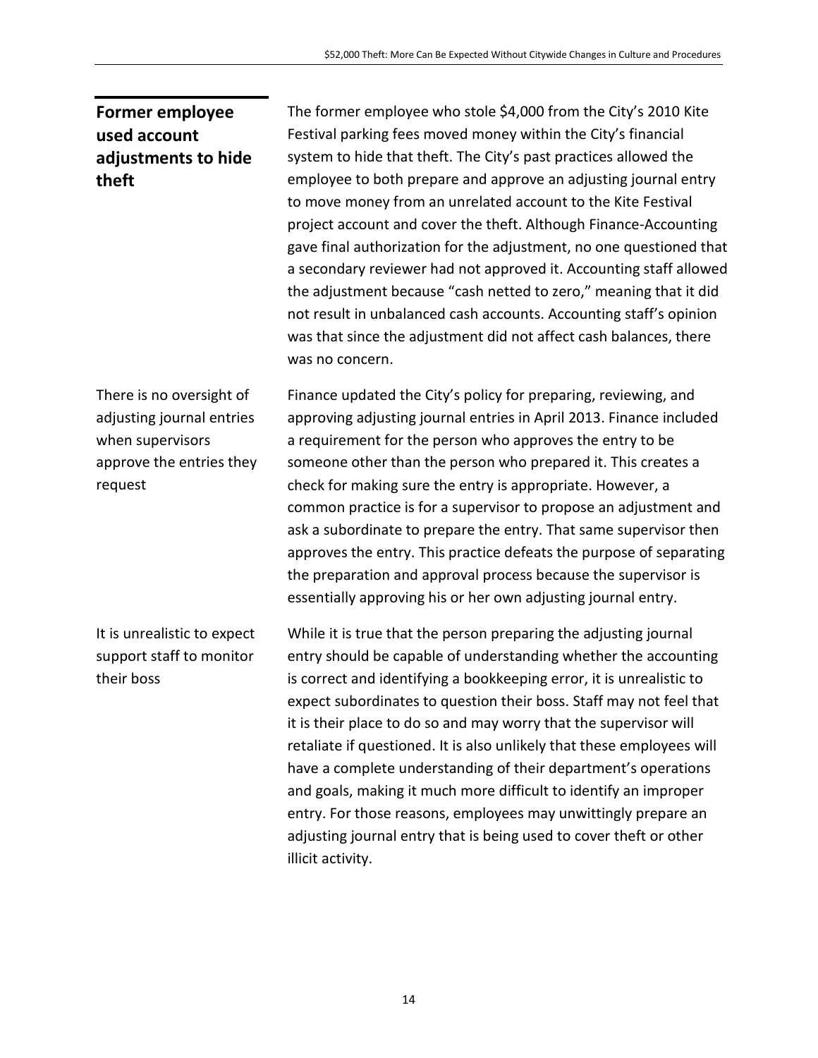## Former employee used account adjustments to hide theft

The former employee who stole $4,000 from the City's 2010 Kite Festival parking fees moved money within the City's financial system to hide that theft. The City's past practices allowed the employee to both prepare and approve an adjusting journal entry to move money from an unrelated account to the Kite Festival project account and cover the theft. Although Finance-Accounting gave final authorization for the adjustment, no one questioned that a secondary reviewer had not approved it. Accounting staff allowed the adjustment because "cash netted to zero," meaning that it did not result in unbalanced cash accounts. Accounting staff's opinion was that since the adjustment did not affect cash balances, there was no concern.

*There is no oversight of adjusting journal entries when supervisors approve the entries they request*

Finance updated the City's policy for preparing, reviewing, and approving adjusting journal entries in April 2013. Finance included a requirement for the person who approves the entry to be someone other than the person who prepared it. This creates a check for making sure the entry is appropriate. However, a common practice is for a supervisor to propose an adjustment and ask a subordinate to prepare the entry. That same supervisor then approves the entry. This practice defeats the purpose of separating the preparation and approval process because the supervisor is essentially approving his or her own adjusting journal entry.

*It is unrealistic to expect support staff to monitor their boss*

While it is true that the person preparing the adjusting journal entry should be capable of understanding whether the accounting is correct and identifying a bookkeeping error, it is unrealistic to expect subordinates to question their boss. Staff may not feel that it is their place to do so and may worry that the supervisor will retaliate if questioned. It is also unlikely that these employees will have a complete understanding of their department's operations and goals, making it much more difficult to identify an improper entry. For those reasons, employees may unwittingly prepare an adjusting journal entry that is being used to cover theft or other illicit activity.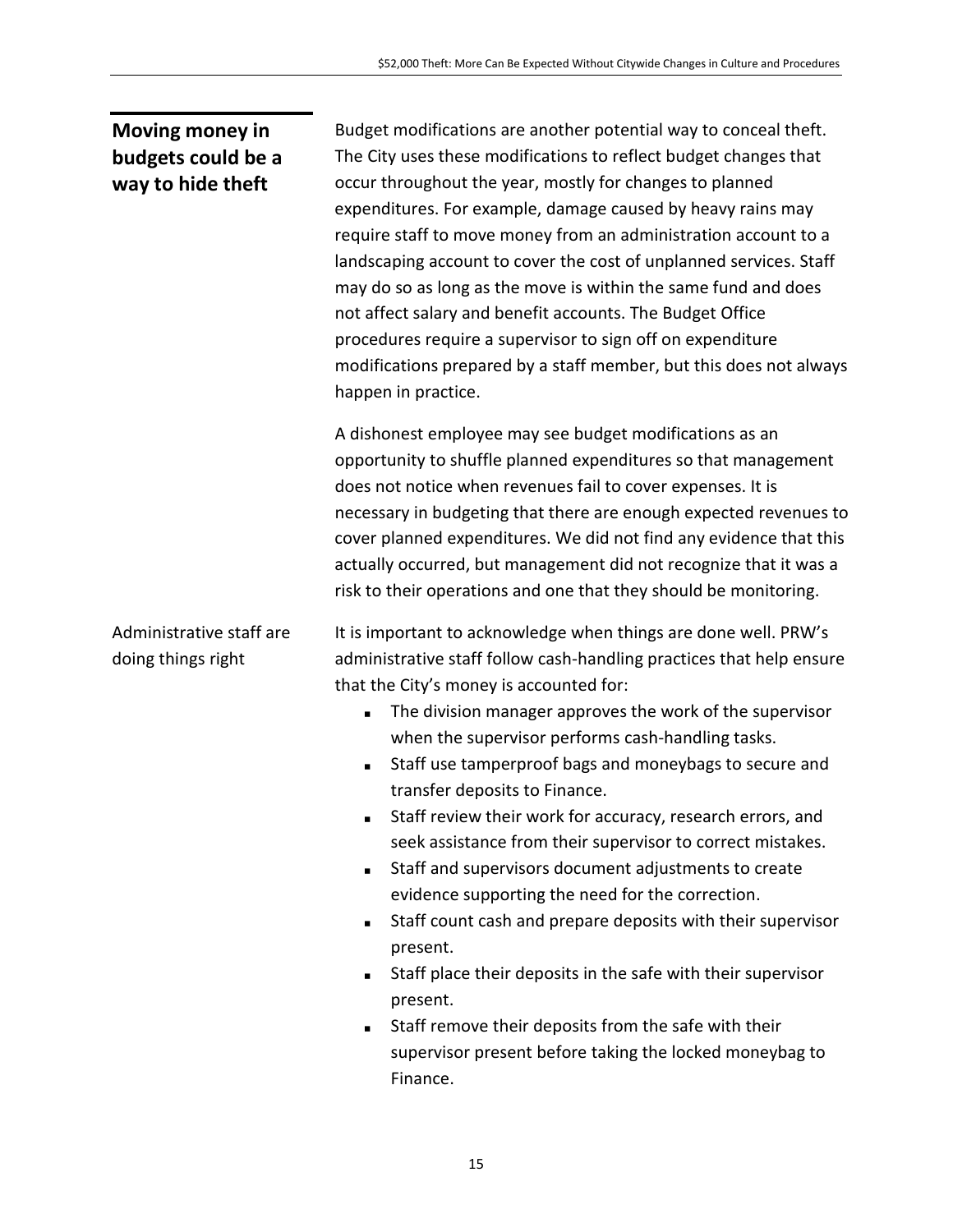## Moving money in budgets could be a way to hide theft

Budget modifications are another potential way to conceal theft. The City uses these modifications to reflect budget changes that occur throughout the year, mostly for changes to planned expenditures. For example, damage caused by heavy rains may require staff to move money from an administration account to a landscaping account to cover the cost of unplanned services. Staff may do so as long as the move is within the same fund and does not affect salary and benefit accounts. The Budget Office procedures require a supervisor to sign off on expenditure modifications prepared by a staff member, but this does not always happen in practice.

A dishonest employee may see budget modifications as an opportunity to shuffle planned expenditures so that management does not notice when revenues fail to cover expenses. It is necessary in budgeting that there are enough expected revenues to cover planned expenditures. We did not find any evidence that this actually occurred, but management did not recognize that it was a risk to their operations and one that they should be monitoring.

### Administrative staff are doing things right

It is important to acknowledge when things are done well. PRW's administrative staff follow cash-handling practices that help ensure that the City's money is accounted for:

- The division manager approves the work of the supervisor when the supervisor performs cash-handling tasks.
- Staff use tamperproof bags and moneybags to secure and transfer deposits to Finance.
- Staff review their work for accuracy, research errors, and seek assistance from their supervisor to correct mistakes.
- Staff and supervisors document adjustments to create evidence supporting the need for the correction.
- Staff count cash and prepare deposits with their supervisor present.
- Staff place their deposits in the safe with their supervisor present.
- Staff remove their deposits from the safe with their supervisor present before taking the locked moneybag to Finance.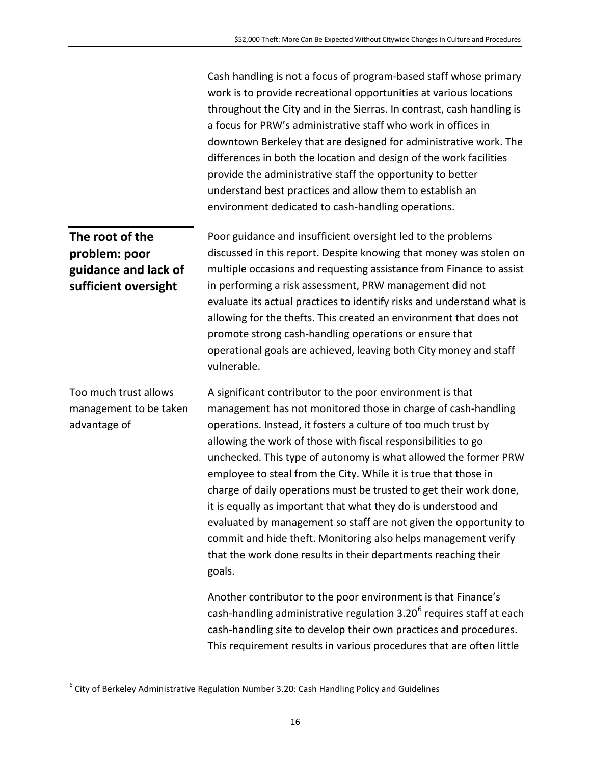Cash handling is not a focus of program-based staff whose primary work is to provide recreational opportunities at various locations throughout the City and in the Sierras. In contrast, cash handling is a focus for PRW's administrative staff who work in offices in downtown Berkeley that are designed for administrative work. The differences in both the location and design of the work facilities provide the administrative staff the opportunity to better understand best practices and allow them to establish an environment dedicated to cash-handling operations.

## The root of the problem: poor guidance and lack of sufficient oversight

Poor guidance and insufficient oversight led to the problems discussed in this report. Despite knowing that money was stolen on multiple occasions and requesting assistance from Finance to assist in performing a risk assessment, PRW management did not evaluate its actual practices to identify risks and understand what is allowing for the thefts. This created an environment that does not promote strong cash-handling operations or ensure that operational goals are achieved, leaving both City money and staff vulnerable.

Too much trust allows management to be taken advantage of

A significant contributor to the poor environment is that management has not monitored those in charge of cash-handling operations. Instead, it fosters a culture of too much trust by allowing the work of those with fiscal responsibilities to go unchecked. This type of autonomy is what allowed the former PRW employee to steal from the City. While it is true that those in charge of daily operations must be trusted to get their work done, it is equally as important that what they do is understood and evaluated by management so staff are not given the opportunity to commit and hide theft. Monitoring also helps management verify that the work done results in their departments reaching their goals.

Another contributor to the poor environment is that Finance's cash-handling administrative regulation 3.20[6] requires staff at each cash-handling site to develop their own practices and procedures. This requirement results in various procedures that are often little

[6] City of Berkeley Administrative Regulation Number 3.20: Cash Handling Policy and Guidelines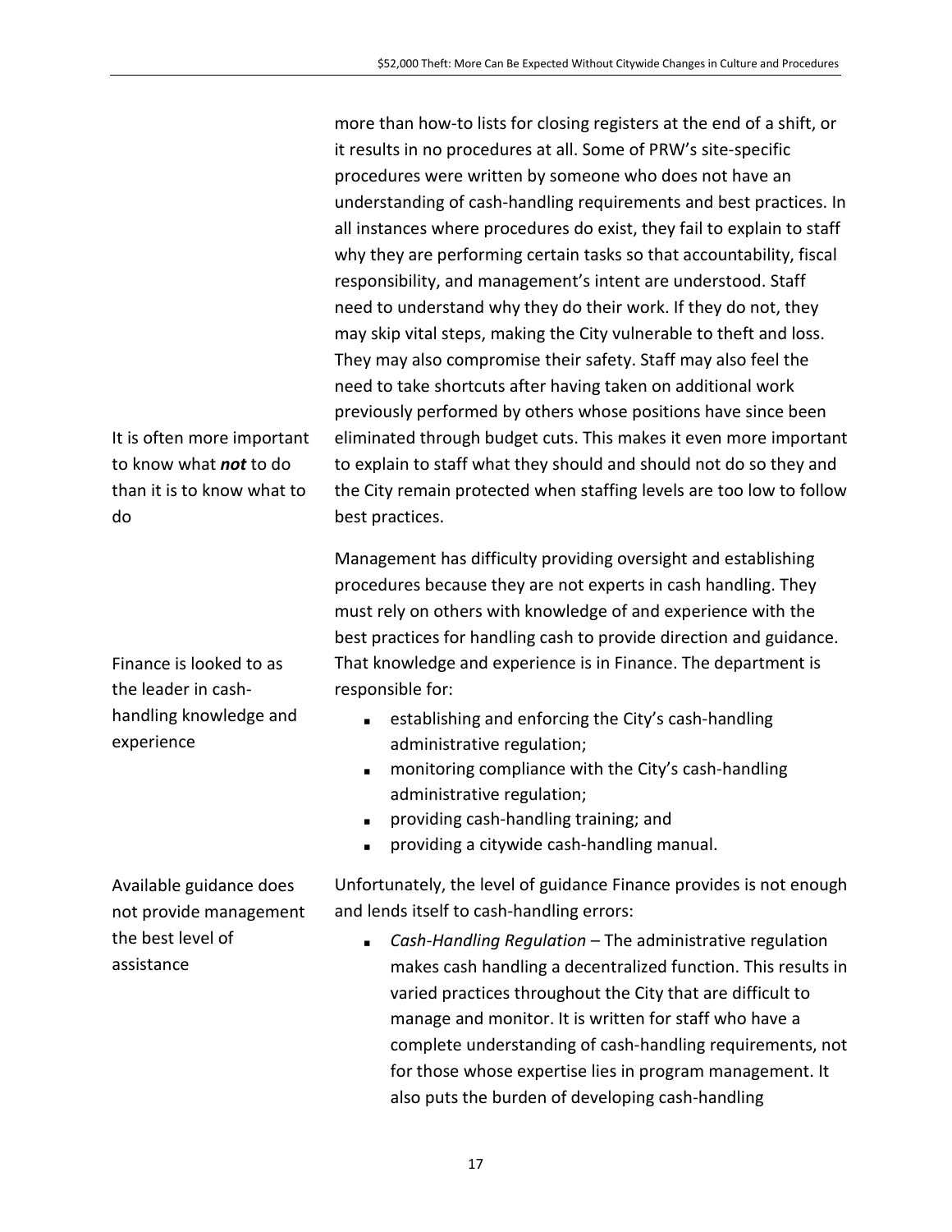more than how-to lists for closing registers at the end of a shift, or it results in no procedures at all. Some of PRW's site-specific procedures were written by someone who does not have an understanding of cash-handling requirements and best practices. In all instances where procedures do exist, they fail to explain to staff why they are performing certain tasks so that accountability, fiscal responsibility, and management's intent are understood. Staff need to understand why they do their work. If they do not, they may skip vital steps, making the City vulnerable to theft and loss. They may also compromise their safety. Staff may also feel the need to take shortcuts after having taken on additional work previously performed by others whose positions have since been eliminated through budget cuts. This makes it even more important to explain to staff what they should and should not do so they and the City remain protected when staffing levels are too low to follow best practices.

It is often more important to know what ***not*** to do than it is to know what to do

Management has difficulty providing oversight and establishing procedures because they are not experts in cash handling. They must rely on others with knowledge of and experience with the best practices for handling cash to provide direction and guidance. That knowledge and experience is in Finance. The department is responsible for:

Finance is looked to as the leader in cash-handling knowledge and experience

- establishing and enforcing the City's cash-handling administrative regulation;
- monitoring compliance with the City's cash-handling administrative regulation;
- providing cash-handling training; and
- providing a citywide cash-handling manual.

Available guidance does not provide management the best level of assistance

Unfortunately, the level of guidance Finance provides is not enough and lends itself to cash-handling errors:

- *Cash-Handling Regulation* – The administrative regulation makes cash handling a decentralized function. This results in varied practices throughout the City that are difficult to manage and monitor. It is written for staff who have a complete understanding of cash-handling requirements, not for those whose expertise lies in program management. It also puts the burden of developing cash-handling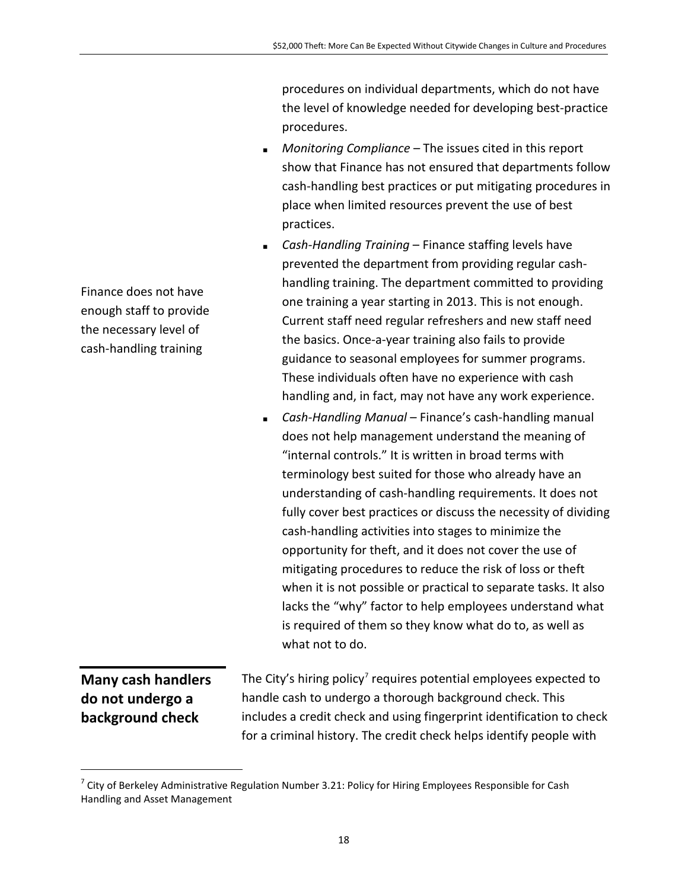procedures on individual departments, which do not have the level of knowledge needed for developing best-practice procedures.

- *Monitoring Compliance* – The issues cited in this report show that Finance has not ensured that departments follow cash-handling best practices or put mitigating procedures in place when limited resources prevent the use of best practices.
- *Cash-Handling Training* – Finance staffing levels have prevented the department from providing regular cash-handling training. The department committed to providing one training a year starting in 2013. This is not enough. Current staff need regular refreshers and new staff need the basics. Once-a-year training also fails to provide guidance to seasonal employees for summer programs. These individuals often have no experience with cash handling and, in fact, may not have any work experience.

Finance does not have enough staff to provide the necessary level of cash-handling training

- *Cash-Handling Manual* – Finance's cash-handling manual does not help management understand the meaning of "internal controls." It is written in broad terms with terminology best suited for those who already have an understanding of cash-handling requirements. It does not fully cover best practices or discuss the necessity of dividing cash-handling activities into stages to minimize the opportunity for theft, and it does not cover the use of mitigating procedures to reduce the risk of loss or theft when it is not possible or practical to separate tasks. It also lacks the "why" factor to help employees understand what is required of them so they know what do to, as well as what not to do.

## Many cash handlers do not undergo a background check

The City's hiring policy[7] requires potential employees expected to handle cash to undergo a thorough background check. This includes a credit check and using fingerprint identification to check for a criminal history. The credit check helps identify people with

[7] City of Berkeley Administrative Regulation Number 3.21: Policy for Hiring Employees Responsible for Cash Handling and Asset Management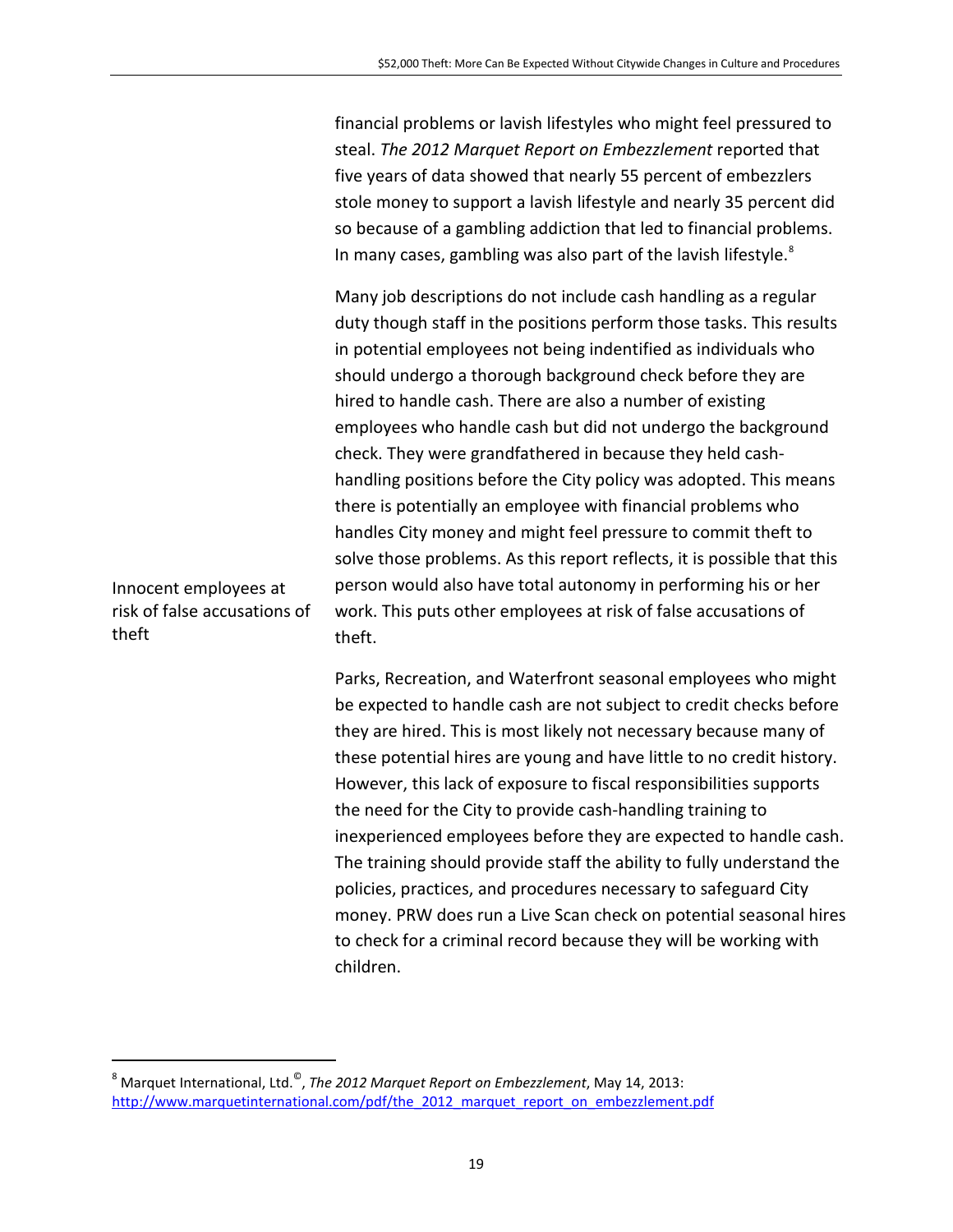financial problems or lavish lifestyles who might feel pressured to steal. *The 2012 Marquet Report on Embezzlement* reported that five years of data showed that nearly 55 percent of embezzlers stole money to support a lavish lifestyle and nearly 35 percent did so because of a gambling addiction that led to financial problems. In many cases, gambling was also part of the lavish lifestyle.[8]

Innocent employees at risk of false accusations of theft

Many job descriptions do not include cash handling as a regular duty though staff in the positions perform those tasks. This results in potential employees not being indentified as individuals who should undergo a thorough background check before they are hired to handle cash. There are also a number of existing employees who handle cash but did not undergo the background check. They were grandfathered in because they held cash-handling positions before the City policy was adopted. This means there is potentially an employee with financial problems who handles City money and might feel pressure to commit theft to solve those problems. As this report reflects, it is possible that this person would also have total autonomy in performing his or her work. This puts other employees at risk of false accusations of theft.

Parks, Recreation, and Waterfront seasonal employees who might be expected to handle cash are not subject to credit checks before they are hired. This is most likely not necessary because many of these potential hires are young and have little to no credit history. However, this lack of exposure to fiscal responsibilities supports the need for the City to provide cash-handling training to inexperienced employees before they are expected to handle cash. The training should provide staff the ability to fully understand the policies, practices, and procedures necessary to safeguard City money. PRW does run a Live Scan check on potential seasonal hires to check for a criminal record because they will be working with children.

---

[8] Marquet International, Ltd.©, *The 2012 Marquet Report on Embezzlement*, May 14, 2013: http://www.marquetinternational.com/pdf/the_2012_marquet_report_on_embezzlement.pdf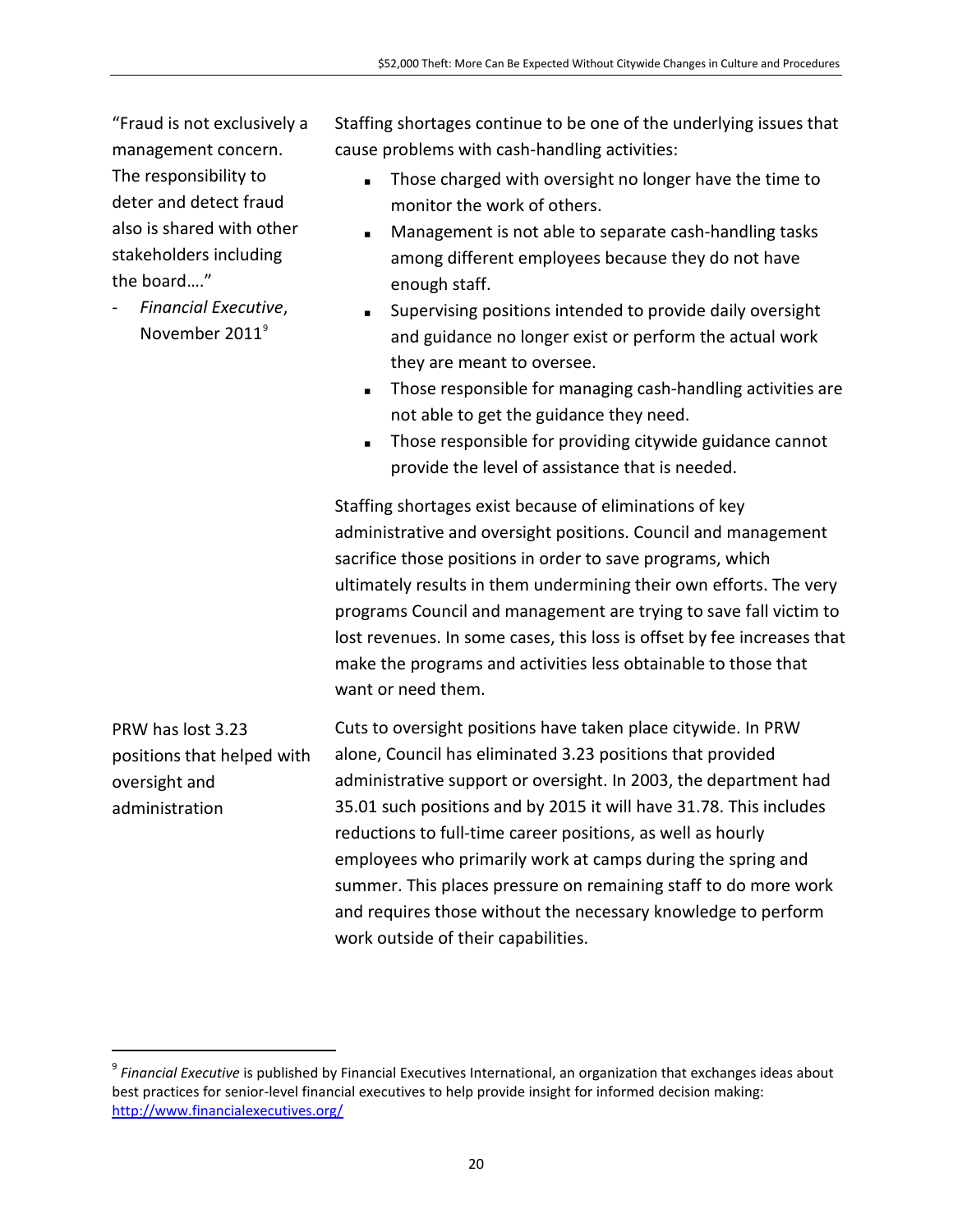"Fraud is not exclusively a management concern. The responsibility to deter and detect fraud also is shared with other stakeholders including the board…."

- *Financial Executive*, November 2011[9]

Staffing shortages continue to be one of the underlying issues that cause problems with cash-handling activities:

- Those charged with oversight no longer have the time to monitor the work of others.
- Management is not able to separate cash-handling tasks among different employees because they do not have enough staff.
- Supervising positions intended to provide daily oversight and guidance no longer exist or perform the actual work they are meant to oversee.
- Those responsible for managing cash-handling activities are not able to get the guidance they need.
- Those responsible for providing citywide guidance cannot provide the level of assistance that is needed.

Staffing shortages exist because of eliminations of key administrative and oversight positions. Council and management sacrifice those positions in order to save programs, which ultimately results in them undermining their own efforts. The very programs Council and management are trying to save fall victim to lost revenues. In some cases, this loss is offset by fee increases that make the programs and activities less obtainable to those that want or need them.

PRW has lost 3.23 positions that helped with oversight and administration

Cuts to oversight positions have taken place citywide. In PRW alone, Council has eliminated 3.23 positions that provided administrative support or oversight. In 2003, the department had 35.01 such positions and by 2015 it will have 31.78. This includes reductions to full-time career positions, as well as hourly employees who primarily work at camps during the spring and summer. This places pressure on remaining staff to do more work and requires those without the necessary knowledge to perform work outside of their capabilities.

[9] *Financial Executive* is published by Financial Executives International, an organization that exchanges ideas about best practices for senior-level financial executives to help provide insight for informed decision making: http://www.financialexecutives.org/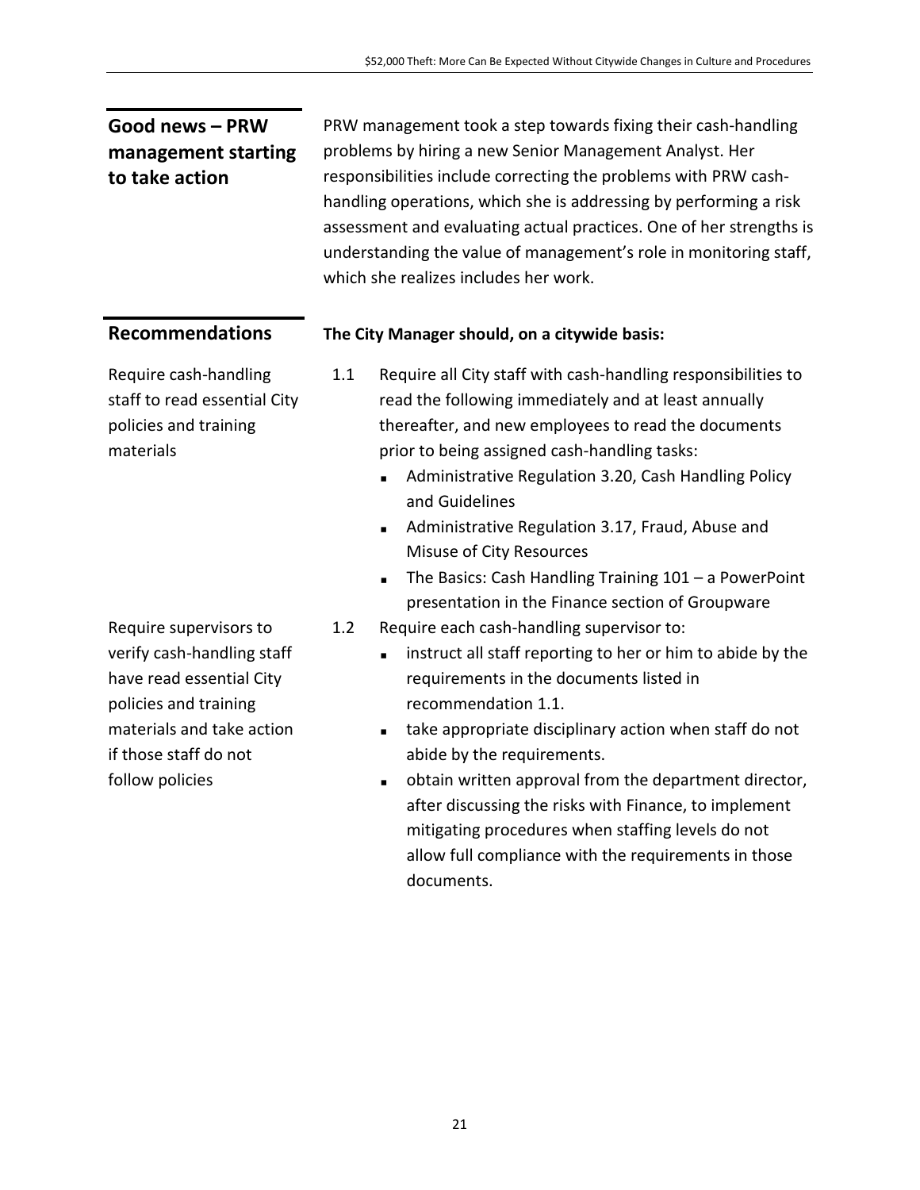## Good news – PRW management starting to take action

PRW management took a step towards fixing their cash-handling problems by hiring a new Senior Management Analyst. Her responsibilities include correcting the problems with PRW cash-handling operations, which she is addressing by performing a risk assessment and evaluating actual practices. One of her strengths is understanding the value of management's role in monitoring staff, which she realizes includes her work.

## Recommendations

**The City Manager should, on a citywide basis:**

*Require cash-handling staff to read essential City policies and training materials*

1.1 Require all City staff with cash-handling responsibilities to read the following immediately and at least annually thereafter, and new employees to read the documents prior to being assigned cash-handling tasks:

- Administrative Regulation 3.20, Cash Handling Policy and Guidelines
- Administrative Regulation 3.17, Fraud, Abuse and Misuse of City Resources
- The Basics: Cash Handling Training 101 – a PowerPoint presentation in the Finance section of Groupware

*Require supervisors to verify cash-handling staff have read essential City policies and training materials and take action if those staff do not follow policies*

1.2 Require each cash-handling supervisor to:

- instruct all staff reporting to her or him to abide by the requirements in the documents listed in recommendation 1.1.
- take appropriate disciplinary action when staff do not abide by the requirements.
- obtain written approval from the department director, after discussing the risks with Finance, to implement mitigating procedures when staffing levels do not allow full compliance with the requirements in those documents.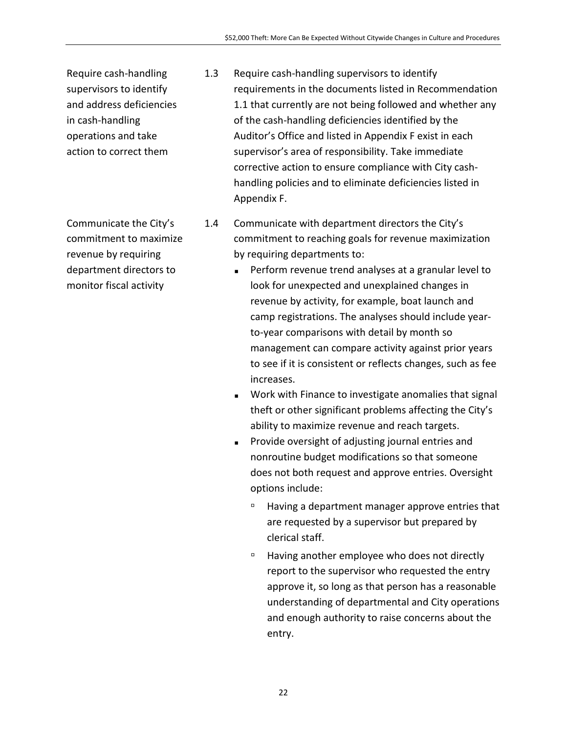Require cash-handling supervisors to identify and address deficiencies in cash-handling operations and take action to correct them

1.3 Require cash-handling supervisors to identify requirements in the documents listed in Recommendation 1.1 that currently are not being followed and whether any of the cash-handling deficiencies identified by the Auditor's Office and listed in Appendix F exist in each supervisor's area of responsibility. Take immediate corrective action to ensure compliance with City cash-handling policies and to eliminate deficiencies listed in Appendix F.

Communicate the City's commitment to maximize revenue by requiring department directors to monitor fiscal activity

1.4 Communicate with department directors the City's commitment to reaching goals for revenue maximization by requiring departments to:

- Perform revenue trend analyses at a granular level to look for unexpected and unexplained changes in revenue by activity, for example, boat launch and camp registrations. The analyses should include year-to-year comparisons with detail by month so management can compare activity against prior years to see if it is consistent or reflects changes, such as fee increases.
- Work with Finance to investigate anomalies that signal theft or other significant problems affecting the City's ability to maximize revenue and reach targets.
- Provide oversight of adjusting journal entries and nonroutine budget modifications so that someone does not both request and approve entries. Oversight options include:
  - Having a department manager approve entries that are requested by a supervisor but prepared by clerical staff.
  - Having another employee who does not directly report to the supervisor who requested the entry approve it, so long as that person has a reasonable understanding of departmental and City operations and enough authority to raise concerns about the entry.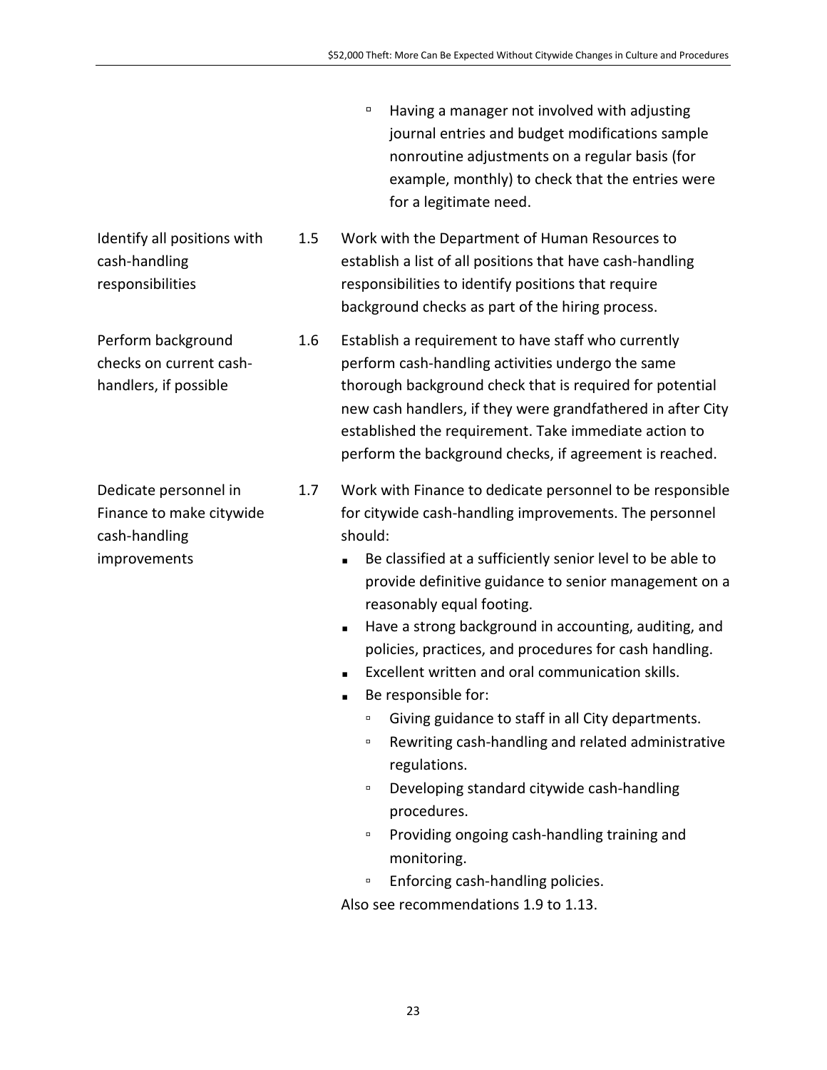- Having a manager not involved with adjusting journal entries and budget modifications sample nonroutine adjustments on a regular basis (for example, monthly) to check that the entries were for a legitimate need.

**Identify all positions with cash-handling responsibilities**

1.5 Work with the Department of Human Resources to establish a list of all positions that have cash-handling responsibilities to identify positions that require background checks as part of the hiring process.

**Perform background checks on current cash-handlers, if possible**

1.6 Establish a requirement to have staff who currently perform cash-handling activities undergo the same thorough background check that is required for potential new cash handlers, if they were grandfathered in after City established the requirement. Take immediate action to perform the background checks, if agreement is reached.

**Dedicate personnel in Finance to make citywide cash-handling improvements**

1.7 Work with Finance to dedicate personnel to be responsible for citywide cash-handling improvements. The personnel should:

- Be classified at a sufficiently senior level to be able to provide definitive guidance to senior management on a reasonably equal footing.
- Have a strong background in accounting, auditing, and policies, practices, and procedures for cash handling.
- Excellent written and oral communication skills.
- Be responsible for:
  - Giving guidance to staff in all City departments.
  - Rewriting cash-handling and related administrative regulations.
  - Developing standard citywide cash-handling procedures.
  - Providing ongoing cash-handling training and monitoring.
  - Enforcing cash-handling policies.

Also see recommendations 1.9 to 1.13.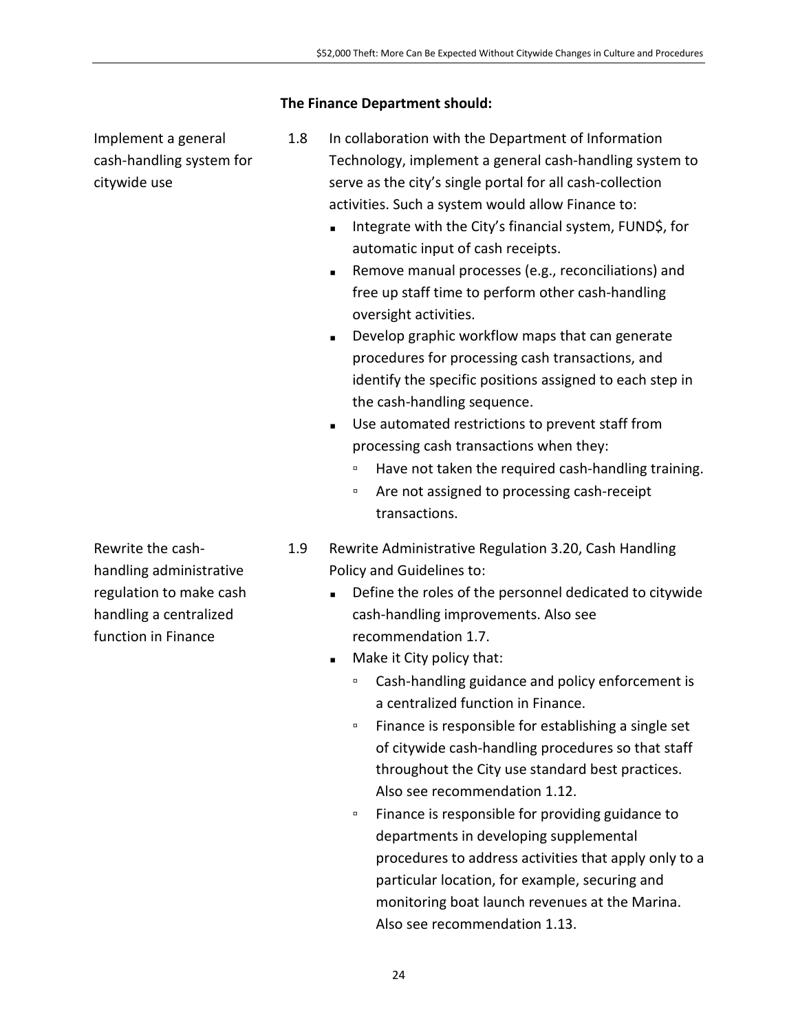**The Finance Department should:**

Implement a general cash-handling system for citywide use

1.8 In collaboration with the Department of Information Technology, implement a general cash-handling system to serve as the city's single portal for all cash-collection activities. Such a system would allow Finance to:

- Integrate with the City's financial system, FUND$, for automatic input of cash receipts.
- Remove manual processes (e.g., reconciliations) and free up staff time to perform other cash-handling oversight activities.
- Develop graphic workflow maps that can generate procedures for processing cash transactions, and identify the specific positions assigned to each step in the cash-handling sequence.
- Use automated restrictions to prevent staff from processing cash transactions when they:
    - Have not taken the required cash-handling training.
    - Are not assigned to processing cash-receipt transactions.

Rewrite the cash-handling administrative regulation to make cash handling a centralized function in Finance

1.9 Rewrite Administrative Regulation 3.20, Cash Handling Policy and Guidelines to:

- Define the roles of the personnel dedicated to citywide cash-handling improvements. Also see recommendation 1.7.
- Make it City policy that:
    - Cash-handling guidance and policy enforcement is a centralized function in Finance.
    - Finance is responsible for establishing a single set of citywide cash-handling procedures so that staff throughout the City use standard best practices. Also see recommendation 1.12.
    - Finance is responsible for providing guidance to departments in developing supplemental procedures to address activities that apply only to a particular location, for example, securing and monitoring boat launch revenues at the Marina. Also see recommendation 1.13.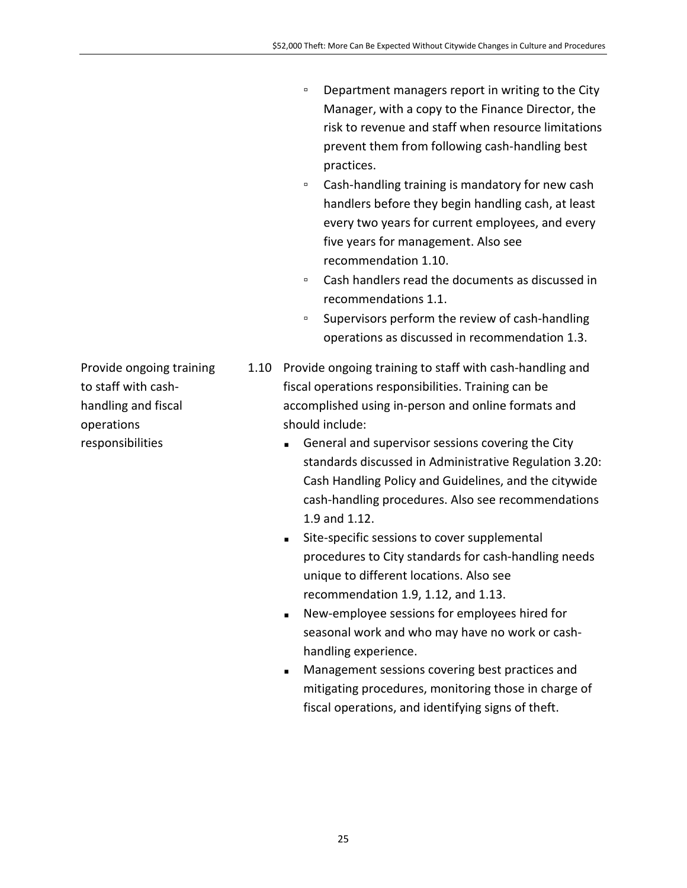- Department managers report in writing to the City Manager, with a copy to the Finance Director, the risk to revenue and staff when resource limitations prevent them from following cash-handling best practices.
- Cash-handling training is mandatory for new cash handlers before they begin handling cash, at least every two years for current employees, and every five years for management. Also see recommendation 1.10.
- Cash handlers read the documents as discussed in recommendations 1.1.
- Supervisors perform the review of cash-handling operations as discussed in recommendation 1.3.

**Provide ongoing training to staff with cash-handling and fiscal operations responsibilities**

1.10 Provide ongoing training to staff with cash-handling and fiscal operations responsibilities. Training can be accomplished using in-person and online formats and should include:

- General and supervisor sessions covering the City standards discussed in Administrative Regulation 3.20: Cash Handling Policy and Guidelines, and the citywide cash-handling procedures. Also see recommendations 1.9 and 1.12.
- Site-specific sessions to cover supplemental procedures to City standards for cash-handling needs unique to different locations. Also see recommendation 1.9, 1.12, and 1.13.
- New-employee sessions for employees hired for seasonal work and who may have no work or cash-handling experience.
- Management sessions covering best practices and mitigating procedures, monitoring those in charge of fiscal operations, and identifying signs of theft.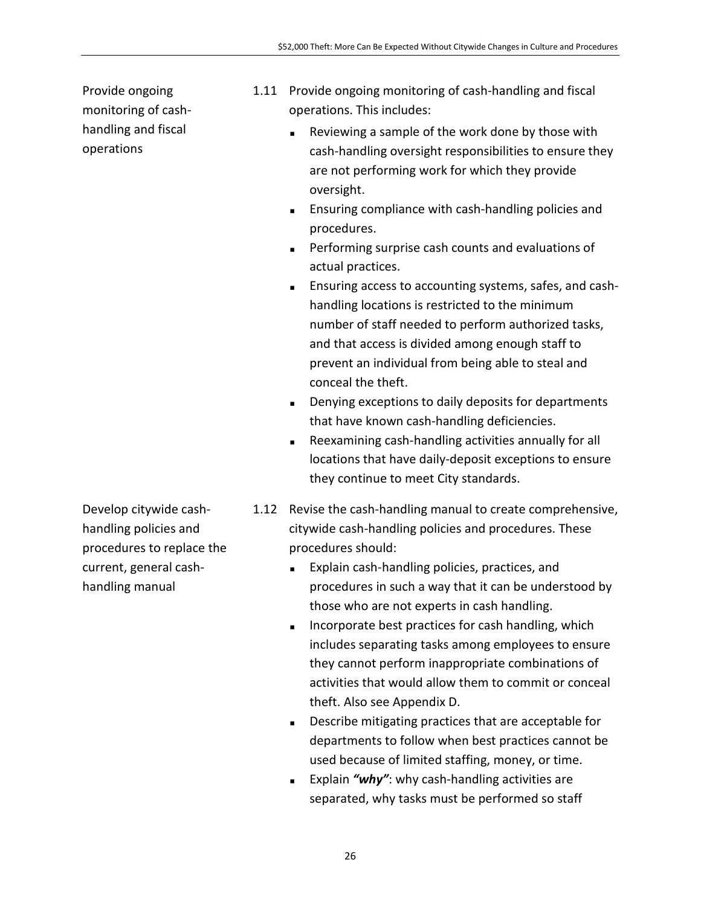Provide ongoing monitoring of cash-handling and fiscal operations

1.11 Provide ongoing monitoring of cash-handling and fiscal operations. This includes:

- Reviewing a sample of the work done by those with cash-handling oversight responsibilities to ensure they are not performing work for which they provide oversight.
- Ensuring compliance with cash-handling policies and procedures.
- Performing surprise cash counts and evaluations of actual practices.
- Ensuring access to accounting systems, safes, and cash-handling locations is restricted to the minimum number of staff needed to perform authorized tasks, and that access is divided among enough staff to prevent an individual from being able to steal and conceal the theft.
- Denying exceptions to daily deposits for departments that have known cash-handling deficiencies.
- Reexamining cash-handling activities annually for all locations that have daily-deposit exceptions to ensure they continue to meet City standards.

Develop citywide cash-handling policies and procedures to replace the current, general cash-handling manual

1.12 Revise the cash-handling manual to create comprehensive, citywide cash-handling policies and procedures. These procedures should:

- Explain cash-handling policies, practices, and procedures in such a way that it can be understood by those who are not experts in cash handling.
- Incorporate best practices for cash handling, which includes separating tasks among employees to ensure they cannot perform inappropriate combinations of activities that would allow them to commit or conceal theft. Also see Appendix D.
- Describe mitigating practices that are acceptable for departments to follow when best practices cannot be used because of limited staffing, money, or time.
- Explain ***"why"***: why cash-handling activities are separated, why tasks must be performed so staff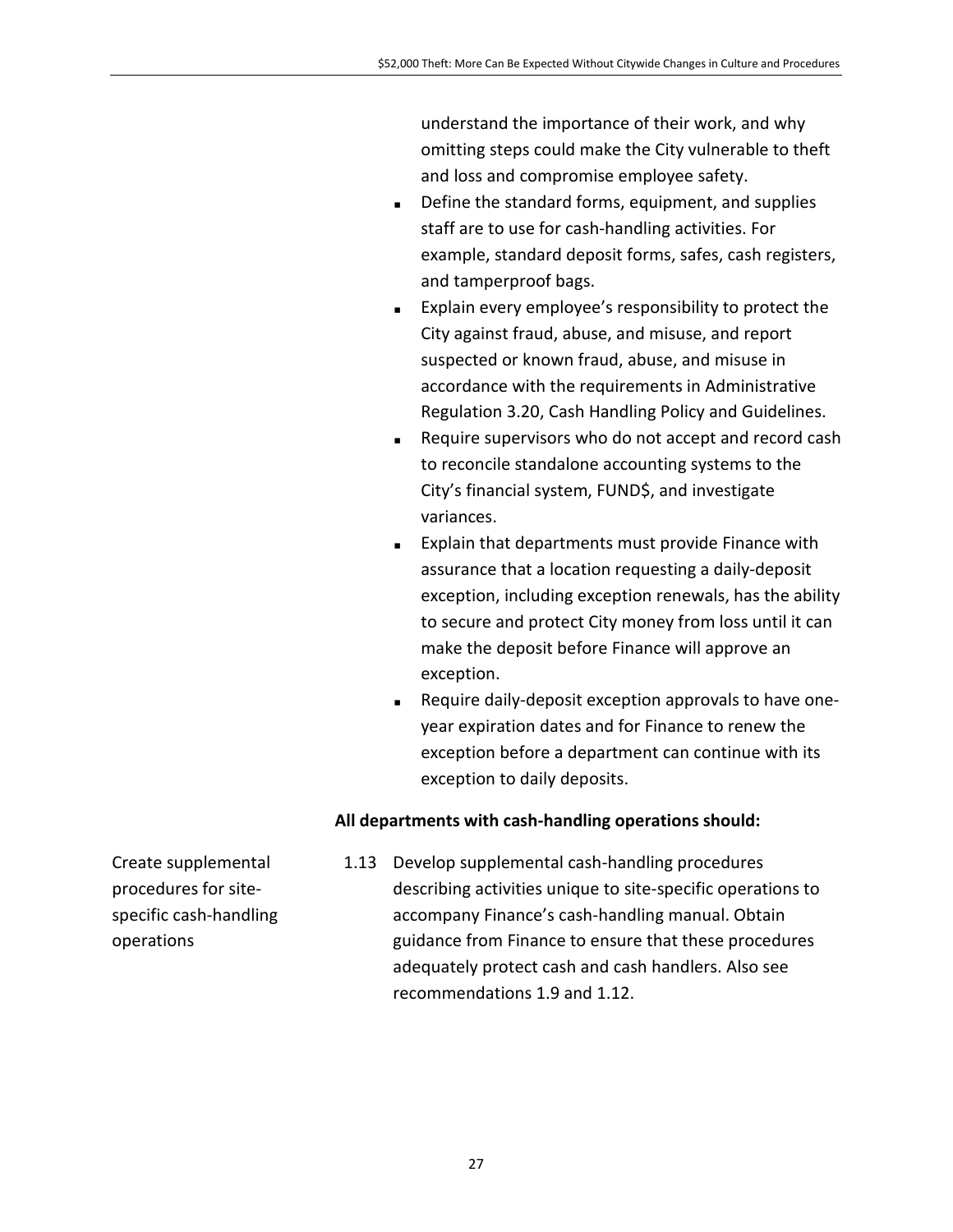understand the importance of their work, and why omitting steps could make the City vulnerable to theft and loss and compromise employee safety.

- Define the standard forms, equipment, and supplies staff are to use for cash-handling activities. For example, standard deposit forms, safes, cash registers, and tamperproof bags.
- Explain every employee's responsibility to protect the City against fraud, abuse, and misuse, and report suspected or known fraud, abuse, and misuse in accordance with the requirements in Administrative Regulation 3.20, Cash Handling Policy and Guidelines.
- Require supervisors who do not accept and record cash to reconcile standalone accounting systems to the City's financial system, FUND$, and investigate variances.
- Explain that departments must provide Finance with assurance that a location requesting a daily-deposit exception, including exception renewals, has the ability to secure and protect City money from loss until it can make the deposit before Finance will approve an exception.
- Require daily-deposit exception approvals to have one-year expiration dates and for Finance to renew the exception before a department can continue with its exception to daily deposits.

**All departments with cash-handling operations should:**

Create supplemental procedures for site-specific cash-handling operations

1.13 Develop supplemental cash-handling procedures describing activities unique to site-specific operations to accompany Finance's cash-handling manual. Obtain guidance from Finance to ensure that these procedures adequately protect cash and cash handlers. Also see recommendations 1.9 and 1.12.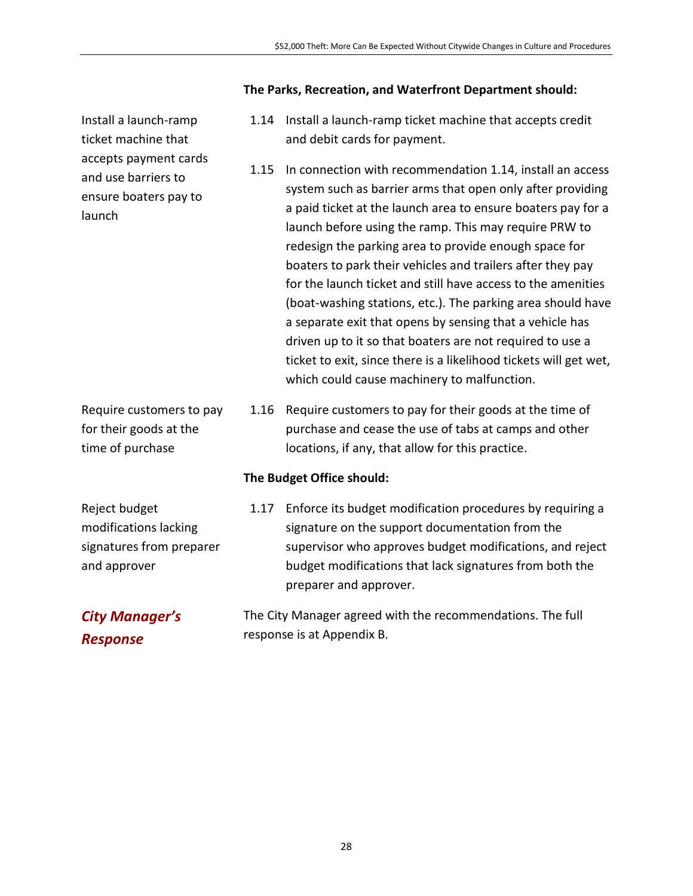**The Parks, Recreation, and Waterfront Department should:**

Install a launch-ramp ticket machine that accepts payment cards and use barriers to ensure boaters pay to launch

1.14 Install a launch-ramp ticket machine that accepts credit and debit cards for payment.

1.15 In connection with recommendation 1.14, install an access system such as barrier arms that open only after providing a paid ticket at the launch area to ensure boaters pay for a launch before using the ramp. This may require PRW to redesign the parking area to provide enough space for boaters to park their vehicles and trailers after they pay for the launch ticket and still have access to the amenities (boat-washing stations, etc.). The parking area should have a separate exit that opens by sensing that a vehicle has driven up to it so that boaters are not required to use a ticket to exit, since there is a likelihood tickets will get wet, which could cause machinery to malfunction.

Require customers to pay for their goods at the time of purchase

1.16 Require customers to pay for their goods at the time of purchase and cease the use of tabs at camps and other locations, if any, that allow for this practice.

**The Budget Office should:**

Reject budget modifications lacking signatures from preparer and approver

1.17 Enforce its budget modification procedures by requiring a signature on the support documentation from the supervisor who approves budget modifications, and reject budget modifications that lack signatures from both the preparer and approver.

## *City Manager's Response*

The City Manager agreed with the recommendations. The full response is at Appendix B.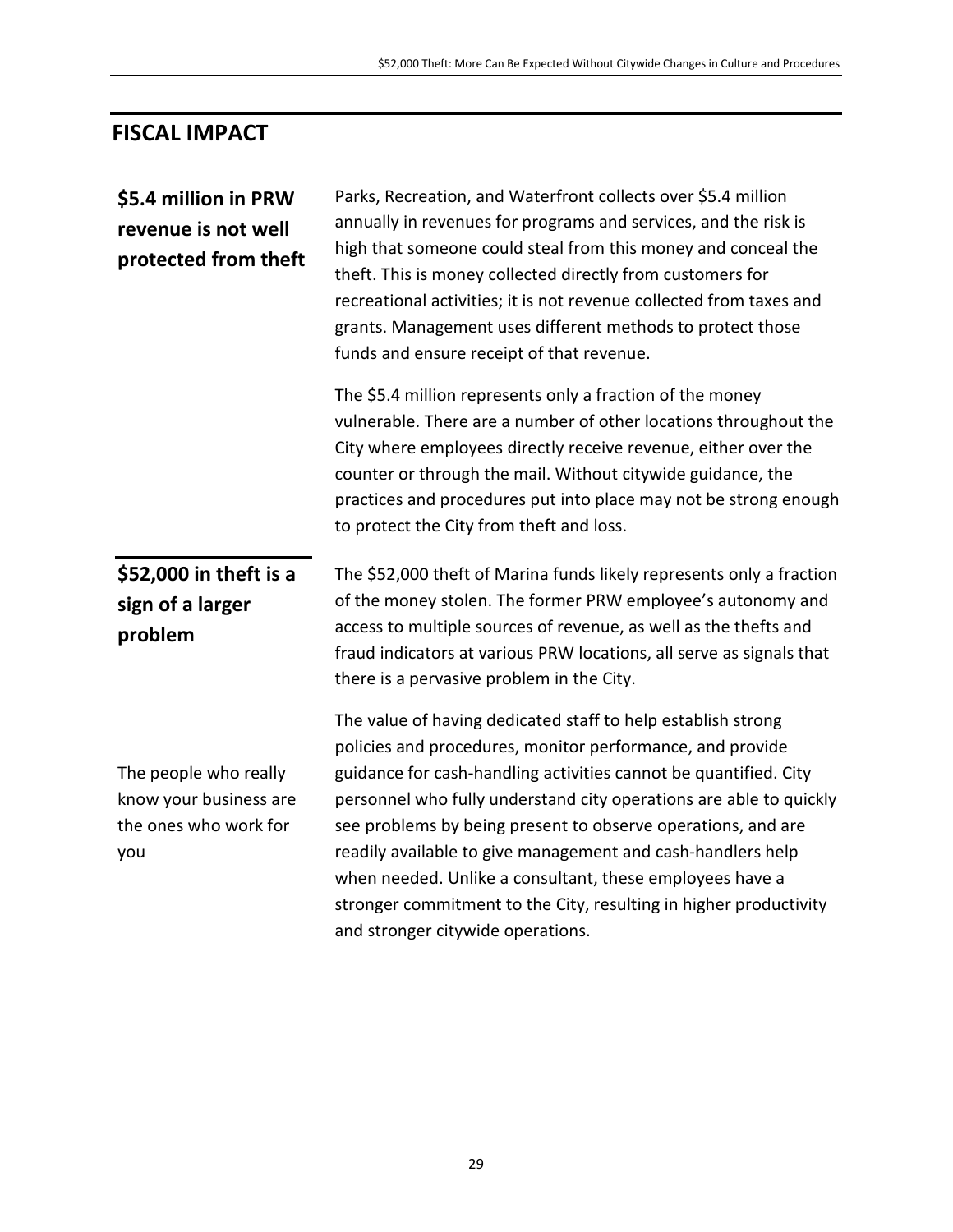## FISCAL IMPACT

### $5.4 million in PRW revenue is not well protected from theft

Parks, Recreation, and Waterfront collects over $5.4 million annually in revenues for programs and services, and the risk is high that someone could steal from this money and conceal the theft. This is money collected directly from customers for recreational activities; it is not revenue collected from taxes and grants. Management uses different methods to protect those funds and ensure receipt of that revenue.

The $5.4 million represents only a fraction of the money vulnerable. There are a number of other locations throughout the City where employees directly receive revenue, either over the counter or through the mail. Without citywide guidance, the practices and procedures put into place may not be strong enough to protect the City from theft and loss.

### $52,000 in theft is a sign of a larger problem

The $52,000 theft of Marina funds likely represents only a fraction of the money stolen. The former PRW employee's autonomy and access to multiple sources of revenue, as well as the thefts and fraud indicators at various PRW locations, all serve as signals that there is a pervasive problem in the City.

The people who really know your business are the ones who work for you

The value of having dedicated staff to help establish strong policies and procedures, monitor performance, and provide guidance for cash-handling activities cannot be quantified. City personnel who fully understand city operations are able to quickly see problems by being present to observe operations, and are readily available to give management and cash-handlers help when needed. Unlike a consultant, these employees have a stronger commitment to the City, resulting in higher productivity and stronger citywide operations.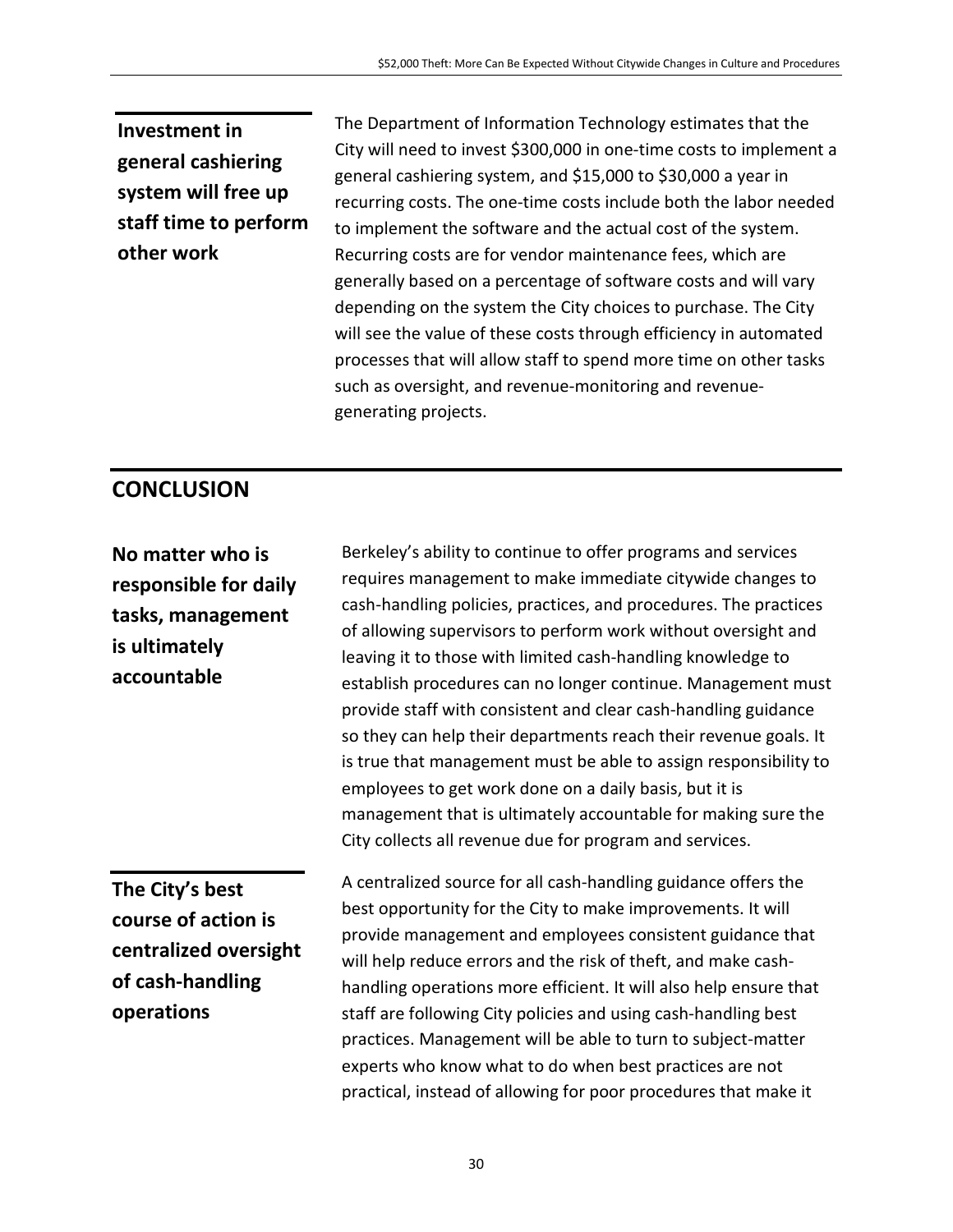**Investment in general cashiering system will free up staff time to perform other work**

The Department of Information Technology estimates that the City will need to invest $300,000 in one-time costs to implement a general cashiering system, and $15,000 to $30,000 a year in recurring costs. The one-time costs include both the labor needed to implement the software and the actual cost of the system. Recurring costs are for vendor maintenance fees, which are generally based on a percentage of software costs and will vary depending on the system the City choices to purchase. The City will see the value of these costs through efficiency in automated processes that will allow staff to spend more time on other tasks such as oversight, and revenue-monitoring and revenue-generating projects.

## CONCLUSION

**No matter who is responsible for daily tasks, management is ultimately accountable**

Berkeley's ability to continue to offer programs and services requires management to make immediate citywide changes to cash-handling policies, practices, and procedures. The practices of allowing supervisors to perform work without oversight and leaving it to those with limited cash-handling knowledge to establish procedures can no longer continue. Management must provide staff with consistent and clear cash-handling guidance so they can help their departments reach their revenue goals. It is true that management must be able to assign responsibility to employees to get work done on a daily basis, but it is management that is ultimately accountable for making sure the City collects all revenue due for program and services.

**The City's best course of action is centralized oversight of cash-handling operations**

A centralized source for all cash-handling guidance offers the best opportunity for the City to make improvements. It will provide management and employees consistent guidance that will help reduce errors and the risk of theft, and make cash-handling operations more efficient. It will also help ensure that staff are following City policies and using cash-handling best practices. Management will be able to turn to subject-matter experts who know what to do when best practices are not practical, instead of allowing for poor procedures that make it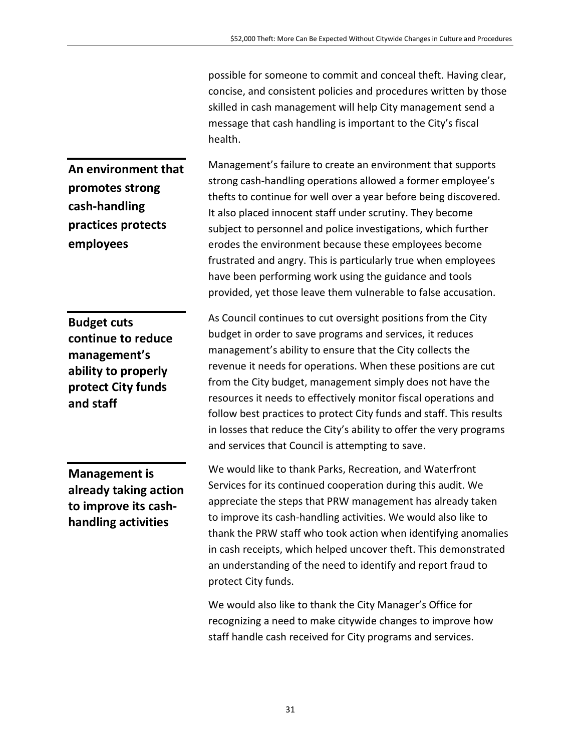possible for someone to commit and conceal theft. Having clear, concise, and consistent policies and procedures written by those skilled in cash management will help City management send a message that cash handling is important to the City's fiscal health.

### An environment that promotes strong cash-handling practices protects employees

Management's failure to create an environment that supports strong cash-handling operations allowed a former employee's thefts to continue for well over a year before being discovered. It also placed innocent staff under scrutiny. They become subject to personnel and police investigations, which further erodes the environment because these employees become frustrated and angry. This is particularly true when employees have been performing work using the guidance and tools provided, yet those leave them vulnerable to false accusation.

### Budget cuts continue to reduce management's ability to properly protect City funds and staff

As Council continues to cut oversight positions from the City budget in order to save programs and services, it reduces management's ability to ensure that the City collects the revenue it needs for operations. When these positions are cut from the City budget, management simply does not have the resources it needs to effectively monitor fiscal operations and follow best practices to protect City funds and staff. This results in losses that reduce the City's ability to offer the very programs and services that Council is attempting to save.

### Management is already taking action to improve its cash-handling activities

We would like to thank Parks, Recreation, and Waterfront Services for its continued cooperation during this audit. We appreciate the steps that PRW management has already taken to improve its cash-handling activities. We would also like to thank the PRW staff who took action when identifying anomalies in cash receipts, which helped uncover theft. This demonstrated an understanding of the need to identify and report fraud to protect City funds.

We would also like to thank the City Manager's Office for recognizing a need to make citywide changes to improve how staff handle cash received for City programs and services.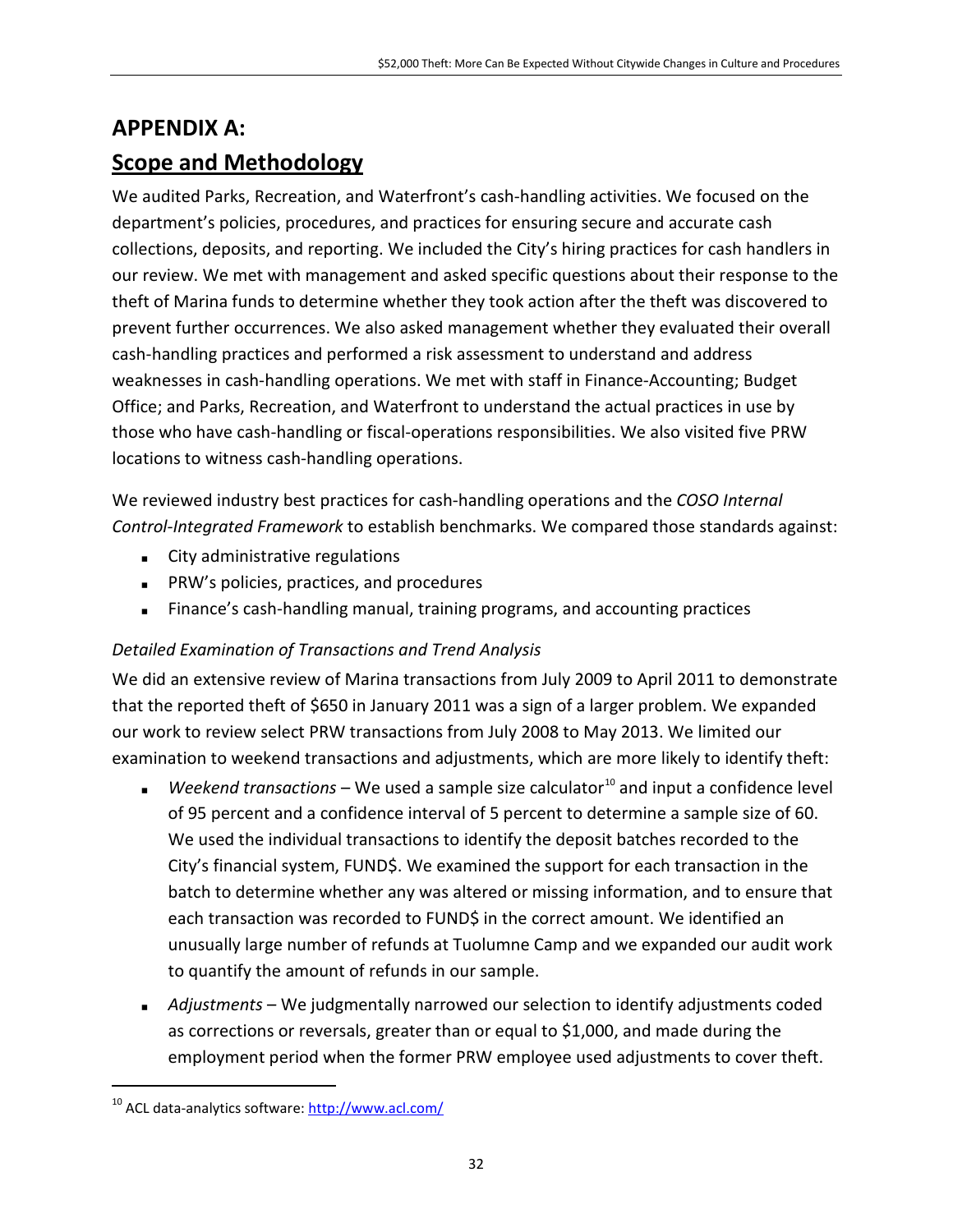# APPENDIX A:

# Scope and Methodology

We audited Parks, Recreation, and Waterfront's cash-handling activities. We focused on the department's policies, procedures, and practices for ensuring secure and accurate cash collections, deposits, and reporting. We included the City's hiring practices for cash handlers in our review. We met with management and asked specific questions about their response to the theft of Marina funds to determine whether they took action after the theft was discovered to prevent further occurrences. We also asked management whether they evaluated their overall cash-handling practices and performed a risk assessment to understand and address weaknesses in cash-handling operations. We met with staff in Finance-Accounting; Budget Office; and Parks, Recreation, and Waterfront to understand the actual practices in use by those who have cash-handling or fiscal-operations responsibilities. We also visited five PRW locations to witness cash-handling operations.

We reviewed industry best practices for cash-handling operations and the *COSO Internal Control-Integrated Framework* to establish benchmarks. We compared those standards against:

- City administrative regulations
- PRW's policies, practices, and procedures
- Finance's cash-handling manual, training programs, and accounting practices

*Detailed Examination of Transactions and Trend Analysis*

We did an extensive review of Marina transactions from July 2009 to April 2011 to demonstrate that the reported theft of $650 in January 2011 was a sign of a larger problem. We expanded our work to review select PRW transactions from July 2008 to May 2013. We limited our examination to weekend transactions and adjustments, which are more likely to identify theft:

- *Weekend transactions* – We used a sample size calculator[10] and input a confidence level of 95 percent and a confidence interval of 5 percent to determine a sample size of 60. We used the individual transactions to identify the deposit batches recorded to the City's financial system, FUND$. We examined the support for each transaction in the batch to determine whether any was altered or missing information, and to ensure that each transaction was recorded to FUND$ in the correct amount. We identified an unusually large number of refunds at Tuolumne Camp and we expanded our audit work to quantify the amount of refunds in our sample.
- *Adjustments* – We judgmentally narrowed our selection to identify adjustments coded as corrections or reversals, greater than or equal to $1,000, and made during the employment period when the former PRW employee used adjustments to cover theft.

[10] ACL data-analytics software: http://www.acl.com/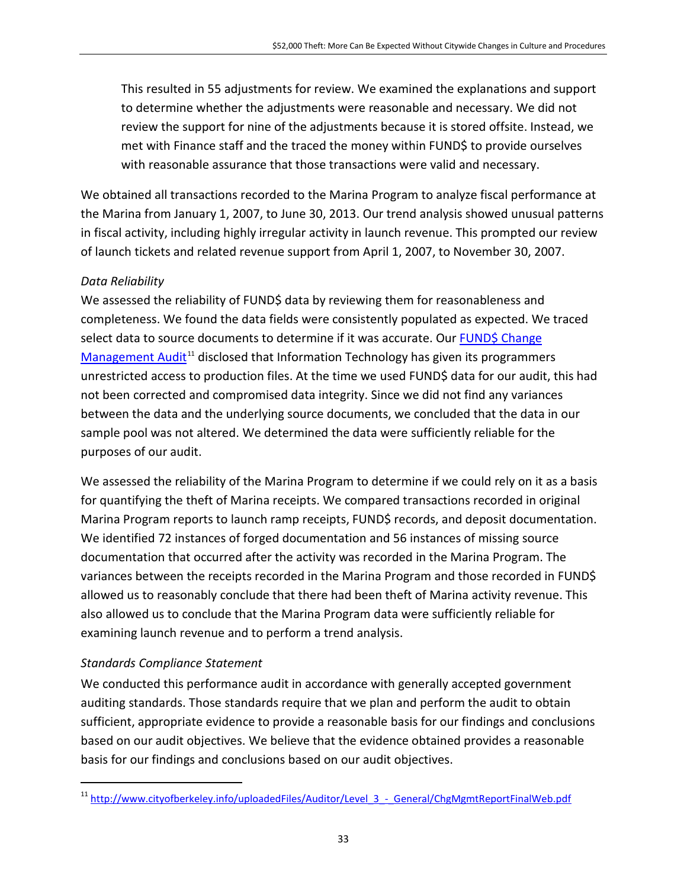This resulted in 55 adjustments for review. We examined the explanations and support to determine whether the adjustments were reasonable and necessary. We did not review the support for nine of the adjustments because it is stored offsite. Instead, we met with Finance staff and the traced the money within FUND$ to provide ourselves with reasonable assurance that those transactions were valid and necessary.

We obtained all transactions recorded to the Marina Program to analyze fiscal performance at the Marina from January 1, 2007, to June 30, 2013. Our trend analysis showed unusual patterns in fiscal activity, including highly irregular activity in launch revenue. This prompted our review of launch tickets and related revenue support from April 1, 2007, to November 30, 2007.

*Data Reliability*

We assessed the reliability of FUND$ data by reviewing them for reasonableness and completeness. We found the data fields were consistently populated as expected. We traced select data to source documents to determine if it was accurate. Our [FUND$ Change Management Audit](http://www.cityofberkeley.info/uploadedFiles/Auditor/Level_3_-_General/ChgMgmtReportFinalWeb.pdf)[11] disclosed that Information Technology has given its programmers unrestricted access to production files. At the time we used FUND$ data for our audit, this had not been corrected and compromised data integrity. Since we did not find any variances between the data and the underlying source documents, we concluded that the data in our sample pool was not altered. We determined the data were sufficiently reliable for the purposes of our audit.

We assessed the reliability of the Marina Program to determine if we could rely on it as a basis for quantifying the theft of Marina receipts. We compared transactions recorded in original Marina Program reports to launch ramp receipts, FUND$ records, and deposit documentation. We identified 72 instances of forged documentation and 56 instances of missing source documentation that occurred after the activity was recorded in the Marina Program. The variances between the receipts recorded in the Marina Program and those recorded in FUND$ allowed us to reasonably conclude that there had been theft of Marina activity revenue. This also allowed us to conclude that the Marina Program data were sufficiently reliable for examining launch revenue and to perform a trend analysis.

*Standards Compliance Statement*

We conducted this performance audit in accordance with generally accepted government auditing standards. Those standards require that we plan and perform the audit to obtain sufficient, appropriate evidence to provide a reasonable basis for our findings and conclusions based on our audit objectives. We believe that the evidence obtained provides a reasonable basis for our findings and conclusions based on our audit objectives.

[11] http://www.cityofberkeley.info/uploadedFiles/Auditor/Level_3_-_General/ChgMgmtReportFinalWeb.pdf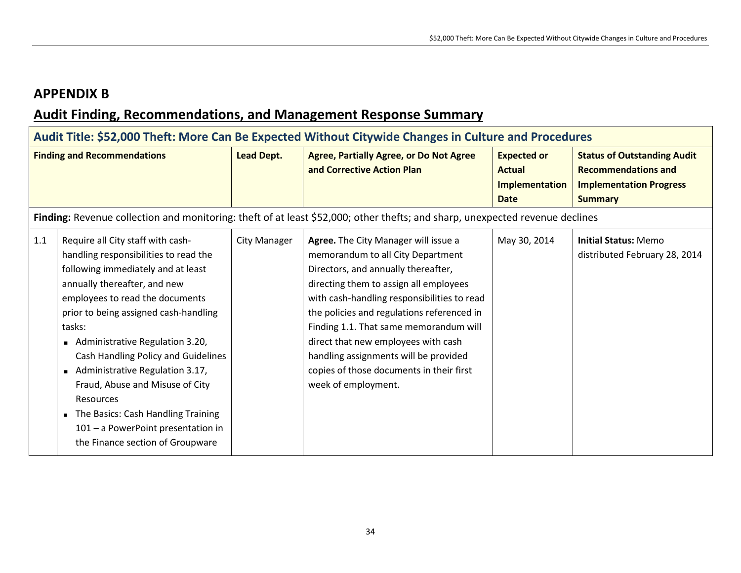# APPENDIX B

## Audit Finding, Recommendations, and Management Response Summary

| Audit Title: $52,000 Theft: More Can Be Expected Without Citywide Changes in Culture and Procedures | | | | | |
|---|---|---|---|---|---|
| **Finding and Recommendations** | | **Lead Dept.** | **Agree, Partially Agree, or Do Not Agree and Corrective Action Plan** | **Expected or Actual Implementation Date** | **Status of Outstanding Audit Recommendations and Implementation Progress Summary** |
| **Finding:** Revenue collection and monitoring: theft of at least $52,000; other thefts; and sharp, unexpected revenue declines | | | | | |
| 1.1 | Require all City staff with cash-handling responsibilities to read the following immediately and at least annually thereafter, and new employees to read the documents prior to being assigned cash-handling tasks:<br>▪ Administrative Regulation 3.20, Cash Handling Policy and Guidelines<br>▪ Administrative Regulation 3.17, Fraud, Abuse and Misuse of City Resources<br>▪ The Basics: Cash Handling Training 101 – a PowerPoint presentation in the Finance section of Groupware | City Manager | **Agree.** The City Manager will issue a memorandum to all City Department Directors, and annually thereafter, directing them to assign all employees with cash-handling responsibilities to read the policies and regulations referenced in Finding 1.1. That same memorandum will direct that new employees with cash handling assignments will be provided copies of those documents in their first week of employment. | May 30, 2014 | **Initial Status:** Memo distributed February 28, 2014 |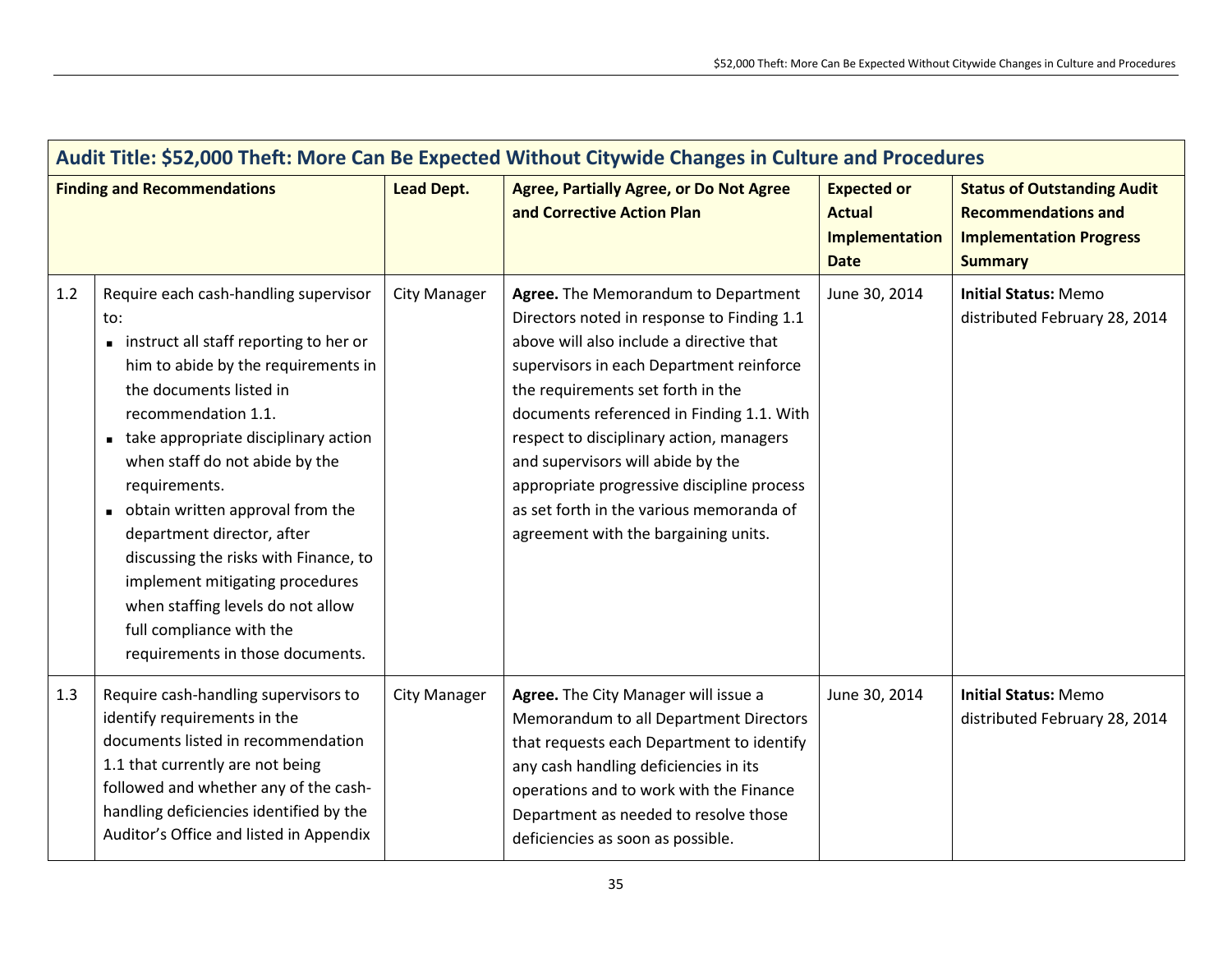| Audit Title: $52,000 Theft: More Can Be Expected Without Citywide Changes in Culture and Procedures | | | | | |
|---|---|---|---|---|---|
| **Finding and Recommendations** | | **Lead Dept.** | **Agree, Partially Agree, or Do Not Agree and Corrective Action Plan** | **Expected or Actual Implementation Date** | **Status of Outstanding Audit Recommendations and Implementation Progress Summary** |
| 1.2 | Require each cash-handling supervisor to:<br>▪ instruct all staff reporting to her or him to abide by the requirements in the documents listed in recommendation 1.1.<br>▪ take appropriate disciplinary action when staff do not abide by the requirements.<br>▪ obtain written approval from the department director, after discussing the risks with Finance, to implement mitigating procedures when staffing levels do not allow full compliance with the requirements in those documents. | City Manager | **Agree.** The Memorandum to Department Directors noted in response to Finding 1.1 above will also include a directive that supervisors in each Department reinforce the requirements set forth in the documents referenced in Finding 1.1. With respect to disciplinary action, managers and supervisors will abide by the appropriate progressive discipline process as set forth in the various memoranda of agreement with the bargaining units. | June 30, 2014 | **Initial Status:** Memo distributed February 28, 2014 |
| 1.3 | Require cash-handling supervisors to identify requirements in the documents listed in recommendation 1.1 that currently are not being followed and whether any of the cash-handling deficiencies identified by the Auditor's Office and listed in Appendix | City Manager | **Agree.** The City Manager will issue a Memorandum to all Department Directors that requests each Department to identify any cash handling deficiencies in its operations and to work with the Finance Department as needed to resolve those deficiencies as soon as possible. | June 30, 2014 | **Initial Status:** Memo distributed February 28, 2014 |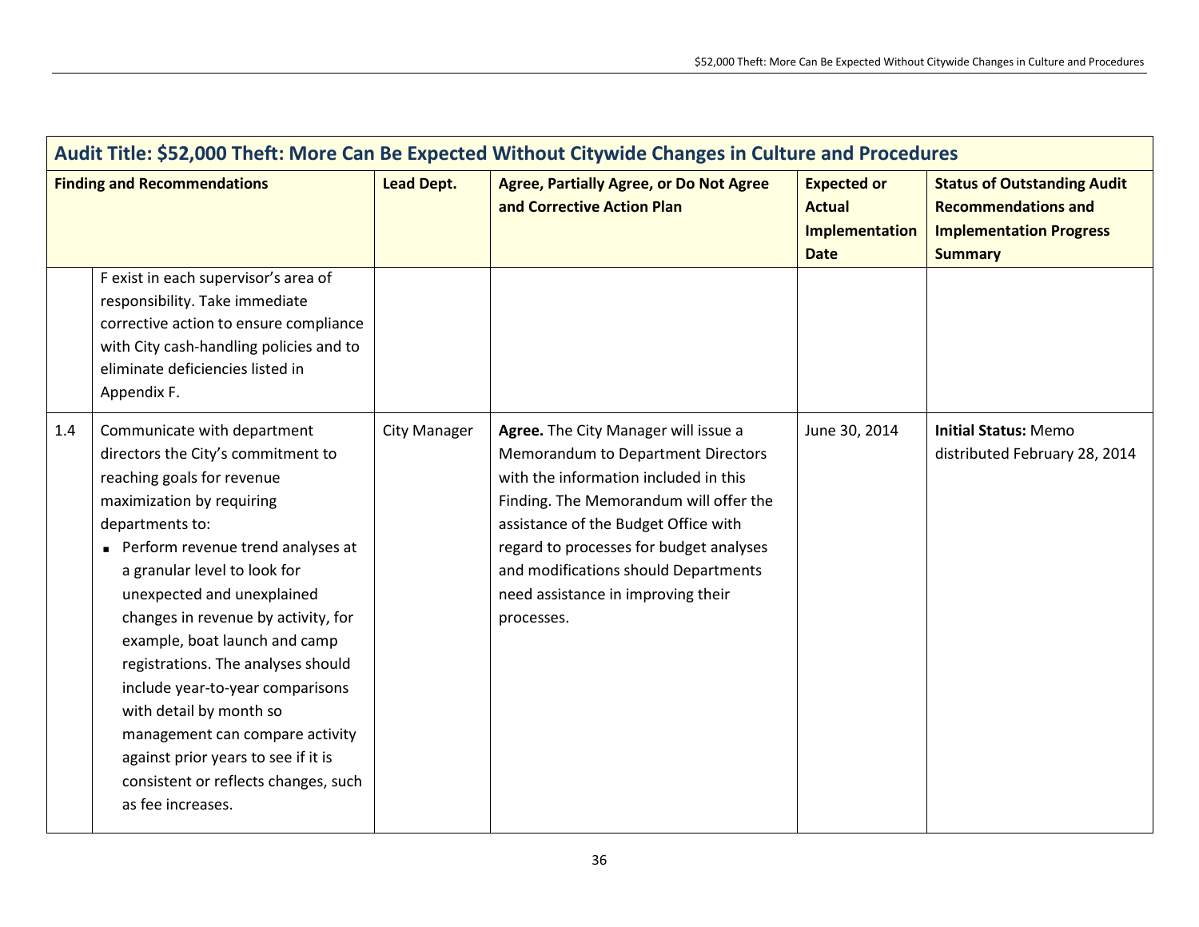| Audit Title: $52,000 Theft: More Can Be Expected Without Citywide Changes in Culture and Procedures | | | | | |
|---|---|---|---|---|---|
| **Finding and Recommendations** | | **Lead Dept.** | **Agree, Partially Agree, or Do Not Agree and Corrective Action Plan** | **Expected or Actual Implementation Date** | **Status of Outstanding Audit Recommendations and Implementation Progress Summary** |
| | F exist in each supervisor's area of responsibility. Take immediate corrective action to ensure compliance with City cash-handling policies and to eliminate deficiencies listed in Appendix F. | | | | |
| 1.4 | Communicate with department directors the City's commitment to reaching goals for revenue maximization by requiring departments to:<br>▪ Perform revenue trend analyses at a granular level to look for unexpected and unexplained changes in revenue by activity, for example, boat launch and camp registrations. The analyses should include year-to-year comparisons with detail by month so management can compare activity against prior years to see if it is consistent or reflects changes, such as fee increases. | City Manager | **Agree.** The City Manager will issue a Memorandum to Department Directors with the information included in this Finding. The Memorandum will offer the assistance of the Budget Office with regard to processes for budget analyses and modifications should Departments need assistance in improving their processes. | June 30, 2014 | **Initial Status:** Memo distributed February 28, 2014 |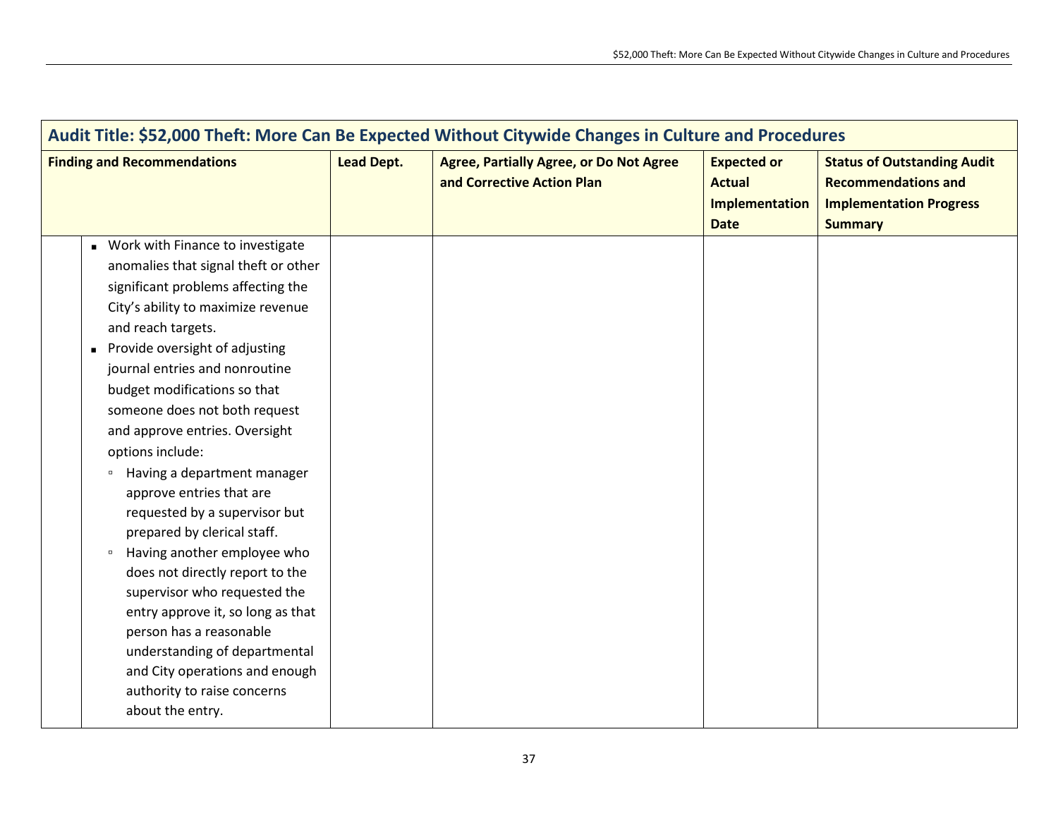| Audit Title: $52,000 Theft: More Can Be Expected Without Citywide Changes in Culture and Procedures | | | | |
|---|---|---|---|---|
| **Finding and Recommendations** | **Lead Dept.** | **Agree, Partially Agree, or Do Not Agree and Corrective Action Plan** | **Expected or Actual Implementation Date** | **Status of Outstanding Audit Recommendations and Implementation Progress Summary** |
| ▪ Work with Finance to investigate anomalies that signal theft or other significant problems affecting the City's ability to maximize revenue and reach targets.<br>▪ Provide oversight of adjusting journal entries and nonroutine budget modifications so that someone does not both request and approve entries. Oversight options include:<br>▫ Having a department manager approve entries that are requested by a supervisor but prepared by clerical staff.<br>▫ Having another employee who does not directly report to the supervisor who requested the entry approve it, so long as that person has a reasonable understanding of departmental and City operations and enough authority to raise concerns about the entry. | | | | |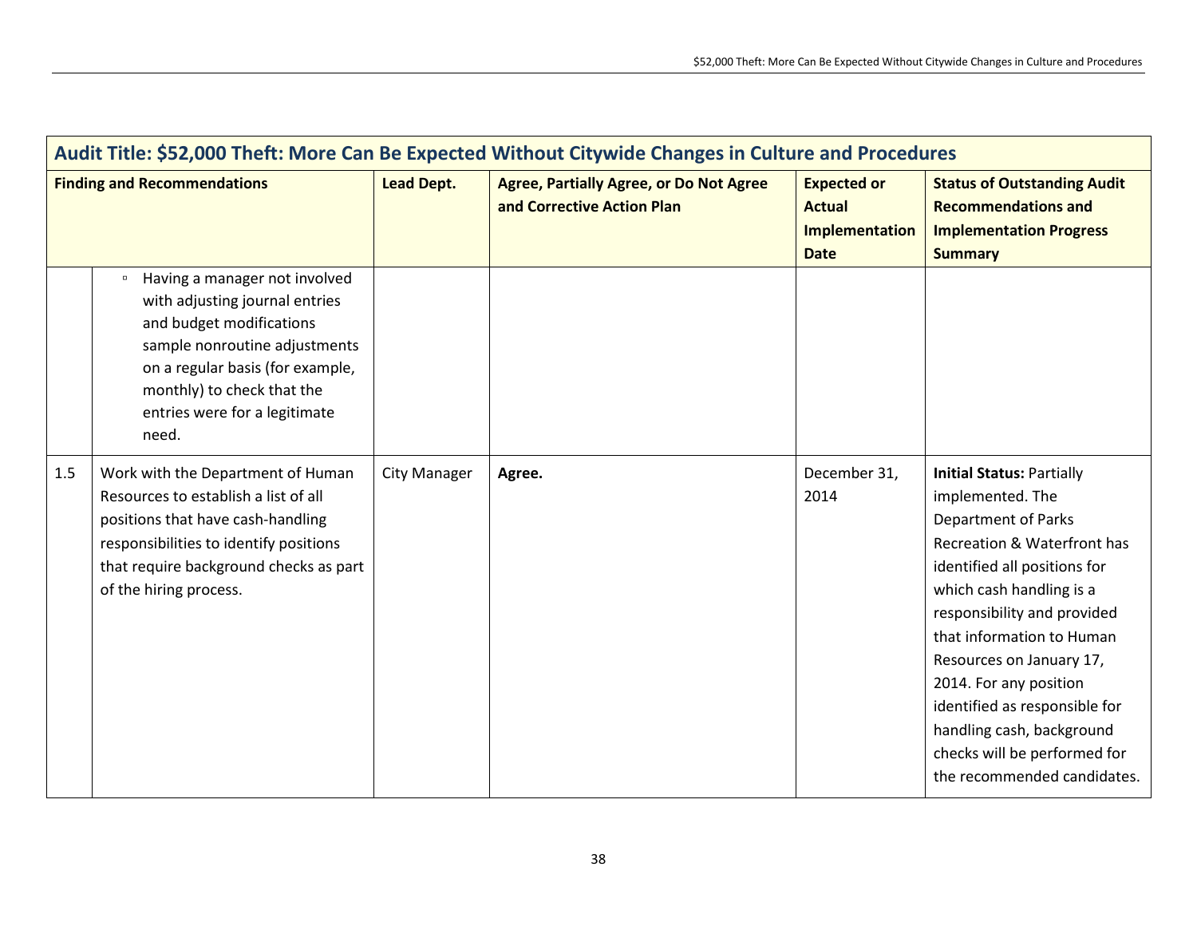| Audit Title: $52,000 Theft: More Can Be Expected Without Citywide Changes in Culture and Procedures | | | | | |
|---|---|---|---|---|---|
| **Finding and Recommendations** | | **Lead Dept.** | **Agree, Partially Agree, or Do Not Agree and Corrective Action Plan** | **Expected or Actual Implementation Date** | **Status of Outstanding Audit Recommendations and Implementation Progress Summary** |
| | ▫ Having a manager not involved with adjusting journal entries and budget modifications sample nonroutine adjustments on a regular basis (for example, monthly) to check that the entries were for a legitimate need. | | | | |
| 1.5 | Work with the Department of Human Resources to establish a list of all positions that have cash-handling responsibilities to identify positions that require background checks as part of the hiring process. | City Manager | **Agree.** | December 31, 2014 | **Initial Status:** Partially implemented. The Department of Parks Recreation & Waterfront has identified all positions for which cash handling is a responsibility and provided that information to Human Resources on January 17, 2014. For any position identified as responsible for handling cash, background checks will be performed for the recommended candidates. |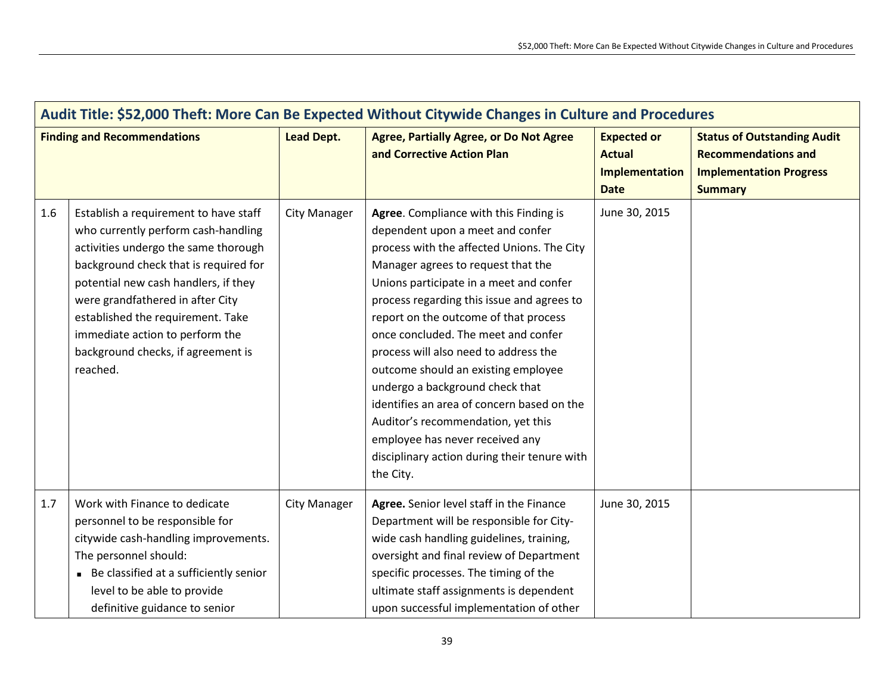| Audit Title: $52,000 Theft: More Can Be Expected Without Citywide Changes in Culture and Procedures | | | | | |
|---|---|---|---|---|---|
| **Finding and Recommendations** | | **Lead Dept.** | **Agree, Partially Agree, or Do Not Agree and Corrective Action Plan** | **Expected or Actual Implementation Date** | **Status of Outstanding Audit Recommendations and Implementation Progress Summary** |
| 1.6 | Establish a requirement to have staff who currently perform cash-handling activities undergo the same thorough background check that is required for potential new cash handlers, if they were grandfathered in after City established the requirement. Take immediate action to perform the background checks, if agreement is reached. | City Manager | **Agree**. Compliance with this Finding is dependent upon a meet and confer process with the affected Unions. The City Manager agrees to request that the Unions participate in a meet and confer process regarding this issue and agrees to report on the outcome of that process once concluded. The meet and confer process will also need to address the outcome should an existing employee undergo a background check that identifies an area of concern based on the Auditor's recommendation, yet this employee has never received any disciplinary action during their tenure with the City. | June 30, 2015 | |
| 1.7 | Work with Finance to dedicate personnel to be responsible for citywide cash-handling improvements. The personnel should:<br>- Be classified at a sufficiently senior level to be able to provide definitive guidance to senior | City Manager | **Agree.** Senior level staff in the Finance Department will be responsible for City-wide cash handling guidelines, training, oversight and final review of Department specific processes. The timing of the ultimate staff assignments is dependent upon successful implementation of other | June 30, 2015 | |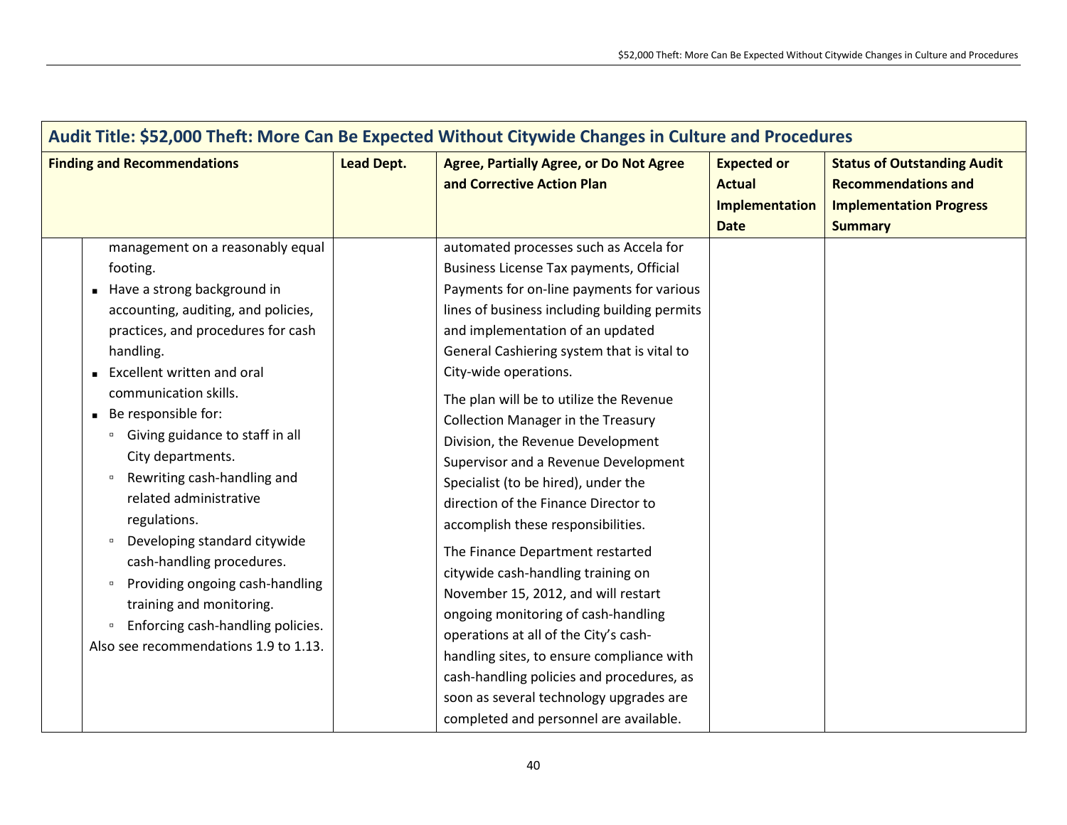| Audit Title: $52,000 Theft: More Can Be Expected Without Citywide Changes in Culture and Procedures | | | | |
|---|---|---|---|---|
| **Finding and Recommendations** | **Lead Dept.** | **Agree, Partially Agree, or Do Not Agree and Corrective Action Plan** | **Expected or Actual Implementation Date** | **Status of Outstanding Audit Recommendations and Implementation Progress Summary** |
| management on a reasonably equal footing.<br>▪ Have a strong background in accounting, auditing, and policies, practices, and procedures for cash handling.<br>▪ Excellent written and oral communication skills.<br>▪ Be responsible for:<br>  ▫ Giving guidance to staff in all City departments.<br>  ▫ Rewriting cash-handling and related administrative regulations.<br>  ▫ Developing standard citywide cash-handling procedures.<br>  ▫ Providing ongoing cash-handling training and monitoring.<br>  ▫ Enforcing cash-handling policies.<br>Also see recommendations 1.9 to 1.13. | | automated processes such as Accela for Business License Tax payments, Official Payments for on-line payments for various lines of business including building permits and implementation of an updated General Cashiering system that is vital to City-wide operations.<br><br>The plan will be to utilize the Revenue Collection Manager in the Treasury Division, the Revenue Development Supervisor and a Revenue Development Specialist (to be hired), under the direction of the Finance Director to accomplish these responsibilities.<br><br>The Finance Department restarted citywide cash-handling training on November 15, 2012, and will restart ongoing monitoring of cash-handling operations at all of the City's cash-handling sites, to ensure compliance with cash-handling policies and procedures, as soon as several technology upgrades are completed and personnel are available. | | |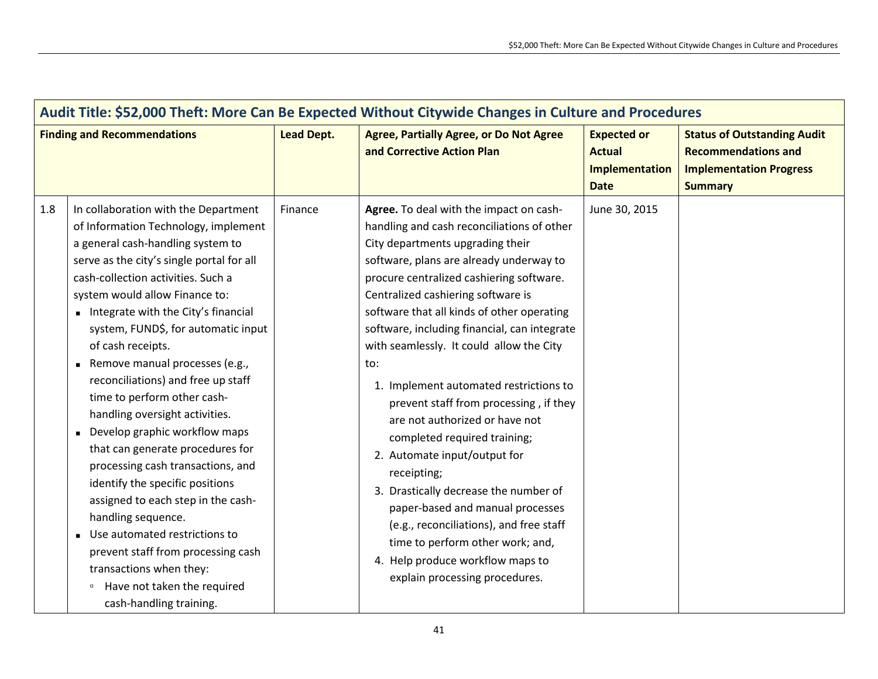| Audit Title: $52,000 Theft: More Can Be Expected Without Citywide Changes in Culture and Procedures | | | | | |
|---|---|---|---|---|---|
| **Finding and Recommendations** | | **Lead Dept.** | **Agree, Partially Agree, or Do Not Agree and Corrective Action Plan** | **Expected or Actual Implementation Date** | **Status of Outstanding Audit Recommendations and Implementation Progress Summary** |
| 1.8 | In collaboration with the Department of Information Technology, implement a general cash-handling system to serve as the city's single portal for all cash-collection activities. Such a system would allow Finance to:<br>▪ Integrate with the City's financial system, FUND$, for automatic input of cash receipts.<br>▪ Remove manual processes (e.g., reconciliations) and free up staff time to perform other cash-handling oversight activities.<br>▪ Develop graphic workflow maps that can generate procedures for processing cash transactions, and identify the specific positions assigned to each step in the cash-handling sequence.<br>▪ Use automated restrictions to prevent staff from processing cash transactions when they:<br>&nbsp;&nbsp;▫ Have not taken the required cash-handling training. | Finance | **Agree.** To deal with the impact on cash-handling and cash reconciliations of other City departments upgrading their software, plans are already underway to procure centralized cashiering software. Centralized cashiering software is software that all kinds of other operating software, including financial, can integrate with seamlessly. It could allow the City to:<br>1. Implement automated restrictions to prevent staff from processing , if they are not authorized or have not completed required training;<br>2. Automate input/output for receipting;<br>3. Drastically decrease the number of paper-based and manual processes (e.g., reconciliations), and free staff time to perform other work; and,<br>4. Help produce workflow maps to explain processing procedures. | June 30, 2015 | |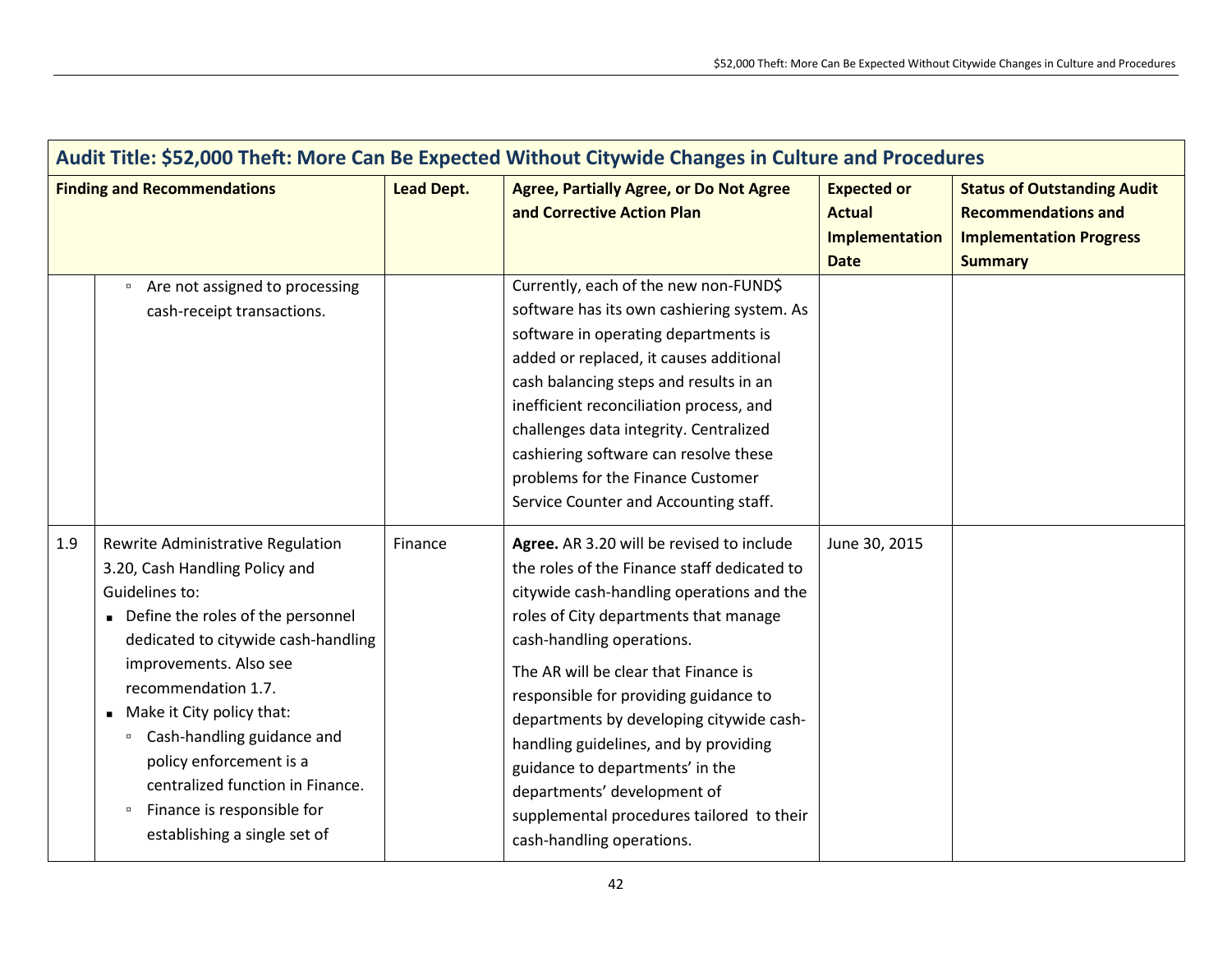| Audit Title: $52,000 Theft: More Can Be Expected Without Citywide Changes in Culture and Procedures | | | | | |
|---|---|---|---|---|---|
| **Finding and Recommendations** | | **Lead Dept.** | **Agree, Partially Agree, or Do Not Agree and Corrective Action Plan** | **Expected or Actual Implementation Date** | **Status of Outstanding Audit Recommendations and Implementation Progress Summary** |
| | ▫ Are not assigned to processing cash-receipt transactions. | | Currently, each of the new non-FUND$ software has its own cashiering system. As software in operating departments is added or replaced, it causes additional cash balancing steps and results in an inefficient reconciliation process, and challenges data integrity. Centralized cashiering software can resolve these problems for the Finance Customer Service Counter and Accounting staff. | | |
| 1.9 | Rewrite Administrative Regulation 3.20, Cash Handling Policy and Guidelines to:<br>▪ Define the roles of the personnel dedicated to citywide cash-handling improvements. Also see recommendation 1.7.<br>▪ Make it City policy that:<br>▫ Cash-handling guidance and policy enforcement is a centralized function in Finance.<br>▫ Finance is responsible for establishing a single set of | Finance | **Agree.** AR 3.20 will be revised to include the roles of the Finance staff dedicated to citywide cash-handling operations and the roles of City departments that manage cash-handling operations.<br><br>The AR will be clear that Finance is responsible for providing guidance to departments by developing citywide cash-handling guidelines, and by providing guidance to departments' in the departments' development of supplemental procedures tailored to their cash-handling operations. | June 30, 2015 | |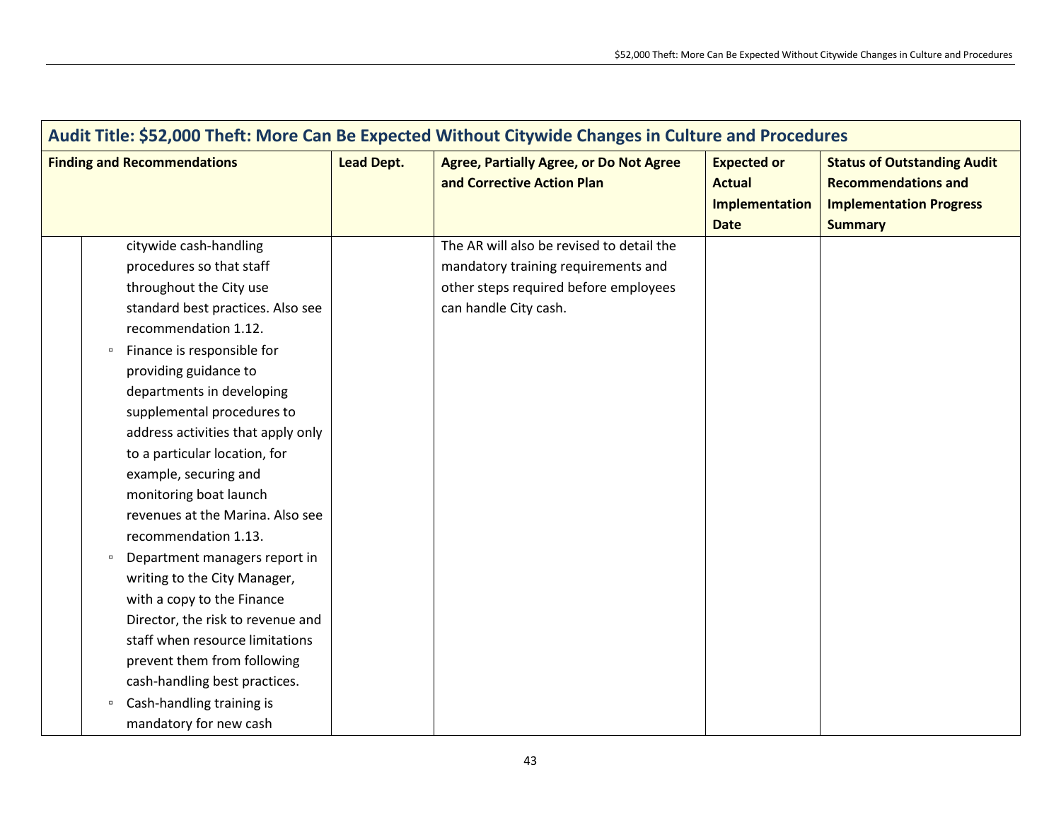| Audit Title: $52,000 Theft: More Can Be Expected Without Citywide Changes in Culture and Procedures | | | | |
|---|---|---|---|---|
| **Finding and Recommendations** | **Lead Dept.** | **Agree, Partially Agree, or Do Not Agree and Corrective Action Plan** | **Expected or Actual Implementation Date** | **Status of Outstanding Audit Recommendations and Implementation Progress Summary** |
| citywide cash-handling procedures so that staff throughout the City use standard best practices. Also see recommendation 1.12.<br>▫ Finance is responsible for providing guidance to departments in developing supplemental procedures to address activities that apply only to a particular location, for example, securing and monitoring boat launch revenues at the Marina. Also see recommendation 1.13.<br>▫ Department managers report in writing to the City Manager, with a copy to the Finance Director, the risk to revenue and staff when resource limitations prevent them from following cash-handling best practices.<br>▫ Cash-handling training is mandatory for new cash | | The AR will also be revised to detail the mandatory training requirements and other steps required before employees can handle City cash. | | |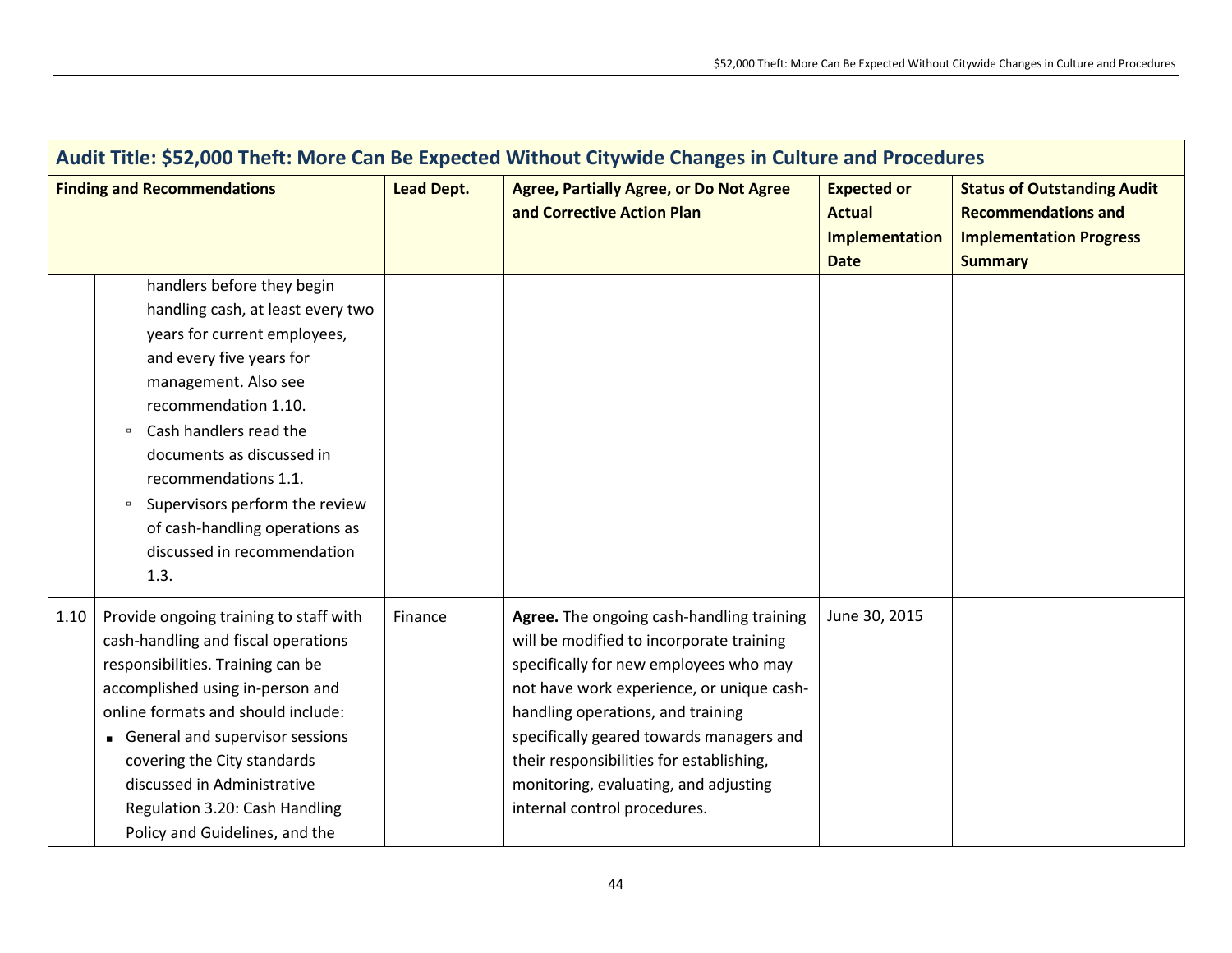| Audit Title: $52,000 Theft: More Can Be Expected Without Citywide Changes in Culture and Procedures | | | | | |
|---|---|---|---|---|---|
| **Finding and Recommendations** | | **Lead Dept.** | **Agree, Partially Agree, or Do Not Agree and Corrective Action Plan** | **Expected or Actual Implementation Date** | **Status of Outstanding Audit Recommendations and Implementation Progress Summary** |
| | handlers before they begin handling cash, at least every two years for current employees, and every five years for management. Also see recommendation 1.10.<br>▫ Cash handlers read the documents as discussed in recommendations 1.1.<br>▫ Supervisors perform the review of cash-handling operations as discussed in recommendation 1.3. | | | | |
| 1.10 | Provide ongoing training to staff with cash-handling and fiscal operations responsibilities. Training can be accomplished using in-person and online formats and should include:<br>▪ General and supervisor sessions covering the City standards discussed in Administrative Regulation 3.20: Cash Handling Policy and Guidelines, and the | Finance | **Agree.** The ongoing cash-handling training will be modified to incorporate training specifically for new employees who may not have work experience, or unique cash-handling operations, and training specifically geared towards managers and their responsibilities for establishing, monitoring, evaluating, and adjusting internal control procedures. | June 30, 2015 | |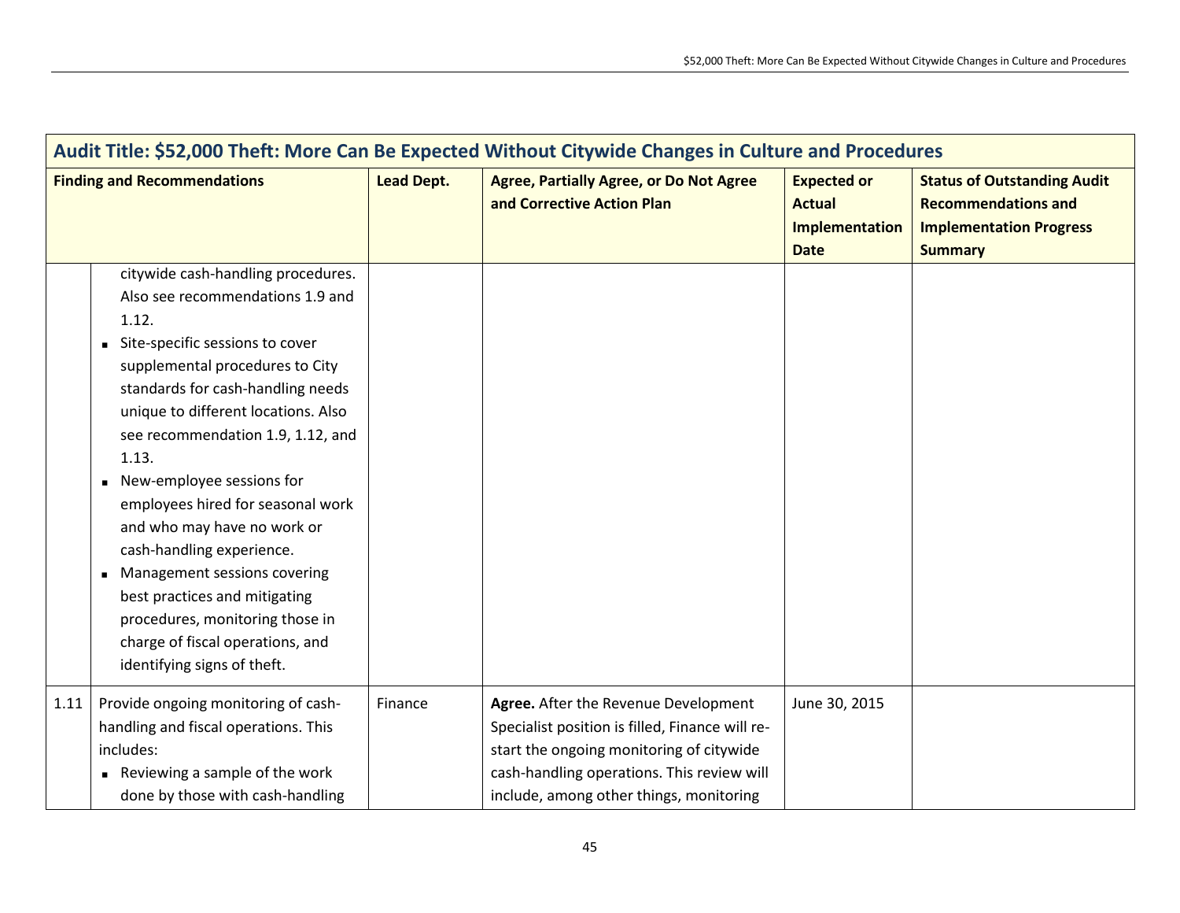| Audit Title: $52,000 Theft: More Can Be Expected Without Citywide Changes in Culture and Procedures | | | | | |
|---|---|---|---|---|---|
| **Finding and Recommendations** | | **Lead Dept.** | **Agree, Partially Agree, or Do Not Agree and Corrective Action Plan** | **Expected or Actual Implementation Date** | **Status of Outstanding Audit Recommendations and Implementation Progress Summary** |
| | citywide cash-handling procedures. Also see recommendations 1.9 and 1.12.<br>▪ Site-specific sessions to cover supplemental procedures to City standards for cash-handling needs unique to different locations. Also see recommendation 1.9, 1.12, and 1.13.<br>▪ New-employee sessions for employees hired for seasonal work and who may have no work or cash-handling experience.<br>▪ Management sessions covering best practices and mitigating procedures, monitoring those in charge of fiscal operations, and identifying signs of theft. | | | | |
| 1.11 | Provide ongoing monitoring of cash-handling and fiscal operations. This includes:<br>▪ Reviewing a sample of the work done by those with cash-handling | Finance | **Agree.** After the Revenue Development Specialist position is filled, Finance will re-start the ongoing monitoring of citywide cash-handling operations. This review will include, among other things, monitoring | June 30, 2015 | |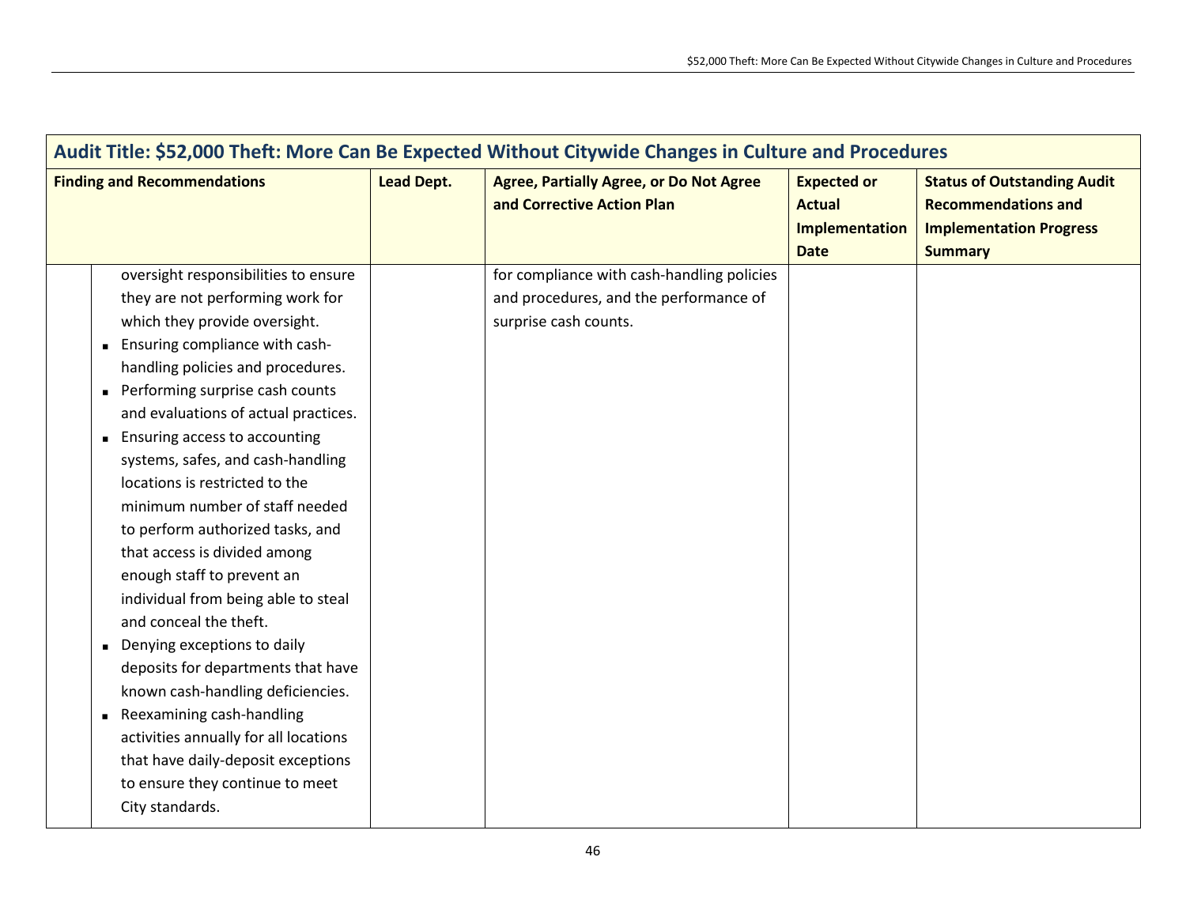| Audit Title: $52,000 Theft: More Can Be Expected Without Citywide Changes in Culture and Procedures | | | | |
|---|---|---|---|---|
| **Finding and Recommendations** | **Lead Dept.** | **Agree, Partially Agree, or Do Not Agree and Corrective Action Plan** | **Expected or Actual Implementation Date** | **Status of Outstanding Audit Recommendations and Implementation Progress Summary** |
| oversight responsibilities to ensure they are not performing work for which they provide oversight.<br>▪ Ensuring compliance with cash-handling policies and procedures.<br>▪ Performing surprise cash counts and evaluations of actual practices.<br>▪ Ensuring access to accounting systems, safes, and cash-handling locations is restricted to the minimum number of staff needed to perform authorized tasks, and that access is divided among enough staff to prevent an individual from being able to steal and conceal the theft.<br>▪ Denying exceptions to daily deposits for departments that have known cash-handling deficiencies.<br>▪ Reexamining cash-handling activities annually for all locations that have daily-deposit exceptions to ensure they continue to meet City standards. | | for compliance with cash-handling policies and procedures, and the performance of surprise cash counts. | | |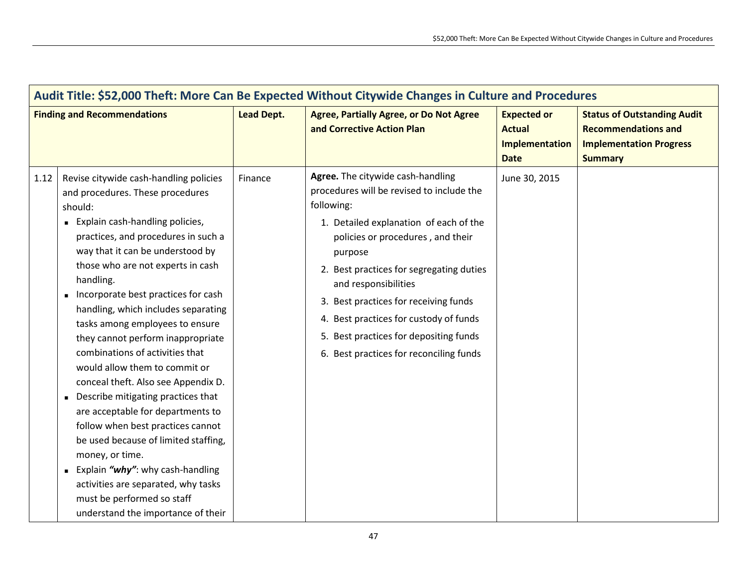| Audit Title: $52,000 Theft: More Can Be Expected Without Citywide Changes in Culture and Procedures | | | | | |
|---|---|---|---|---|---|
| **Finding and Recommendations** | | **Lead Dept.** | **Agree, Partially Agree, or Do Not Agree and Corrective Action Plan** | **Expected or Actual Implementation Date** | **Status of Outstanding Audit Recommendations and Implementation Progress Summary** |
| 1.12 | Revise citywide cash-handling policies and procedures. These procedures should:<br>▪ Explain cash-handling policies, practices, and procedures in such a way that it can be understood by those who are not experts in cash handling.<br>▪ Incorporate best practices for cash handling, which includes separating tasks among employees to ensure they cannot perform inappropriate combinations of activities that would allow them to commit or conceal theft. Also see Appendix D.<br>▪ Describe mitigating practices that are acceptable for departments to follow when best practices cannot be used because of limited staffing, money, or time.<br>▪ Explain ***"why"***: why cash-handling activities are separated, why tasks must be performed so staff understand the importance of their | Finance | **Agree.** The citywide cash-handling procedures will be revised to include the following:<br>1. Detailed explanation of each of the policies or procedures , and their purpose<br>2. Best practices for segregating duties and responsibilities<br>3. Best practices for receiving funds<br>4. Best practices for custody of funds<br>5. Best practices for depositing funds<br>6. Best practices for reconciling funds | June 30, 2015 | |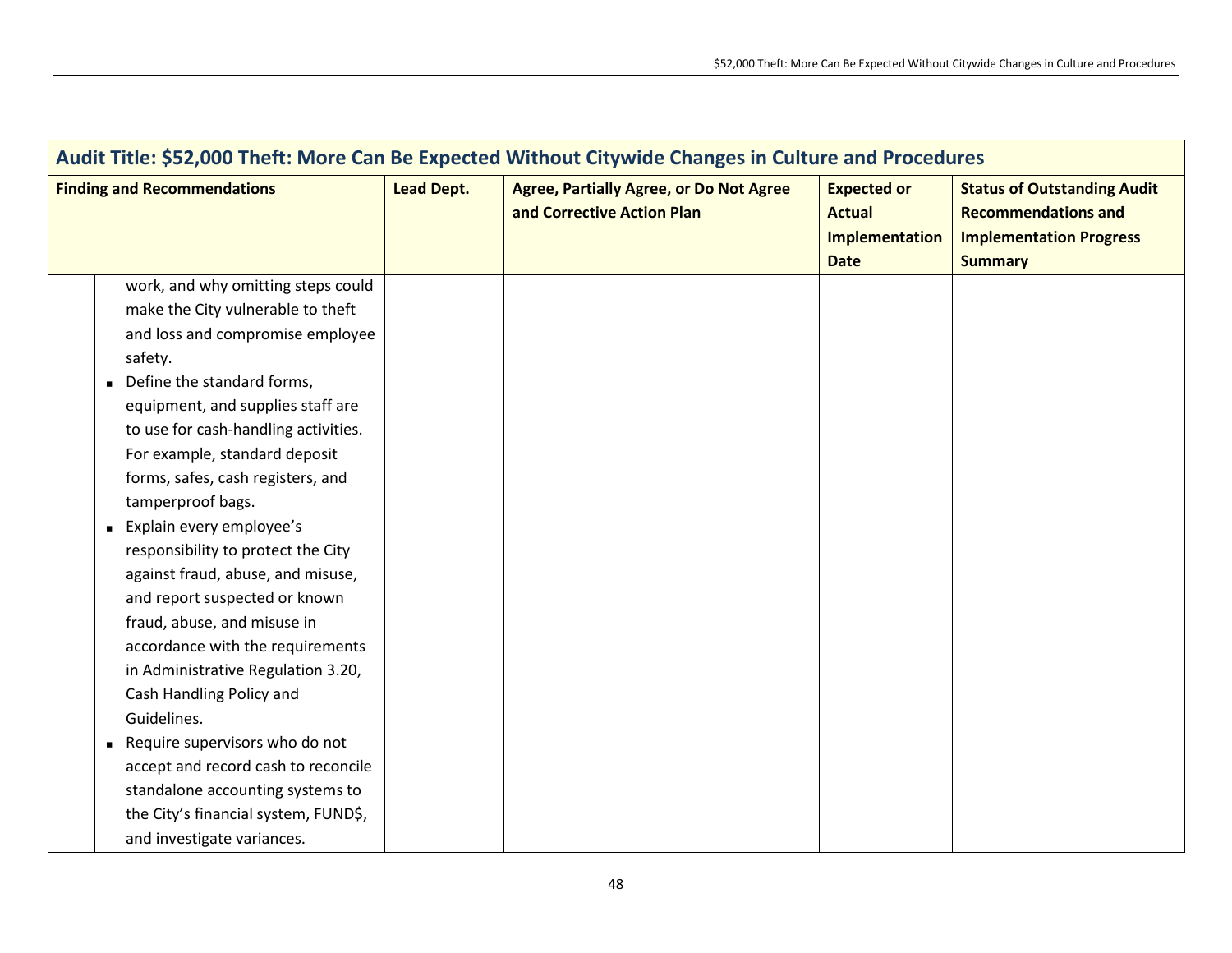| Audit Title: $52,000 Theft: More Can Be Expected Without Citywide Changes in Culture and Procedures | | | | |
|---|---|---|---|---|
| **Finding and Recommendations** | **Lead Dept.** | **Agree, Partially Agree, or Do Not Agree and Corrective Action Plan** | **Expected or Actual Implementation Date** | **Status of Outstanding Audit Recommendations and Implementation Progress Summary** |
| work, and why omitting steps could make the City vulnerable to theft and loss and compromise employee safety.<br>▪ Define the standard forms, equipment, and supplies staff are to use for cash-handling activities. For example, standard deposit forms, safes, cash registers, and tamperproof bags.<br>▪ Explain every employee's responsibility to protect the City against fraud, abuse, and misuse, and report suspected or known fraud, abuse, and misuse in accordance with the requirements in Administrative Regulation 3.20, Cash Handling Policy and Guidelines.<br>▪ Require supervisors who do not accept and record cash to reconcile standalone accounting systems to the City's financial system, FUND$, and investigate variances. | | | | |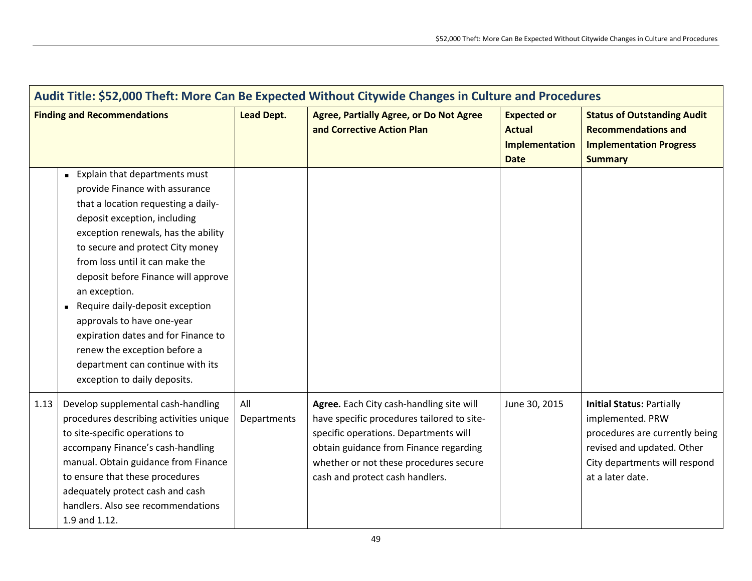| Audit Title: $52,000 Theft: More Can Be Expected Without Citywide Changes in Culture and Procedures | | | | | |
|---|---|---|---|---|---|
| **Finding and Recommendations** | | **Lead Dept.** | **Agree, Partially Agree, or Do Not Agree and Corrective Action Plan** | **Expected or Actual Implementation Date** | **Status of Outstanding Audit Recommendations and Implementation Progress Summary** |
| | ▪ Explain that departments must provide Finance with assurance that a location requesting a daily-deposit exception, including exception renewals, has the ability to secure and protect City money from loss until it can make the deposit before Finance will approve an exception.<br>▪ Require daily-deposit exception approvals to have one-year expiration dates and for Finance to renew the exception before a department can continue with its exception to daily deposits. | | | | |
| 1.13 | Develop supplemental cash-handling procedures describing activities unique to site-specific operations to accompany Finance's cash-handling manual. Obtain guidance from Finance to ensure that these procedures adequately protect cash and cash handlers. Also see recommendations 1.9 and 1.12. | All Departments | **Agree.** Each City cash-handling site will have specific procedures tailored to site-specific operations. Departments will obtain guidance from Finance regarding whether or not these procedures secure cash and protect cash handlers. | June 30, 2015 | **Initial Status:** Partially implemented. PRW procedures are currently being revised and updated. Other City departments will respond at a later date. |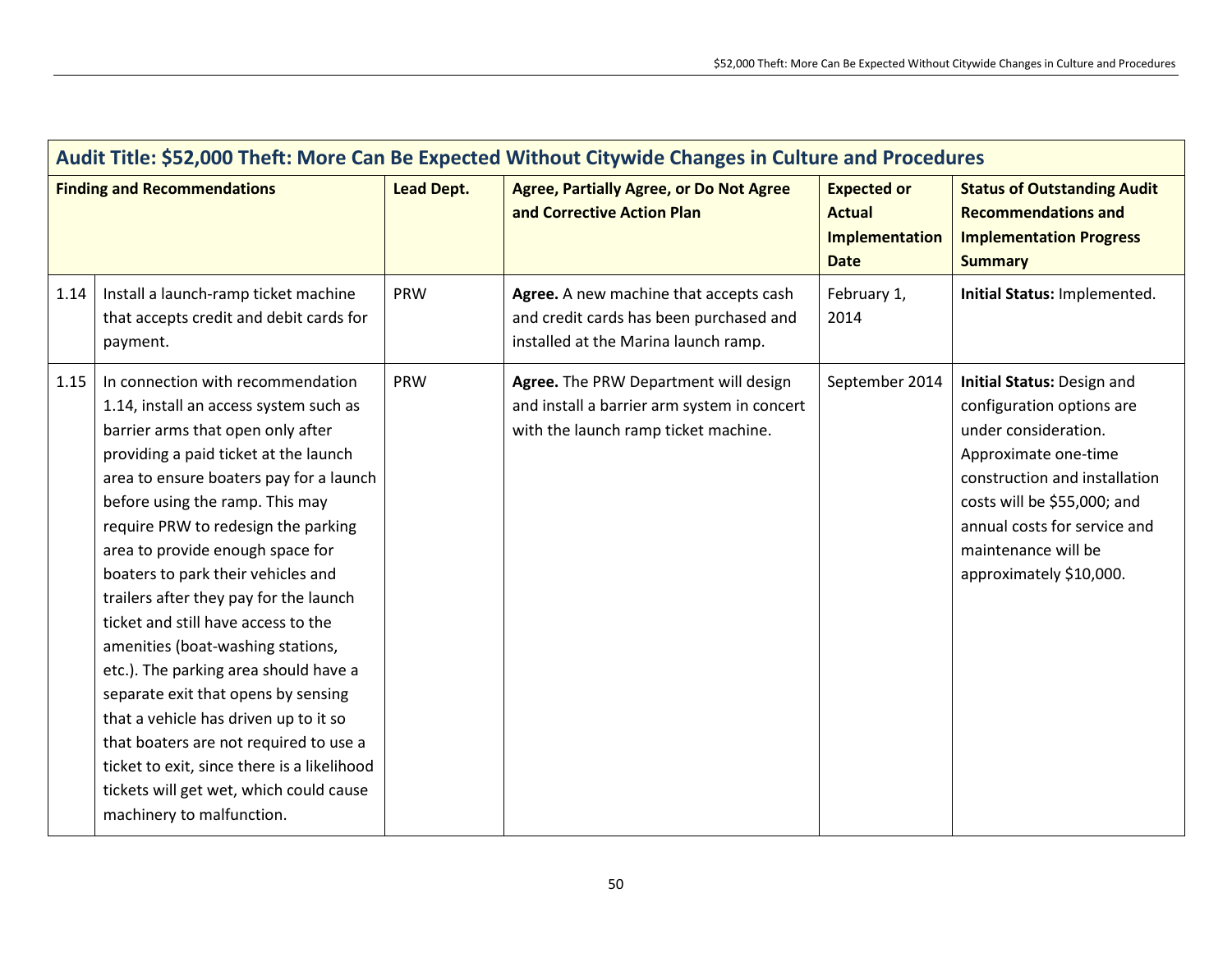| Audit Title: $52,000 Theft: More Can Be Expected Without Citywide Changes in Culture and Procedures | | | | | |
|---|---|---|---|---|---|
| **Finding and Recommendations** | | **Lead Dept.** | **Agree, Partially Agree, or Do Not Agree and Corrective Action Plan** | **Expected or Actual Implementation Date** | **Status of Outstanding Audit Recommendations and Implementation Progress Summary** |
| 1.14 | Install a launch-ramp ticket machine that accepts credit and debit cards for payment. | PRW | **Agree.** A new machine that accepts cash and credit cards has been purchased and installed at the Marina launch ramp. | February 1, 2014 | **Initial Status:** Implemented. |
| 1.15 | In connection with recommendation 1.14, install an access system such as barrier arms that open only after providing a paid ticket at the launch area to ensure boaters pay for a launch before using the ramp. This may require PRW to redesign the parking area to provide enough space for boaters to park their vehicles and trailers after they pay for the launch ticket and still have access to the amenities (boat-washing stations, etc.). The parking area should have a separate exit that opens by sensing that a vehicle has driven up to it so that boaters are not required to use a ticket to exit, since there is a likelihood tickets will get wet, which could cause machinery to malfunction. | PRW | **Agree.** The PRW Department will design and install a barrier arm system in concert with the launch ramp ticket machine. | September 2014 | **Initial Status:** Design and configuration options are under consideration. Approximate one-time construction and installation costs will be $55,000; and annual costs for service and maintenance will be approximately $10,000. |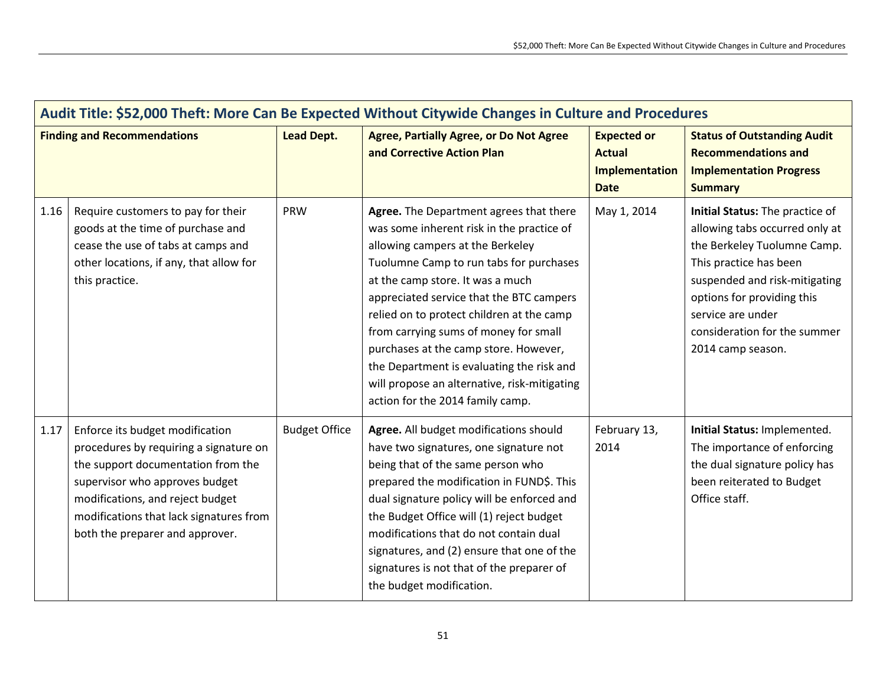| Audit Title: $52,000 Theft: More Can Be Expected Without Citywide Changes in Culture and Procedures | | | | | |
|---|---|---|---|---|---|
| **Finding and Recommendations** | | **Lead Dept.** | **Agree, Partially Agree, or Do Not Agree and Corrective Action Plan** | **Expected or Actual Implementation Date** | **Status of Outstanding Audit Recommendations and Implementation Progress Summary** |
| 1.16 | Require customers to pay for their goods at the time of purchase and cease the use of tabs at camps and other locations, if any, that allow for this practice. | PRW | **Agree.** The Department agrees that there was some inherent risk in the practice of allowing campers at the Berkeley Tuolumne Camp to run tabs for purchases at the camp store. It was a much appreciated service that the BTC campers relied on to protect children at the camp from carrying sums of money for small purchases at the camp store. However, the Department is evaluating the risk and will propose an alternative, risk-mitigating action for the 2014 family camp. | May 1, 2014 | **Initial Status:** The practice of allowing tabs occurred only at the Berkeley Tuolumne Camp. This practice has been suspended and risk-mitigating options for providing this service are under consideration for the summer 2014 camp season. |
| 1.17 | Enforce its budget modification procedures by requiring a signature on the support documentation from the supervisor who approves budget modifications, and reject budget modifications that lack signatures from both the preparer and approver. | Budget Office | **Agree.** All budget modifications should have two signatures, one signature not being that of the same person who prepared the modification in FUND$. This dual signature policy will be enforced and the Budget Office will (1) reject budget modifications that do not contain dual signatures, and (2) ensure that one of the signatures is not that of the preparer of the budget modification. | February 13, 2014 | **Initial Status:** Implemented. The importance of enforcing the dual signature policy has been reiterated to Budget Office staff. |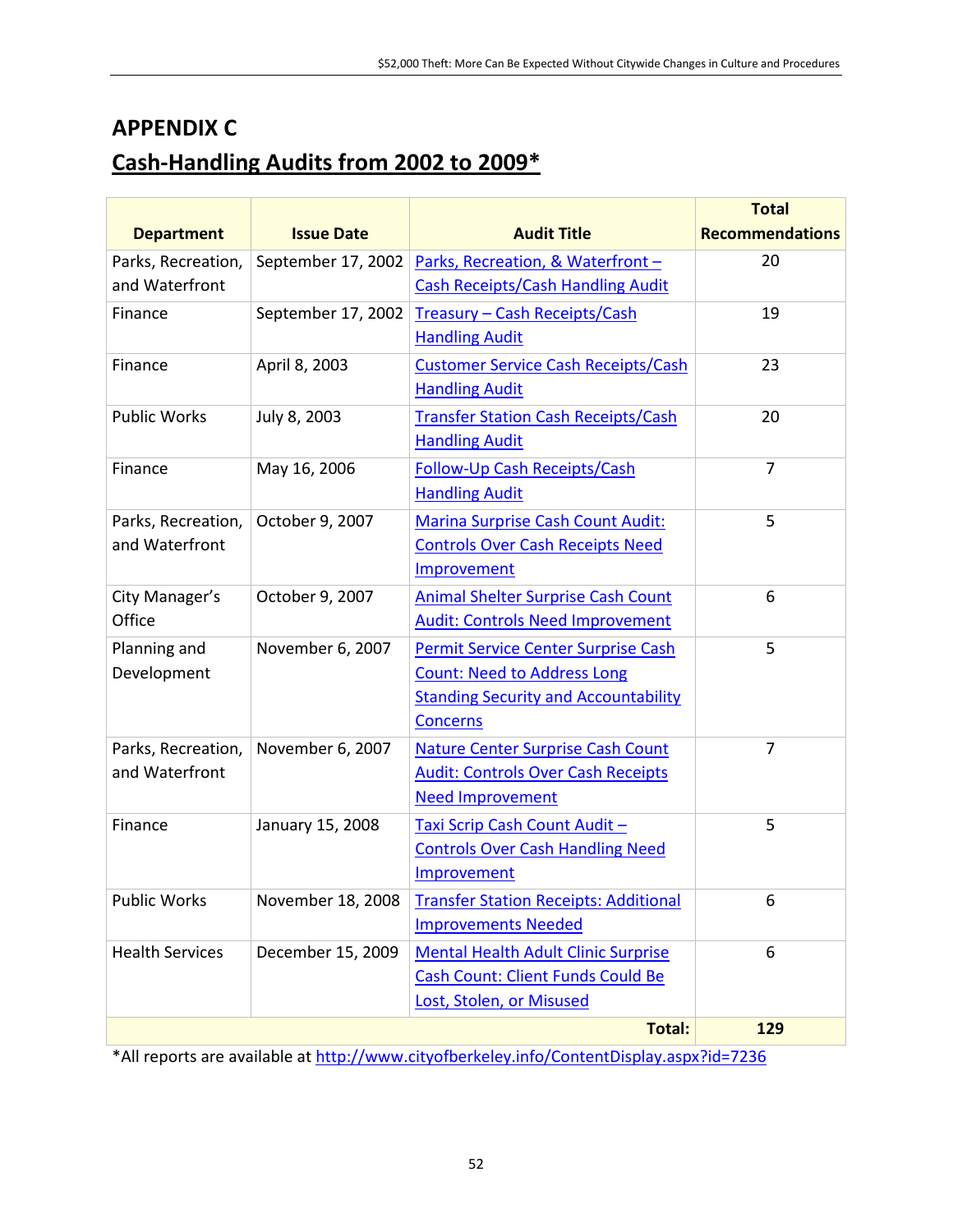# APPENDIX C

## Cash-Handling Audits from 2002 to 2009*

| Department | Issue Date | Audit Title | Total Recommendations |
|---|---|---|---|
| Parks, Recreation, and Waterfront | September 17, 2002 | Parks, Recreation, & Waterfront – Cash Receipts/Cash Handling Audit | 20 |
| Finance | September 17, 2002 | Treasury – Cash Receipts/Cash Handling Audit | 19 |
| Finance | April 8, 2003 | Customer Service Cash Receipts/Cash Handling Audit | 23 |
| Public Works | July 8, 2003 | Transfer Station Cash Receipts/Cash Handling Audit | 20 |
| Finance | May 16, 2006 | Follow-Up Cash Receipts/Cash Handling Audit | 7 |
| Parks, Recreation, and Waterfront | October 9, 2007 | Marina Surprise Cash Count Audit: Controls Over Cash Receipts Need Improvement | 5 |
| City Manager's Office | October 9, 2007 | Animal Shelter Surprise Cash Count Audit: Controls Need Improvement | 6 |
| Planning and Development | November 6, 2007 | Permit Service Center Surprise Cash Count: Need to Address Long Standing Security and Accountability Concerns | 5 |
| Parks, Recreation, and Waterfront | November 6, 2007 | Nature Center Surprise Cash Count Audit: Controls Over Cash Receipts Need Improvement | 7 |
| Finance | January 15, 2008 | Taxi Scrip Cash Count Audit – Controls Over Cash Handling Need Improvement | 5 |
| Public Works | November 18, 2008 | Transfer Station Receipts: Additional Improvements Needed | 6 |
| Health Services | December 15, 2009 | Mental Health Adult Clinic Surprise Cash Count: Client Funds Could Be Lost, Stolen, or Misused | 6 |
| | | **Total:** | **129** |

*All reports are available at http://www.cityofberkeley.info/ContentDisplay.aspx?id=7236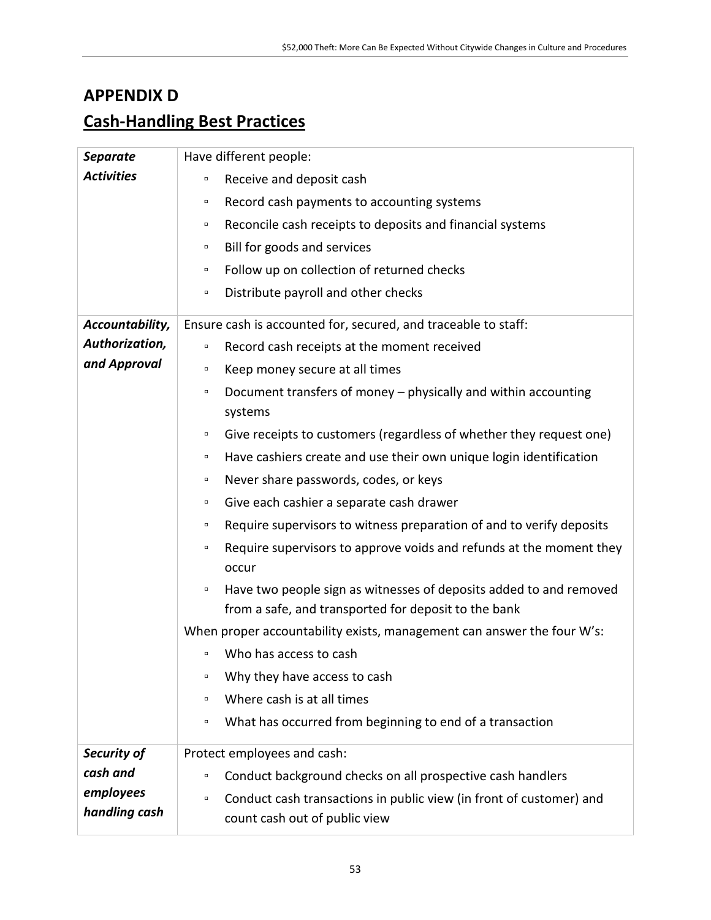## APPENDIX D

## Cash-Handling Best Practices

| | |
|---|---|
| ***Separate Activities*** | Have different people:<br>▫ Receive and deposit cash<br>▫ Record cash payments to accounting systems<br>▫ Reconcile cash receipts to deposits and financial systems<br>▫ Bill for goods and services<br>▫ Follow up on collection of returned checks<br>▫ Distribute payroll and other checks |
| ***Accountability, Authorization, and Approval*** | Ensure cash is accounted for, secured, and traceable to staff:<br>▫ Record cash receipts at the moment received<br>▫ Keep money secure at all times<br>▫ Document transfers of money – physically and within accounting systems<br>▫ Give receipts to customers (regardless of whether they request one)<br>▫ Have cashiers create and use their own unique login identification<br>▫ Never share passwords, codes, or keys<br>▫ Give each cashier a separate cash drawer<br>▫ Require supervisors to witness preparation of and to verify deposits<br>▫ Require supervisors to approve voids and refunds at the moment they occur<br>▫ Have two people sign as witnesses of deposits added to and removed from a safe, and transported for deposit to the bank<br>When proper accountability exists, management can answer the four W's:<br>▫ Who has access to cash<br>▫ Why they have access to cash<br>▫ Where cash is at all times<br>▫ What has occurred from beginning to end of a transaction |
| ***Security of cash and employees handling cash*** | Protect employees and cash:<br>▫ Conduct background checks on all prospective cash handlers<br>▫ Conduct cash transactions in public view (in front of customer) and count cash out of public view |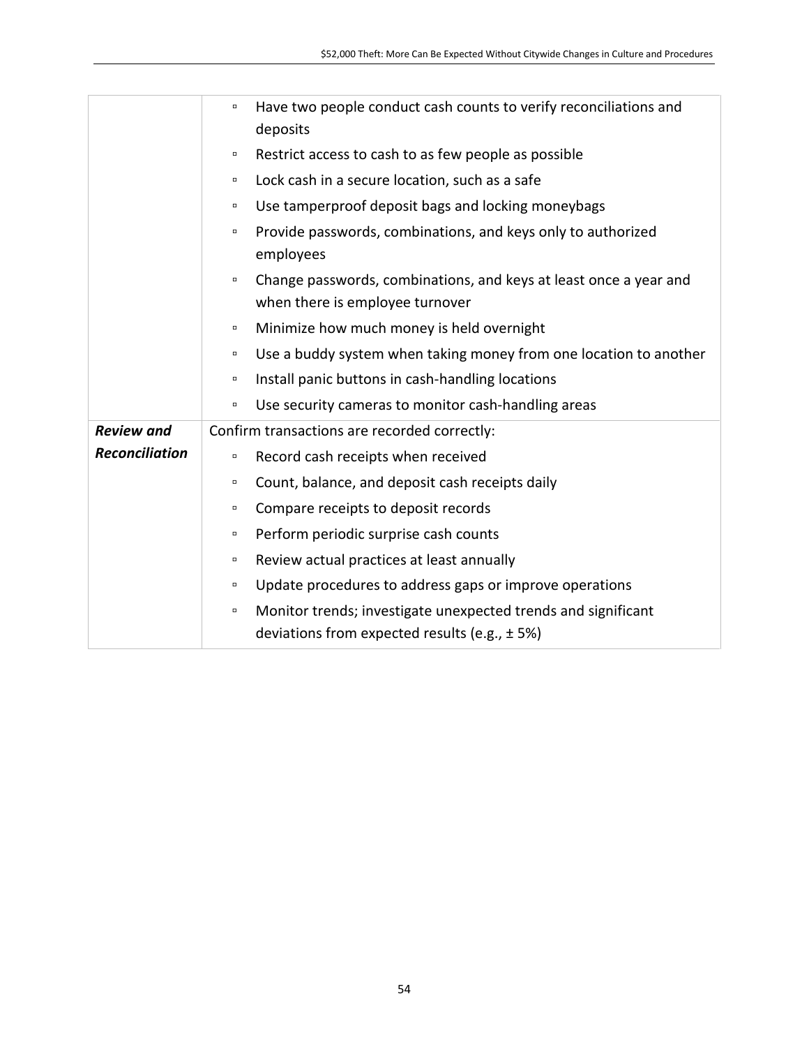| | |
|---|---|
| | ▫ Have two people conduct cash counts to verify reconciliations and deposits<br>▫ Restrict access to cash to as few people as possible<br>▫ Lock cash in a secure location, such as a safe<br>▫ Use tamperproof deposit bags and locking moneybags<br>▫ Provide passwords, combinations, and keys only to authorized employees<br>▫ Change passwords, combinations, and keys at least once a year and when there is employee turnover<br>▫ Minimize how much money is held overnight<br>▫ Use a buddy system when taking money from one location to another<br>▫ Install panic buttons in cash-handling locations<br>▫ Use security cameras to monitor cash-handling areas |
| ***Review and Reconciliation*** | Confirm transactions are recorded correctly:<br>▫ Record cash receipts when received<br>▫ Count, balance, and deposit cash receipts daily<br>▫ Compare receipts to deposit records<br>▫ Perform periodic surprise cash counts<br>▫ Review actual practices at least annually<br>▫ Update procedures to address gaps or improve operations<br>▫ Monitor trends; investigate unexpected trends and significant deviations from expected results (e.g., ± 5%) |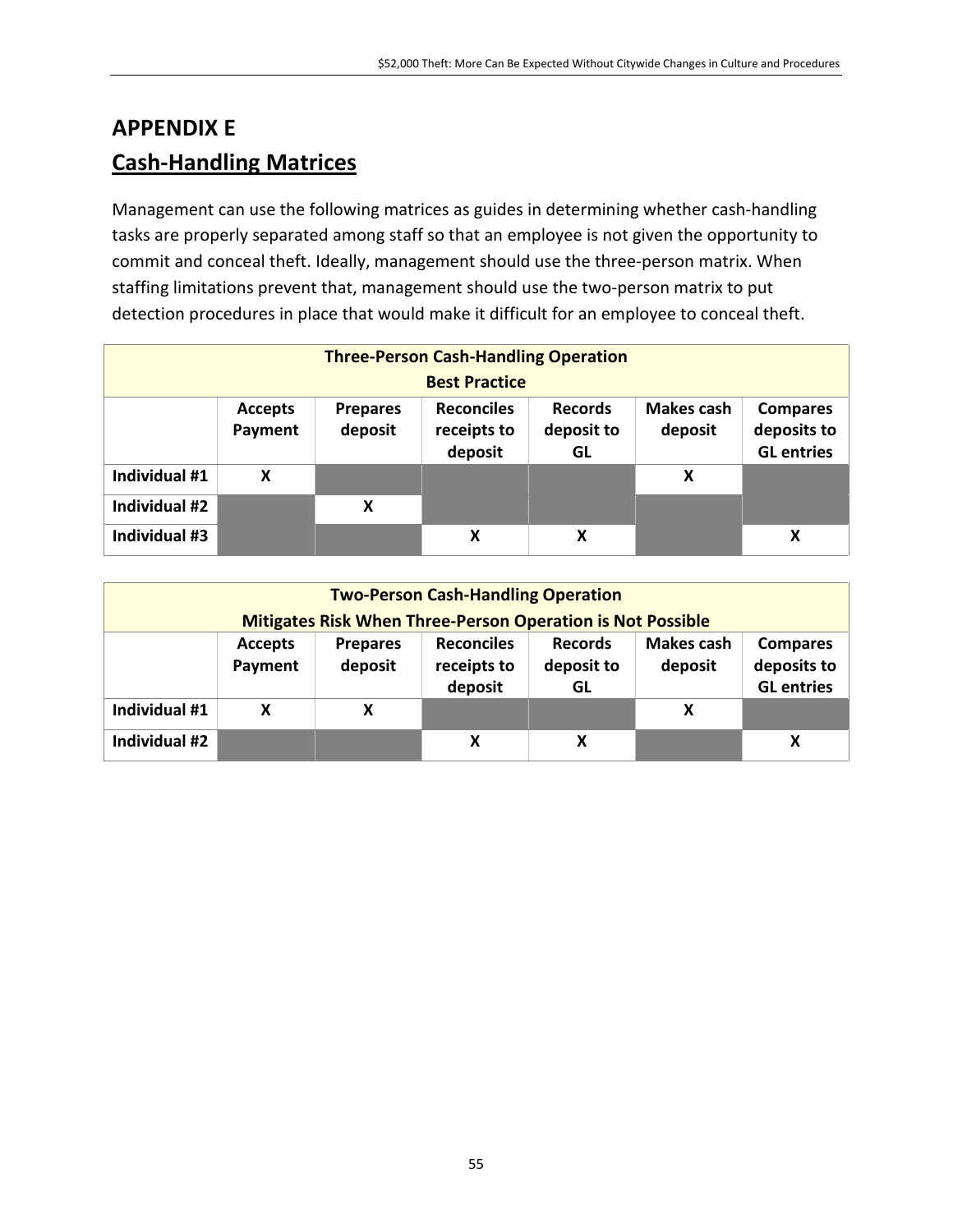## APPENDIX E

## Cash-Handling Matrices

Management can use the following matrices as guides in determining whether cash-handling tasks are properly separated among staff so that an employee is not given the opportunity to commit and conceal theft. Ideally, management should use the three-person matrix. When staffing limitations prevent that, management should use the two-person matrix to put detection procedures in place that would make it difficult for an employee to conceal theft.

| **Three-Person Cash-Handling Operation Best Practice** | | | | | | |
|---|---|---|---|---|---|---|
| | **Accepts Payment** | **Prepares deposit** | **Reconciles receipts to deposit** | **Records deposit to GL** | **Makes cash deposit** | **Compares deposits to GL entries** |
| **Individual #1** | X | | | | X | |
| **Individual #2** | | X | | | | |
| **Individual #3** | | | X | X | | X |

| **Two-Person Cash-Handling Operation Mitigates Risk When Three-Person Operation is Not Possible** | | | | | | |
|---|---|---|---|---|---|---|
| | **Accepts Payment** | **Prepares deposit** | **Reconciles receipts to deposit** | **Records deposit to GL** | **Makes cash deposit** | **Compares deposits to GL entries** |
| **Individual #1** | X | X | | | X | |
| **Individual #2** | | | X | X | | X |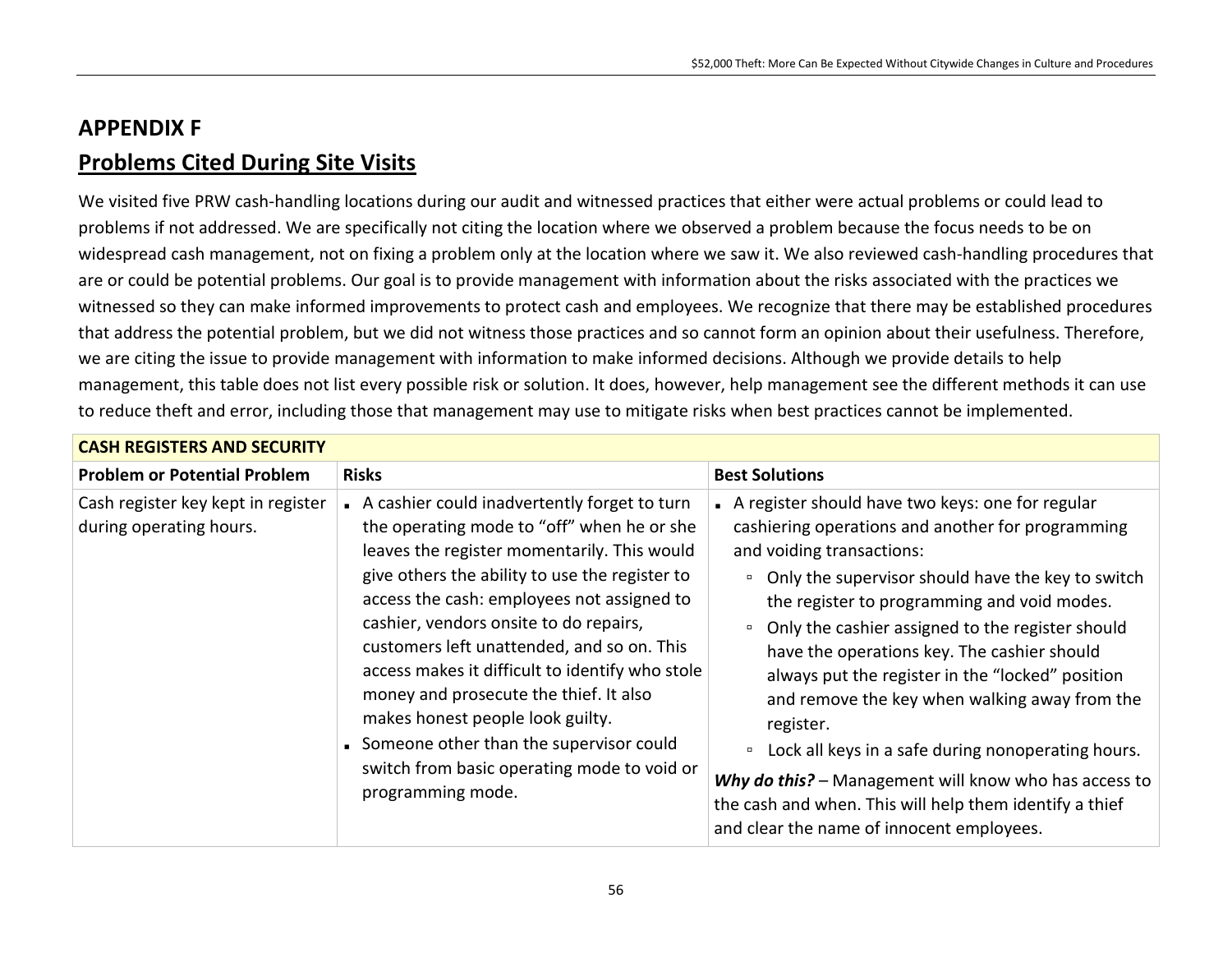# APPENDIX F

## Problems Cited During Site Visits

We visited five PRW cash-handling locations during our audit and witnessed practices that either were actual problems or could lead to problems if not addressed. We are specifically not citing the location where we observed a problem because the focus needs to be on widespread cash management, not on fixing a problem only at the location where we saw it. We also reviewed cash-handling procedures that are or could be potential problems. Our goal is to provide management with information about the risks associated with the practices we witnessed so they can make informed improvements to protect cash and employees. We recognize that there may be established procedures that address the potential problem, but we did not witness those practices and so cannot form an opinion about their usefulness. Therefore, we are citing the issue to provide management with information to make informed decisions. Although we provide details to help management, this table does not list every possible risk or solution. It does, however, help management see the different methods it can use to reduce theft and error, including those that management may use to mitigate risks when best practices cannot be implemented.

| **CASH REGISTERS AND SECURITY** | | |
|---|---|---|
| **Problem or Potential Problem** | **Risks** | **Best Solutions** |
| Cash register key kept in register during operating hours. | ▪ A cashier could inadvertently forget to turn the operating mode to "off" when he or she leaves the register momentarily. This would give others the ability to use the register to access the cash: employees not assigned to cashier, vendors onsite to do repairs, customers left unattended, and so on. This access makes it difficult to identify who stole money and prosecute the thief. It also makes honest people look guilty.<br>▪ Someone other than the supervisor could switch from basic operating mode to void or programming mode. | ▪ A register should have two keys: one for regular cashiering operations and another for programming and voiding transactions:<br>▫ Only the supervisor should have the key to switch the register to programming and void modes.<br>▫ Only the cashier assigned to the register should have the operations key. The cashier should always put the register in the "locked" position and remove the key when walking away from the register.<br>▫ Lock all keys in a safe during nonoperating hours.<br>***Why do this?*** – Management will know who has access to the cash and when. This will help them identify a thief and clear the name of innocent employees. |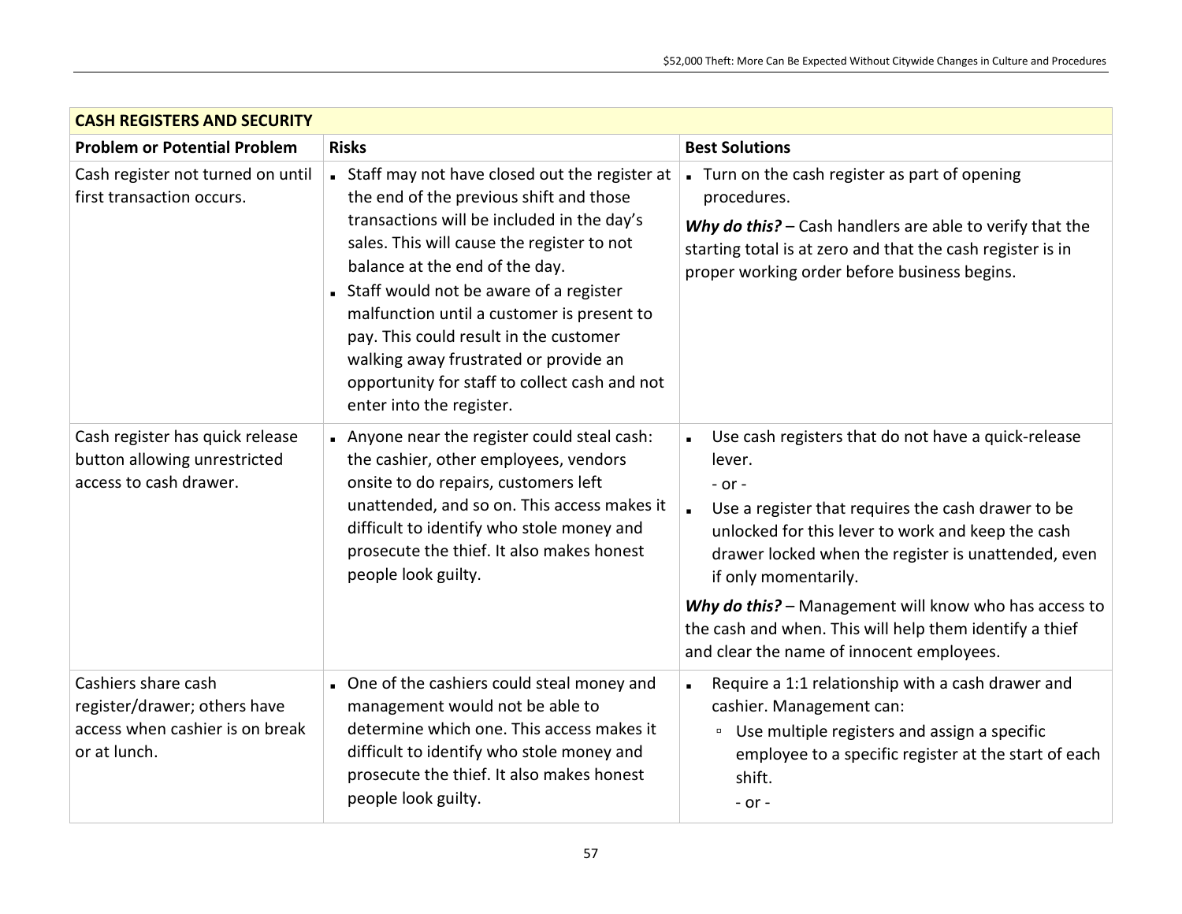| CASH REGISTERS AND SECURITY | | |
|---|---|---|
| **Problem or Potential Problem** | **Risks** | **Best Solutions** |
| Cash register not turned on until first transaction occurs. | - Staff may not have closed out the register at the end of the previous shift and those transactions will be included in the day's sales. This will cause the register to not balance at the end of the day.<br>- Staff would not be aware of a register malfunction until a customer is present to pay. This could result in the customer walking away frustrated or provide an opportunity for staff to collect cash and not enter into the register. | - Turn on the cash register as part of opening procedures.<br>***Why do this?*** – Cash handlers are able to verify that the starting total is at zero and that the cash register is in proper working order before business begins. |
| Cash register has quick release button allowing unrestricted access to cash drawer. | - Anyone near the register could steal cash: the cashier, other employees, vendors onsite to do repairs, customers left unattended, and so on. This access makes it difficult to identify who stole money and prosecute the thief. It also makes honest people look guilty. | - Use cash registers that do not have a quick-release lever.<br>- or -<br>- Use a register that requires the cash drawer to be unlocked for this lever to work and keep the cash drawer locked when the register is unattended, even if only momentarily.<br>***Why do this?*** – Management will know who has access to the cash and when. This will help them identify a thief and clear the name of innocent employees. |
| Cashiers share cash register/drawer; others have access when cashier is on break or at lunch. | - One of the cashiers could steal money and management would not be able to determine which one. This access makes it difficult to identify who stole money and prosecute the thief. It also makes honest people look guilty. | - Require a 1:1 relationship with a cash drawer and cashier. Management can:<br>&nbsp;&nbsp;▫ Use multiple registers and assign a specific employee to a specific register at the start of each shift.<br>&nbsp;&nbsp;- or - |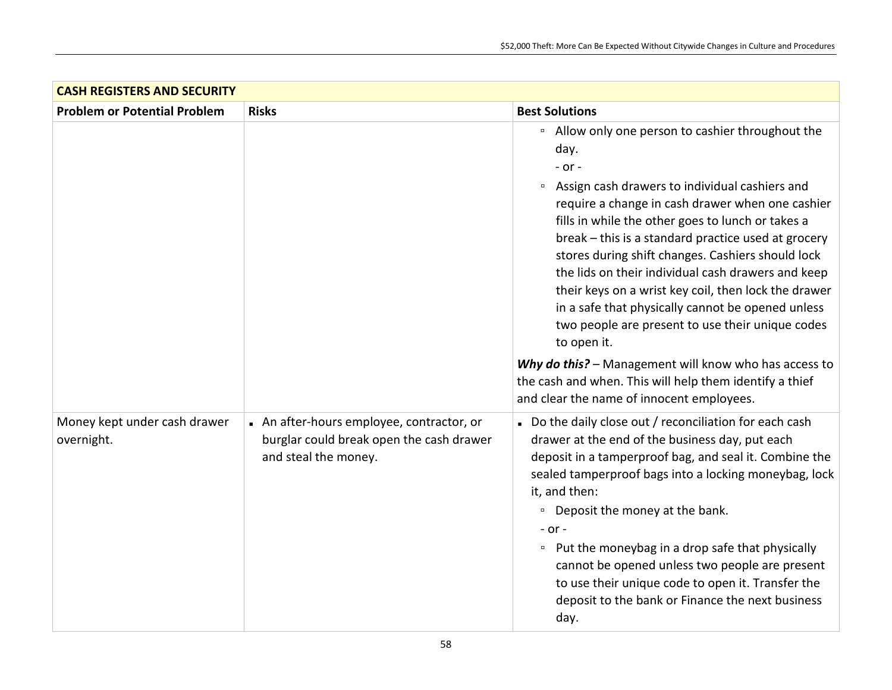| **CASH REGISTERS AND SECURITY** | | |
|---|---|---|
| **Problem or Potential Problem** | **Risks** | **Best Solutions** |
| | | ▫ Allow only one person to cashier throughout the day.<br>- or -<br>▫ Assign cash drawers to individual cashiers and require a change in cash drawer when one cashier fills in while the other goes to lunch or takes a break – this is a standard practice used at grocery stores during shift changes. Cashiers should lock the lids on their individual cash drawers and keep their keys on a wrist key coil, then lock the drawer in a safe that physically cannot be opened unless two people are present to use their unique codes to open it.<br><br>***Why do this?*** – Management will know who has access to the cash and when. This will help them identify a thief and clear the name of innocent employees. |
| Money kept under cash drawer overnight. | ▪ An after-hours employee, contractor, or burglar could break open the cash drawer and steal the money. | ▪ Do the daily close out / reconciliation for each cash drawer at the end of the business day, put each deposit in a tamperproof bag, and seal it. Combine the sealed tamperproof bags into a locking moneybag, lock it, and then:<br>▫ Deposit the money at the bank.<br>- or -<br>▫ Put the moneybag in a drop safe that physically cannot be opened unless two people are present to use their unique code to open it. Transfer the deposit to the bank or Finance the next business day. |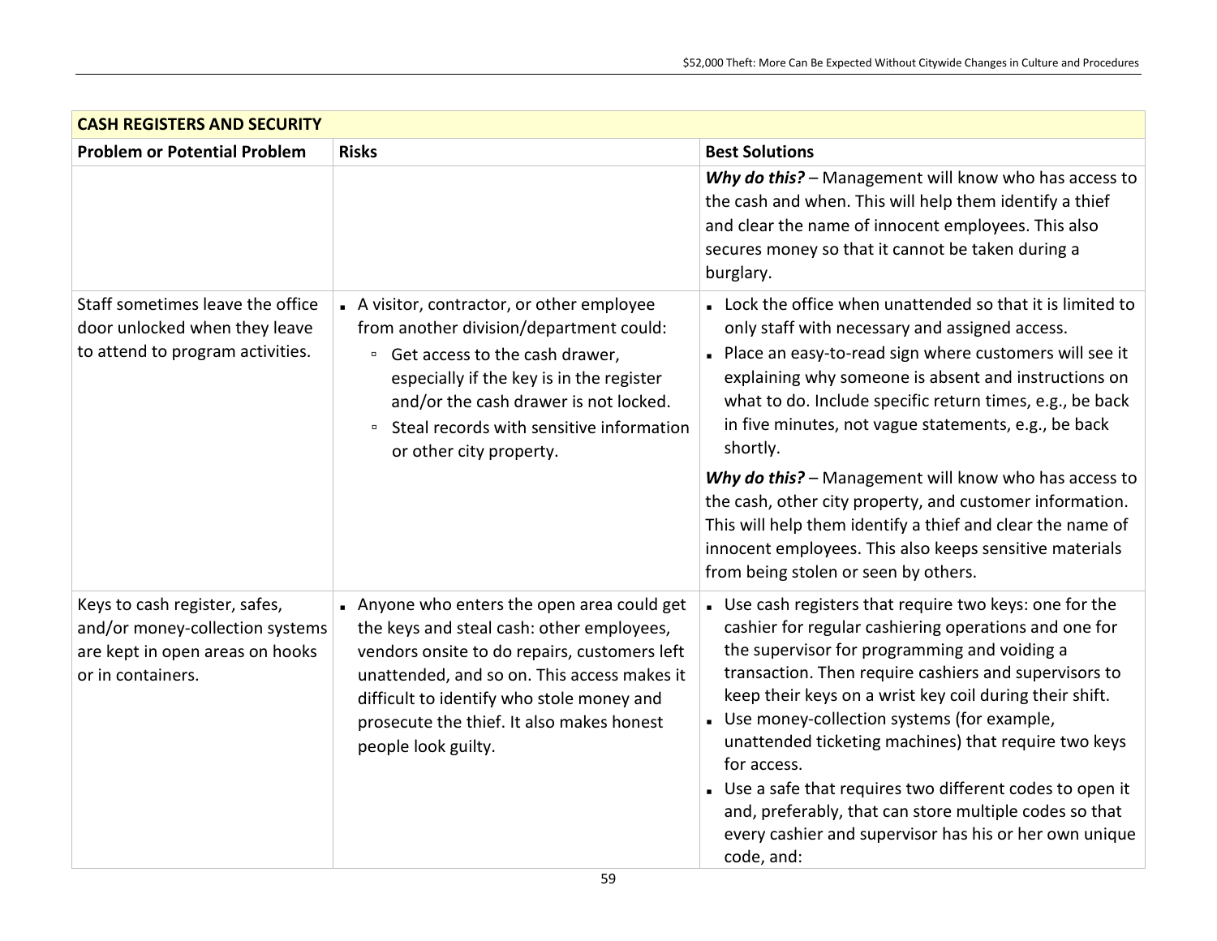| CASH REGISTERS AND SECURITY | | |
|---|---|---|
| **Problem or Potential Problem** | **Risks** | **Best Solutions** |
| | | ***Why do this?*** – Management will know who has access to the cash and when. This will help them identify a thief and clear the name of innocent employees. This also secures money so that it cannot be taken during a burglary. |
| Staff sometimes leave the office door unlocked when they leave to attend to program activities. | ▪ A visitor, contractor, or other employee from another division/department could:<br>▫ Get access to the cash drawer, especially if the key is in the register and/or the cash drawer is not locked.<br>▫ Steal records with sensitive information or other city property. | ▪ Lock the office when unattended so that it is limited to only staff with necessary and assigned access.<br>▪ Place an easy-to-read sign where customers will see it explaining why someone is absent and instructions on what to do. Include specific return times, e.g., be back in five minutes, not vague statements, e.g., be back shortly.<br><br>***Why do this?*** – Management will know who has access to the cash, other city property, and customer information. This will help them identify a thief and clear the name of innocent employees. This also keeps sensitive materials from being stolen or seen by others. |
| Keys to cash register, safes, and/or money-collection systems are kept in open areas on hooks or in containers. | ▪ Anyone who enters the open area could get the keys and steal cash: other employees, vendors onsite to do repairs, customers left unattended, and so on. This access makes it difficult to identify who stole money and prosecute the thief. It also makes honest people look guilty. | ▪ Use cash registers that require two keys: one for the cashier for regular cashiering operations and one for the supervisor for programming and voiding a transaction. Then require cashiers and supervisors to keep their keys on a wrist key coil during their shift.<br>▪ Use money-collection systems (for example, unattended ticketing machines) that require two keys for access.<br>▪ Use a safe that requires two different codes to open it and, preferably, that can store multiple codes so that every cashier and supervisor has his or her own unique code, and: |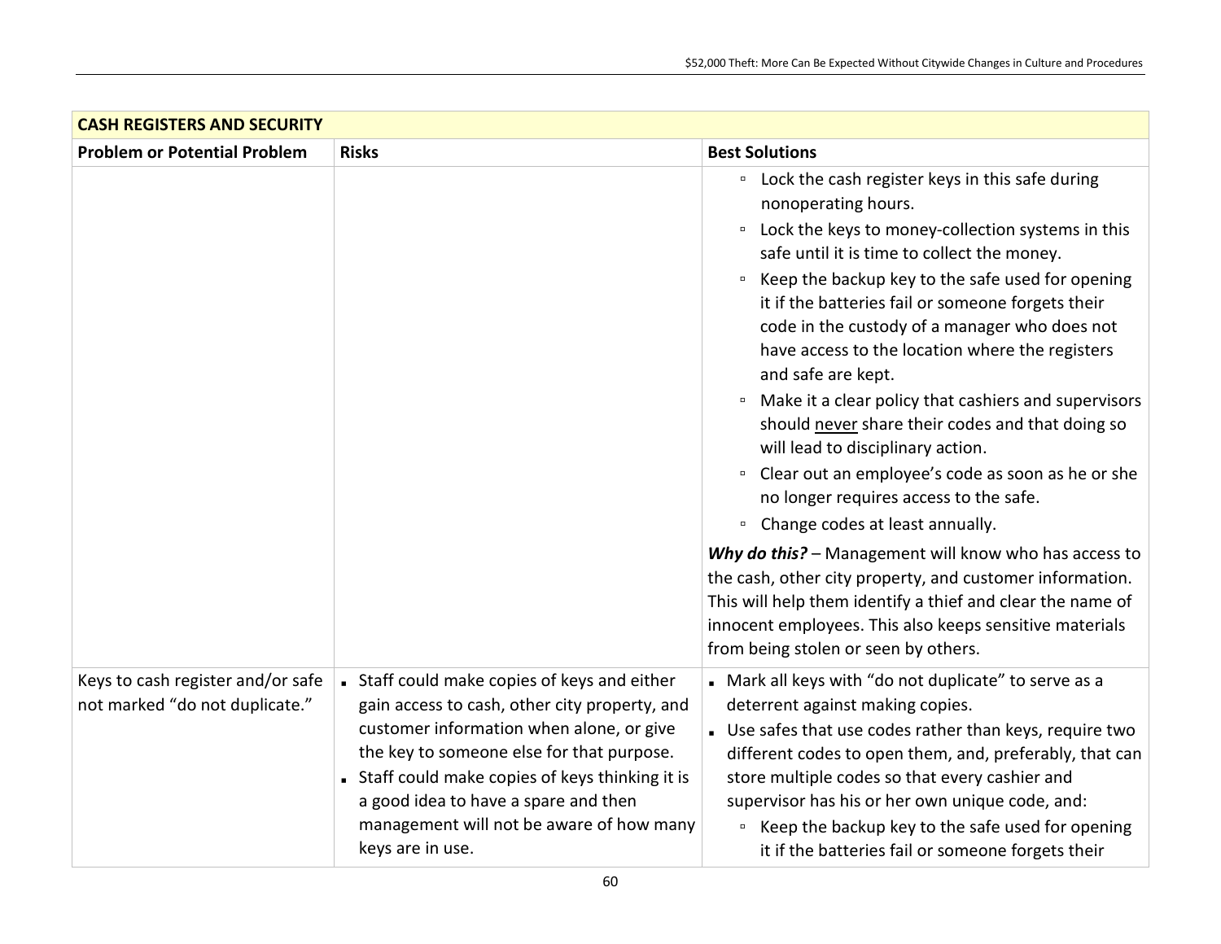| CASH REGISTERS AND SECURITY | | |
|---|---|---|
| **Problem or Potential Problem** | **Risks** | **Best Solutions** |
| | | ▫ Lock the cash register keys in this safe during nonoperating hours.<br>▫ Lock the keys to money-collection systems in this safe until it is time to collect the money.<br>▫ Keep the backup key to the safe used for opening it if the batteries fail or someone forgets their code in the custody of a manager who does not have access to the location where the registers and safe are kept.<br>▫ Make it a clear policy that cashiers and supervisors should <u>never</u> share their codes and that doing so will lead to disciplinary action.<br>▫ Clear out an employee's code as soon as he or she no longer requires access to the safe.<br>▫ Change codes at least annually.<br><br>***Why do this?*** – Management will know who has access to the cash, other city property, and customer information. This will help them identify a thief and clear the name of innocent employees. This also keeps sensitive materials from being stolen or seen by others. |
| Keys to cash register and/or safe not marked "do not duplicate." | ▪ Staff could make copies of keys and either gain access to cash, other city property, and customer information when alone, or give the key to someone else for that purpose.<br>▪ Staff could make copies of keys thinking it is a good idea to have a spare and then management will not be aware of how many keys are in use. | ▪ Mark all keys with "do not duplicate" to serve as a deterrent against making copies.<br>▪ Use safes that use codes rather than keys, require two different codes to open them, and, preferably, that can store multiple codes so that every cashier and supervisor has his or her own unique code, and:<br>▫ Keep the backup key to the safe used for opening it if the batteries fail or someone forgets their |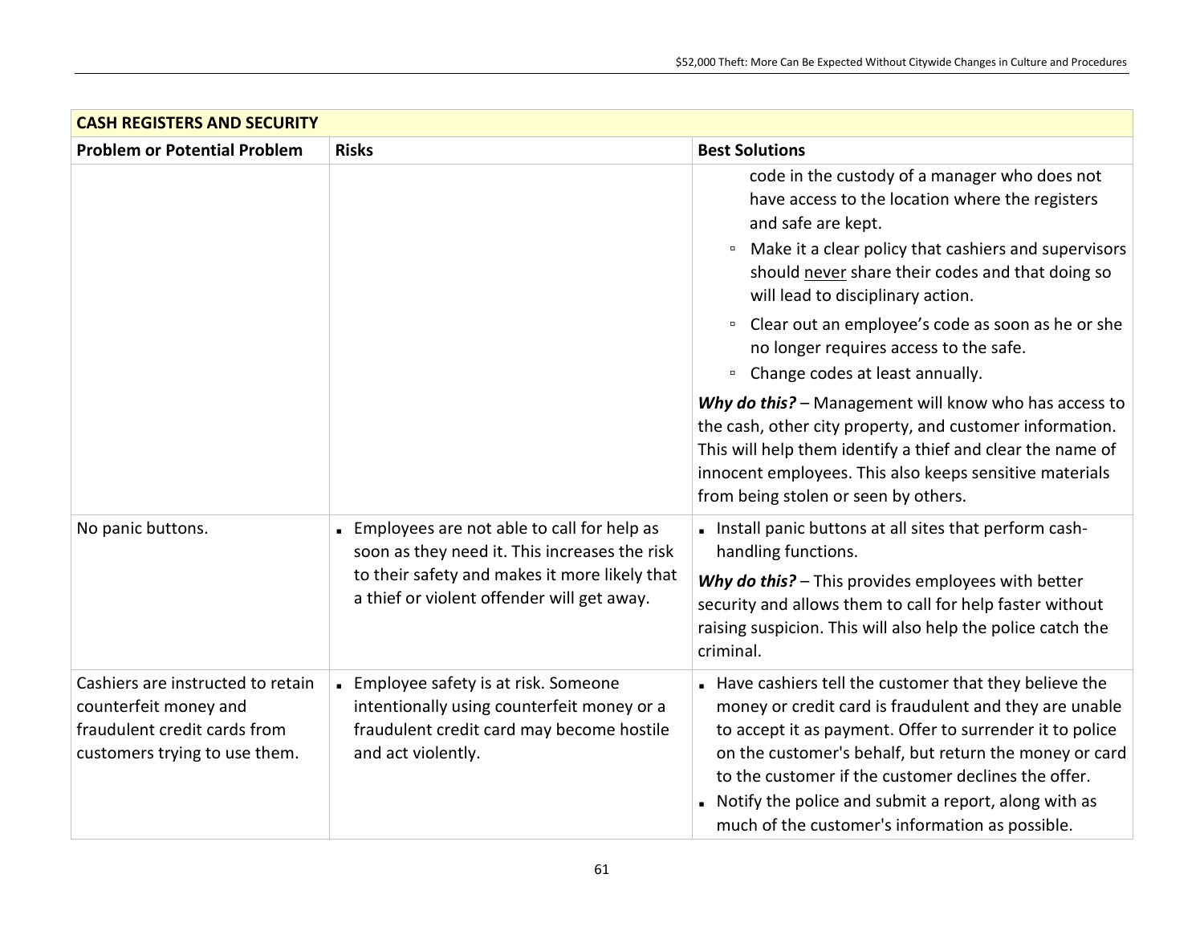| CASH REGISTERS AND SECURITY | | |
|---|---|---|
| **Problem or Potential Problem** | **Risks** | **Best Solutions** |
| | | code in the custody of a manager who does not have access to the location where the registers and safe are kept.<br>▫ Make it a clear policy that cashiers and supervisors should never share their codes and that doing so will lead to disciplinary action.<br>▫ Clear out an employee's code as soon as he or she no longer requires access to the safe.<br>▫ Change codes at least annually.<br>***Why do this?*** – Management will know who has access to the cash, other city property, and customer information. This will help them identify a thief and clear the name of innocent employees. This also keeps sensitive materials from being stolen or seen by others. |
| No panic buttons. | ▪ Employees are not able to call for help as soon as they need it. This increases the risk to their safety and makes it more likely that a thief or violent offender will get away. | ▪ Install panic buttons at all sites that perform cash-handling functions.<br>***Why do this?*** – This provides employees with better security and allows them to call for help faster without raising suspicion. This will also help the police catch the criminal. |
| Cashiers are instructed to retain counterfeit money and fraudulent credit cards from customers trying to use them. | ▪ Employee safety is at risk. Someone intentionally using counterfeit money or a fraudulent credit card may become hostile and act violently. | ▪ Have cashiers tell the customer that they believe the money or credit card is fraudulent and they are unable to accept it as payment. Offer to surrender it to police on the customer's behalf, but return the money or card to the customer if the customer declines the offer.<br>▪ Notify the police and submit a report, along with as much of the customer's information as possible. |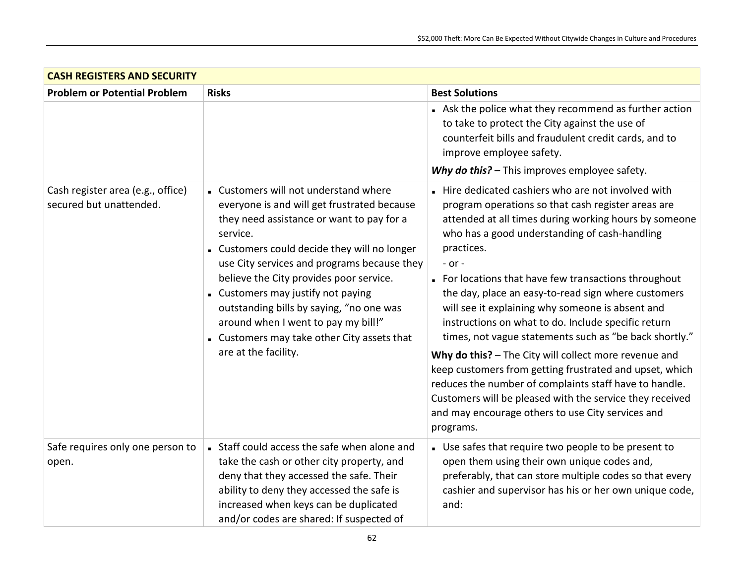| CASH REGISTERS AND SECURITY | | |
|---|---|---|
| **Problem or Potential Problem** | **Risks** | **Best Solutions** |
| | | ▪ Ask the police what they recommend as further action to take to protect the City against the use of counterfeit bills and fraudulent credit cards, and to improve employee safety.<br><br>***Why do this?*** – This improves employee safety. |
| Cash register area (e.g., office) secured but unattended. | ▪ Customers will not understand where everyone is and will get frustrated because they need assistance or want to pay for a service.<br>▪ Customers could decide they will no longer use City services and programs because they believe the City provides poor service.<br>▪ Customers may justify not paying outstanding bills by saying, "no one was around when I went to pay my bill!"<br>▪ Customers may take other City assets that are at the facility. | ▪ Hire dedicated cashiers who are not involved with program operations so that cash register areas are attended at all times during working hours by someone who has a good understanding of cash-handling practices.<br>- or -<br>▪ For locations that have few transactions throughout the day, place an easy-to-read sign where customers will see it explaining why someone is absent and instructions on what to do. Include specific return times, not vague statements such as "be back shortly."<br><br>**Why do this?** – The City will collect more revenue and keep customers from getting frustrated and upset, which reduces the number of complaints staff have to handle. Customers will be pleased with the service they received and may encourage others to use City services and programs. |
| Safe requires only one person to open. | ▪ Staff could access the safe when alone and take the cash or other city property, and deny that they accessed the safe. Their ability to deny they accessed the safe is increased when keys can be duplicated and/or codes are shared: If suspected of | ▪ Use safes that require two people to be present to open them using their own unique codes and, preferably, that can store multiple codes so that every cashier and supervisor has his or her own unique code, and: |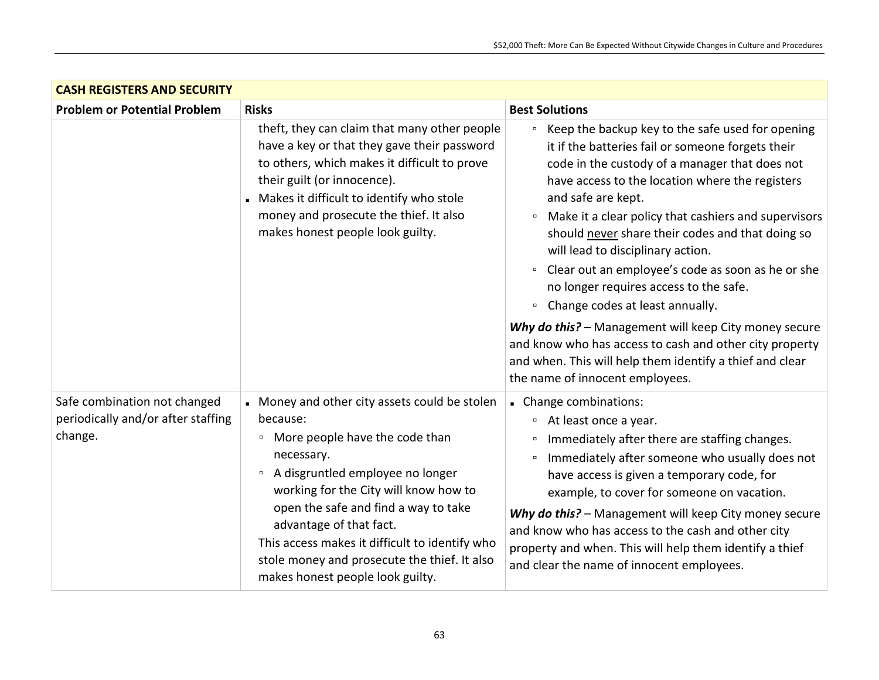| CASH REGISTERS AND SECURITY | | |
|---|---|---|
| **Problem or Potential Problem** | **Risks** | **Best Solutions** |
| | theft, they can claim that many other people have a key or that they gave their password to others, which makes it difficult to prove their guilt (or innocence).<br>▪ Makes it difficult to identify who stole money and prosecute the thief. It also makes honest people look guilty. | ▫ Keep the backup key to the safe used for opening it if the batteries fail or someone forgets their code in the custody of a manager that does not have access to the location where the registers and safe are kept.<br>▫ Make it a clear policy that cashiers and supervisors should <u>never</u> share their codes and that doing so will lead to disciplinary action.<br>▫ Clear out an employee's code as soon as he or she no longer requires access to the safe.<br>▫ Change codes at least annually.<br><br>***Why do this?*** – Management will keep City money secure and know who has access to cash and other city property and when. This will help them identify a thief and clear the name of innocent employees. |
| Safe combination not changed periodically and/or after staffing change. | ▪ Money and other city assets could be stolen because:<br>▫ More people have the code than necessary.<br>▫ A disgruntled employee no longer working for the City will know how to open the safe and find a way to take advantage of that fact.<br>This access makes it difficult to identify who stole money and prosecute the thief. It also makes honest people look guilty. | ▪ Change combinations:<br>▫ At least once a year.<br>▫ Immediately after there are staffing changes.<br>▫ Immediately after someone who usually does not have access is given a temporary code, for example, to cover for someone on vacation.<br><br>***Why do this?*** – Management will keep City money secure and know who has access to the cash and other city property and when. This will help them identify a thief and clear the name of innocent employees. |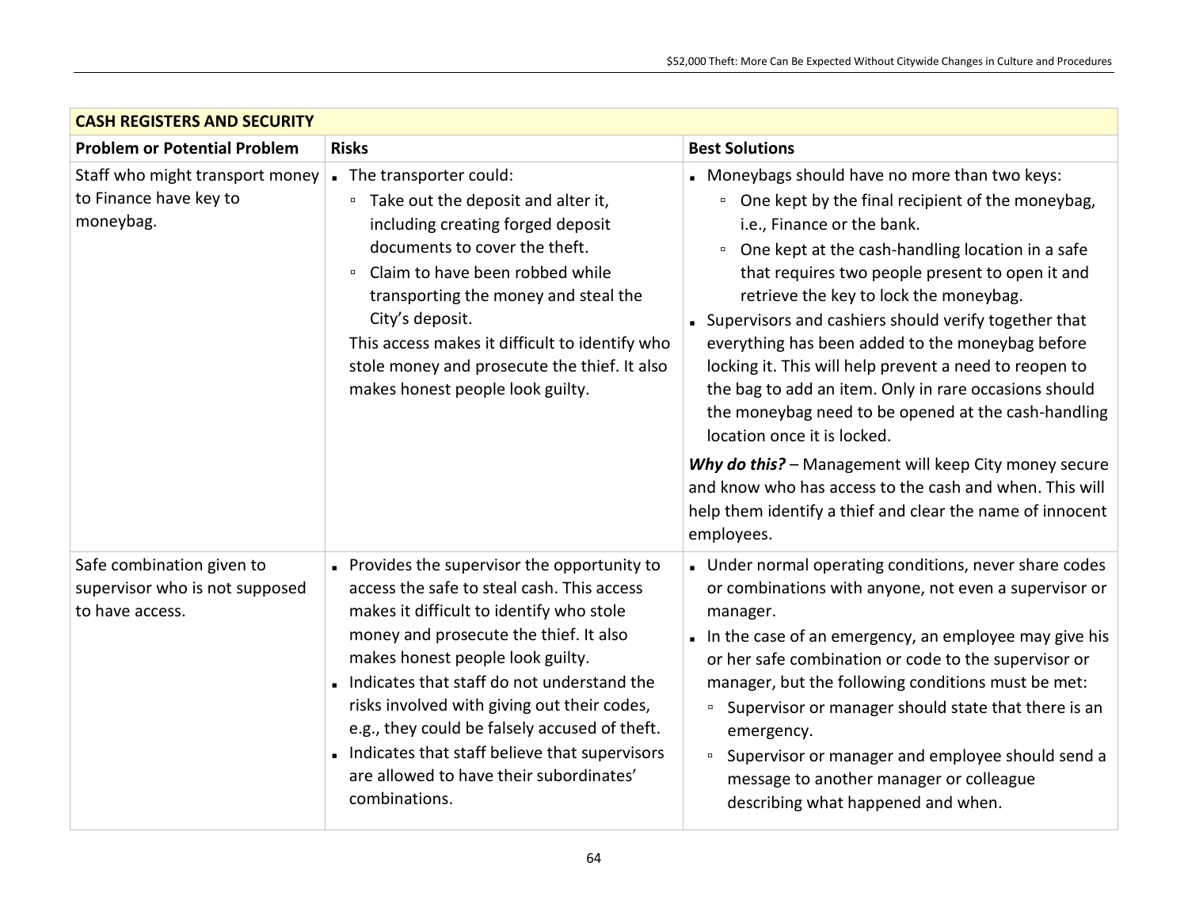| CASH REGISTERS AND SECURITY | | |
|---|---|---|
| **Problem or Potential Problem** | **Risks** | **Best Solutions** |
| Staff who might transport money to Finance have key to moneybag. | ▪ The transporter could:<br>▫ Take out the deposit and alter it, including creating forged deposit documents to cover the theft.<br>▫ Claim to have been robbed while transporting the money and steal the City's deposit.<br>This access makes it difficult to identify who stole money and prosecute the thief. It also makes honest people look guilty. | ▪ Moneybags should have no more than two keys:<br>▫ One kept by the final recipient of the moneybag, i.e., Finance or the bank.<br>▫ One kept at the cash-handling location in a safe that requires two people present to open it and retrieve the key to lock the moneybag.<br>▪ Supervisors and cashiers should verify together that everything has been added to the moneybag before locking it. This will help prevent a need to reopen to the bag to add an item. Only in rare occasions should the moneybag need to be opened at the cash-handling location once it is locked.<br>***Why do this?*** – Management will keep City money secure and know who has access to the cash and when. This will help them identify a thief and clear the name of innocent employees. |
| Safe combination given to supervisor who is not supposed to have access. | ▪ Provides the supervisor the opportunity to access the safe to steal cash. This access makes it difficult to identify who stole money and prosecute the thief. It also makes honest people look guilty.<br>▪ Indicates that staff do not understand the risks involved with giving out their codes, e.g., they could be falsely accused of theft.<br>▪ Indicates that staff believe that supervisors are allowed to have their subordinates' combinations. | ▪ Under normal operating conditions, never share codes or combinations with anyone, not even a supervisor or manager.<br>▪ In the case of an emergency, an employee may give his or her safe combination or code to the supervisor or manager, but the following conditions must be met:<br>▫ Supervisor or manager should state that there is an emergency.<br>▫ Supervisor or manager and employee should send a message to another manager or colleague describing what happened and when. |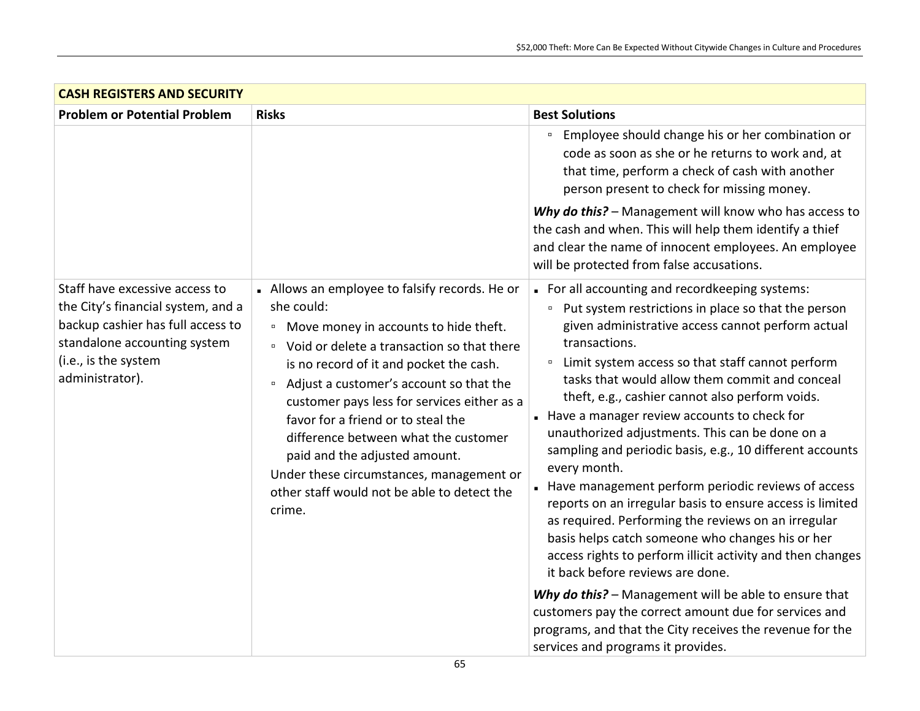| CASH REGISTERS AND SECURITY | | |
|---|---|---|
| **Problem or Potential Problem** | **Risks** | **Best Solutions** |
| | | ▫ Employee should change his or her combination or code as soon as she or he returns to work and, at that time, perform a check of cash with another person present to check for missing money.<br><br>***Why do this?*** – Management will know who has access to the cash and when. This will help them identify a thief and clear the name of innocent employees. An employee will be protected from false accusations. |
| Staff have excessive access to the City's financial system, and a backup cashier has full access to standalone accounting system (i.e., is the system administrator). | ▪ Allows an employee to falsify records. He or she could:<br>▫ Move money in accounts to hide theft.<br>▫ Void or delete a transaction so that there is no record of it and pocket the cash.<br>▫ Adjust a customer's account so that the customer pays less for services either as a favor for a friend or to steal the difference between what the customer paid and the adjusted amount.<br>Under these circumstances, management or other staff would not be able to detect the crime. | ▪ For all accounting and recordkeeping systems:<br>▫ Put system restrictions in place so that the person given administrative access cannot perform actual transactions.<br>▫ Limit system access so that staff cannot perform tasks that would allow them commit and conceal theft, e.g., cashier cannot also perform voids.<br>▪ Have a manager review accounts to check for unauthorized adjustments. This can be done on a sampling and periodic basis, e.g., 10 different accounts every month.<br>▪ Have management perform periodic reviews of access reports on an irregular basis to ensure access is limited as required. Performing the reviews on an irregular basis helps catch someone who changes his or her access rights to perform illicit activity and then changes it back before reviews are done.<br><br>***Why do this?*** – Management will be able to ensure that customers pay the correct amount due for services and programs, and that the City receives the revenue for the services and programs it provides. |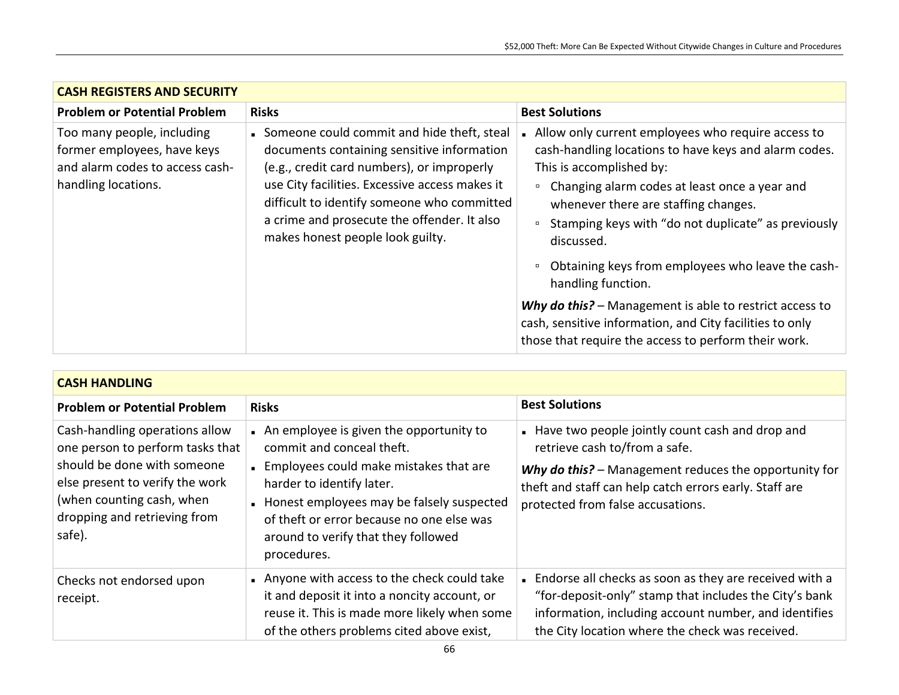| CASH REGISTERS AND SECURITY | | |
|---|---|---|
| **Problem or Potential Problem** | **Risks** | **Best Solutions** |
| Too many people, including former employees, have keys and alarm codes to access cash-handling locations. | ▪ Someone could commit and hide theft, steal documents containing sensitive information (e.g., credit card numbers), or improperly use City facilities. Excessive access makes it difficult to identify someone who committed a crime and prosecute the offender. It also makes honest people look guilty. | ▪ Allow only current employees who require access to cash-handling locations to have keys and alarm codes. This is accomplished by: <br>▫ Changing alarm codes at least once a year and whenever there are staffing changes. <br>▫ Stamping keys with "do not duplicate" as previously discussed. <br>▫ Obtaining keys from employees who leave the cash-handling function. <br>***Why do this?*** – Management is able to restrict access to cash, sensitive information, and City facilities to only those that require the access to perform their work. |

| CASH HANDLING | | |
|---|---|---|
| **Problem or Potential Problem** | **Risks** | **Best Solutions** |
| Cash-handling operations allow one person to perform tasks that should be done with someone else present to verify the work (when counting cash, when dropping and retrieving from safe). | ▪ An employee is given the opportunity to commit and conceal theft. <br>▪ Employees could make mistakes that are harder to identify later. <br>▪ Honest employees may be falsely suspected of theft or error because no one else was around to verify that they followed procedures. | ▪ Have two people jointly count cash and drop and retrieve cash to/from a safe. <br>***Why do this?*** – Management reduces the opportunity for theft and staff can help catch errors early. Staff are protected from false accusations. |
| Checks not endorsed upon receipt. | ▪ Anyone with access to the check could take it and deposit it into a noncity account, or reuse it. This is made more likely when some of the others problems cited above exist, | ▪ Endorse all checks as soon as they are received with a "for-deposit-only" stamp that includes the City's bank information, including account number, and identifies the City location where the check was received. |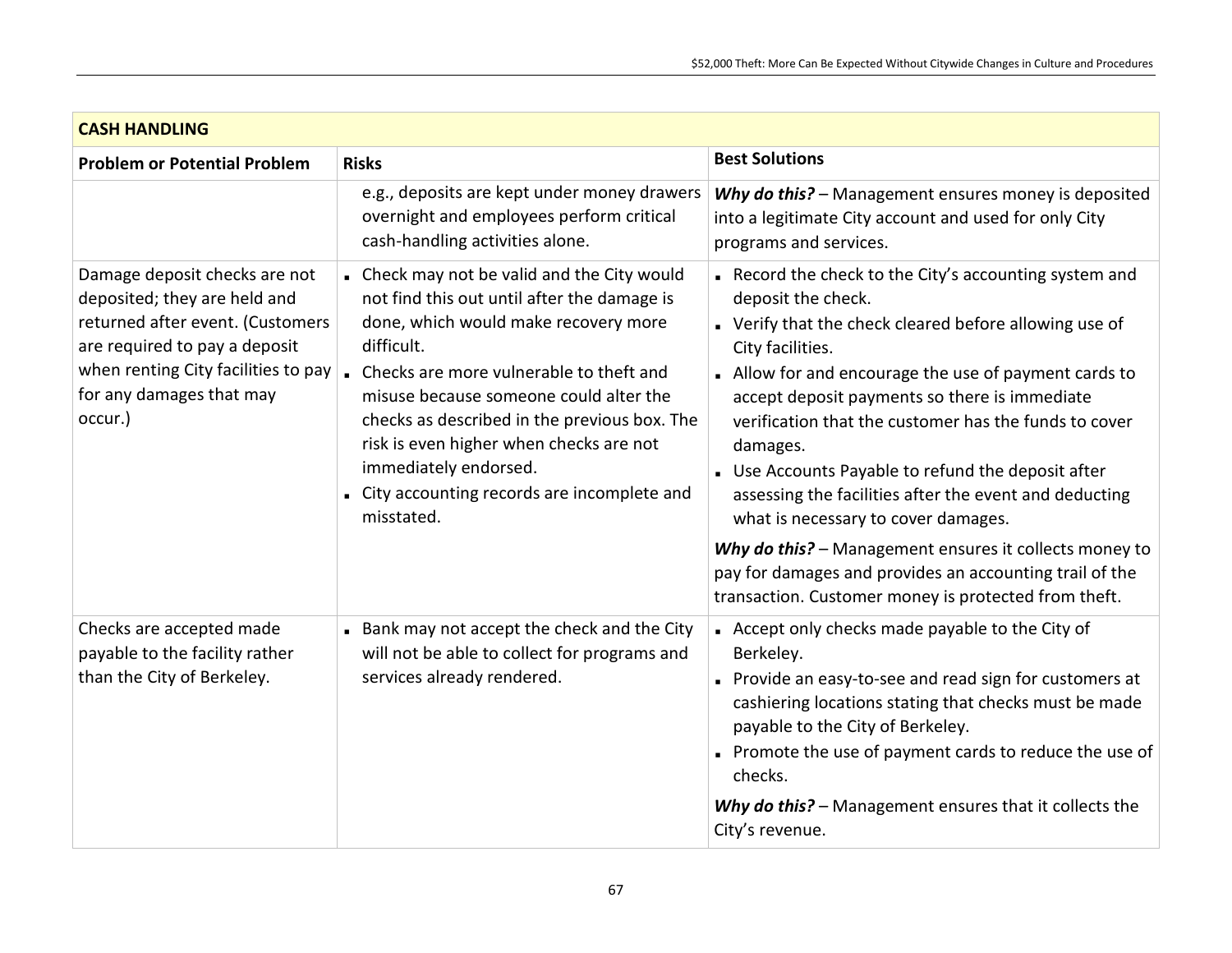| CASH HANDLING | | |
|---|---|---|
| **Problem or Potential Problem** | **Risks** | **Best Solutions** |
| | e.g., deposits are kept under money drawers overnight and employees perform critical cash-handling activities alone. | ***Why do this?*** – Management ensures money is deposited into a legitimate City account and used for only City programs and services. |
| Damage deposit checks are not deposited; they are held and returned after event. (Customers are required to pay a deposit when renting City facilities to pay for any damages that may occur.) | - Check may not be valid and the City would not find this out until after the damage is done, which would make recovery more difficult.<br>- Checks are more vulnerable to theft and misuse because someone could alter the checks as described in the previous box. The risk is even higher when checks are not immediately endorsed.<br>- City accounting records are incomplete and misstated. | - Record the check to the City's accounting system and deposit the check.<br>- Verify that the check cleared before allowing use of City facilities.<br>- Allow for and encourage the use of payment cards to accept deposit payments so there is immediate verification that the customer has the funds to cover damages.<br>- Use Accounts Payable to refund the deposit after assessing the facilities after the event and deducting what is necessary to cover damages.<br><br>***Why do this?*** – Management ensures it collects money to pay for damages and provides an accounting trail of the transaction. Customer money is protected from theft. |
| Checks are accepted made payable to the facility rather than the City of Berkeley. | - Bank may not accept the check and the City will not be able to collect for programs and services already rendered. | - Accept only checks made payable to the City of Berkeley.<br>- Provide an easy-to-see and read sign for customers at cashiering locations stating that checks must be made payable to the City of Berkeley.<br>- Promote the use of payment cards to reduce the use of checks.<br><br>***Why do this?*** – Management ensures that it collects the City's revenue. |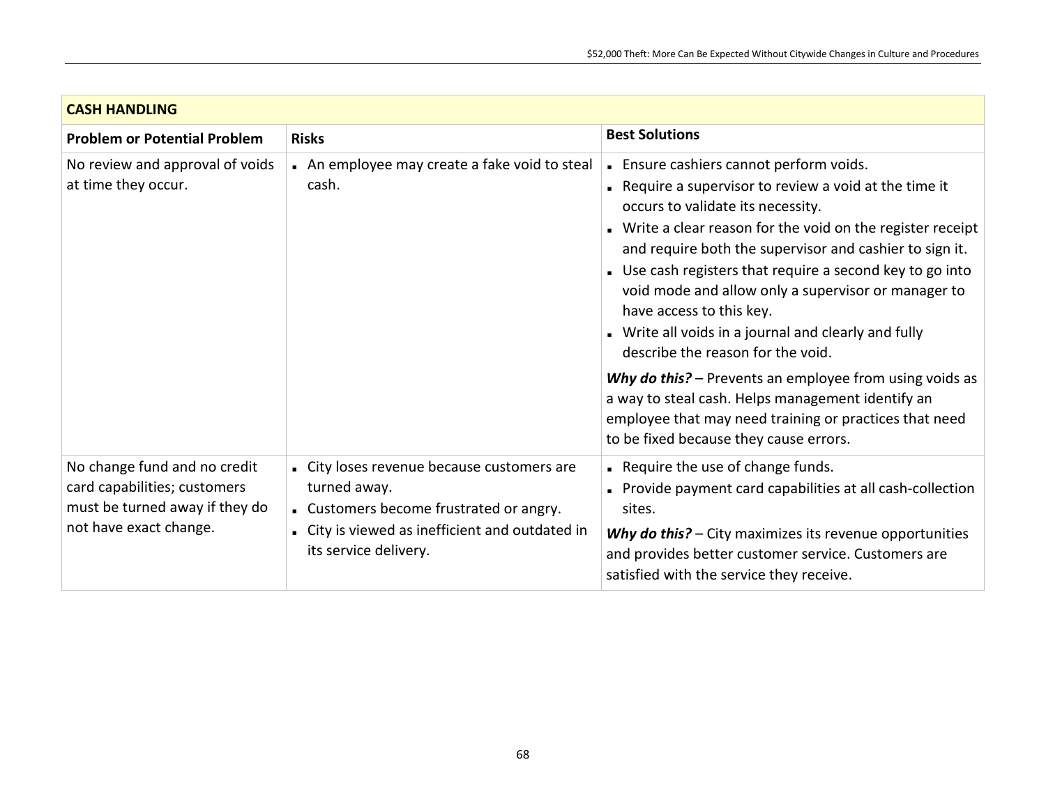| CASH HANDLING | | |
|---|---|---|
| **Problem or Potential Problem** | **Risks** | **Best Solutions** |
| No review and approval of voids at time they occur. | - An employee may create a fake void to steal cash. | - Ensure cashiers cannot perform voids.<br>- Require a supervisor to review a void at the time it occurs to validate its necessity.<br>- Write a clear reason for the void on the register receipt and require both the supervisor and cashier to sign it.<br>- Use cash registers that require a second key to go into void mode and allow only a supervisor or manager to have access to this key.<br>- Write all voids in a journal and clearly and fully describe the reason for the void.<br><br>***Why do this?*** – Prevents an employee from using voids as a way to steal cash. Helps management identify an employee that may need training or practices that need to be fixed because they cause errors. |
| No change fund and no credit card capabilities; customers must be turned away if they do not have exact change. | - City loses revenue because customers are turned away.<br>- Customers become frustrated or angry.<br>- City is viewed as inefficient and outdated in its service delivery. | - Require the use of change funds.<br>- Provide payment card capabilities at all cash-collection sites.<br><br>***Why do this?*** – City maximizes its revenue opportunities and provides better customer service. Customers are satisfied with the service they receive. |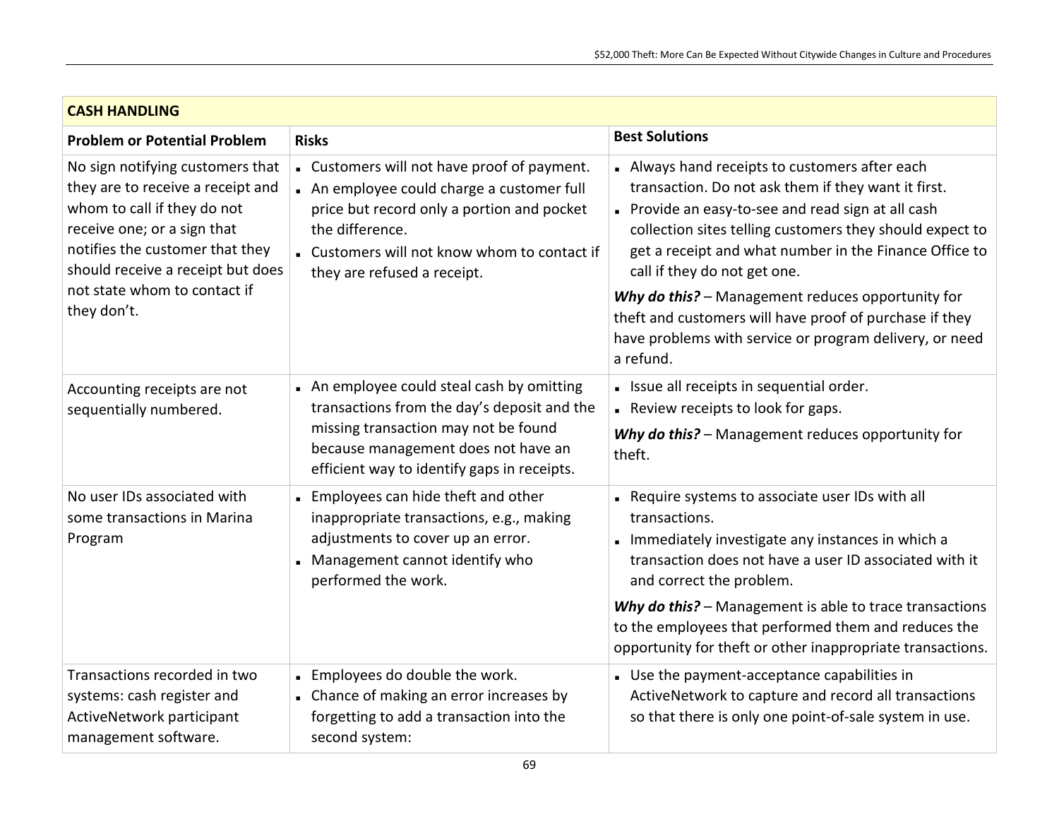| **CASH HANDLING** | | |
|---|---|---|
| **Problem or Potential Problem** | **Risks** | **Best Solutions** |
| No sign notifying customers that they are to receive a receipt and whom to call if they do not receive one; or a sign that notifies the customer that they should receive a receipt but does not state whom to contact if they don't. | ▪ Customers will not have proof of payment.<br>▪ An employee could charge a customer full price but record only a portion and pocket the difference.<br>▪ Customers will not know whom to contact if they are refused a receipt. | ▪ Always hand receipts to customers after each transaction. Do not ask them if they want it first.<br>▪ Provide an easy-to-see and read sign at all cash collection sites telling customers they should expect to get a receipt and what number in the Finance Office to call if they do not get one.<br>***Why do this?*** – Management reduces opportunity for theft and customers will have proof of purchase if they have problems with service or program delivery, or need a refund. |
| Accounting receipts are not sequentially numbered. | ▪ An employee could steal cash by omitting transactions from the day's deposit and the missing transaction may not be found because management does not have an efficient way to identify gaps in receipts. | ▪ Issue all receipts in sequential order.<br>▪ Review receipts to look for gaps.<br>***Why do this?*** – Management reduces opportunity for theft. |
| No user IDs associated with some transactions in Marina Program | ▪ Employees can hide theft and other inappropriate transactions, e.g., making adjustments to cover up an error.<br>▪ Management cannot identify who performed the work. | ▪ Require systems to associate user IDs with all transactions.<br>▪ Immediately investigate any instances in which a transaction does not have a user ID associated with it and correct the problem.<br>***Why do this?*** – Management is able to trace transactions to the employees that performed them and reduces the opportunity for theft or other inappropriate transactions. |
| Transactions recorded in two systems: cash register and ActiveNetwork participant management software. | ▪ Employees do double the work.<br>▪ Chance of making an error increases by forgetting to add a transaction into the second system: | ▪ Use the payment-acceptance capabilities in ActiveNetwork to capture and record all transactions so that there is only one point-of-sale system in use. |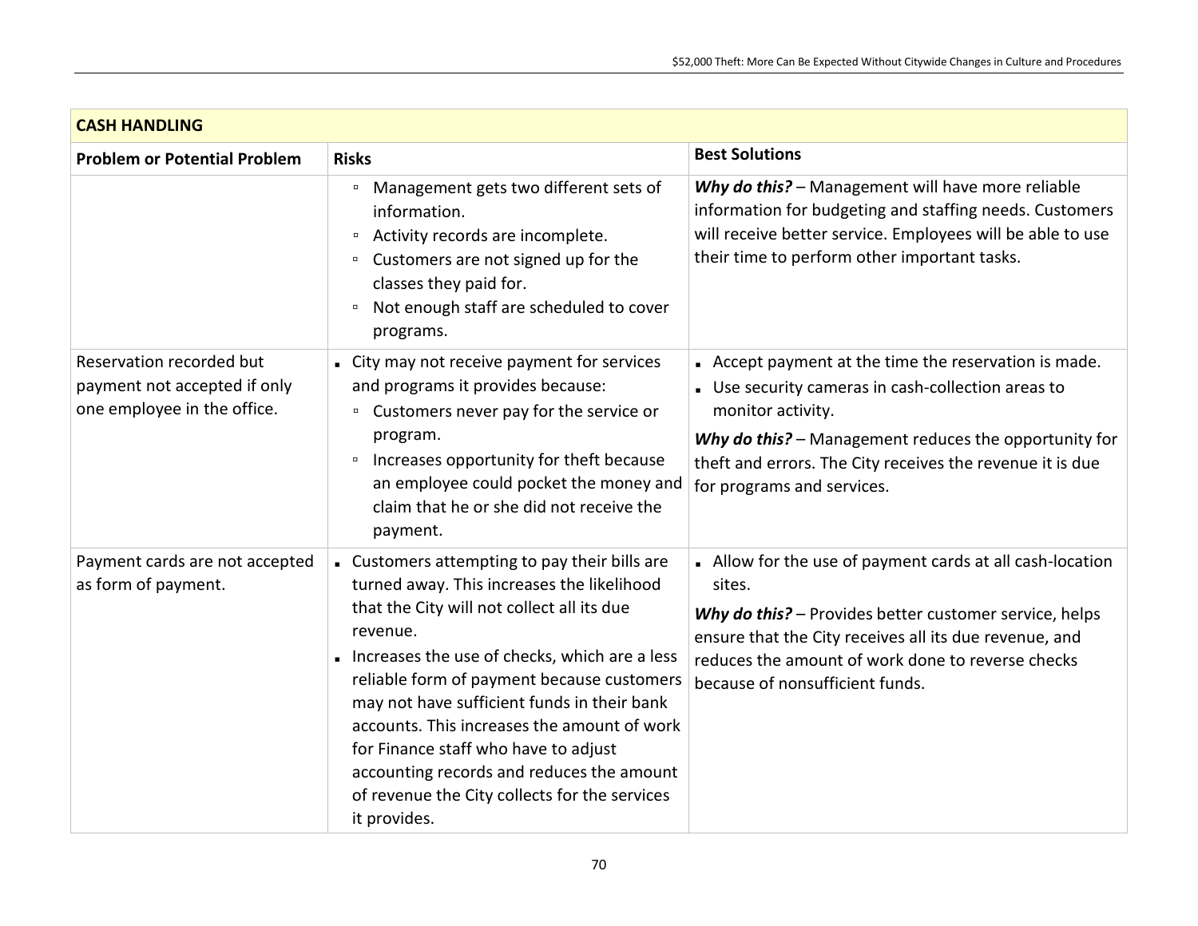| CASH HANDLING | | |
|---|---|---|
| **Problem or Potential Problem** | **Risks** | **Best Solutions** |
| | ▫ Management gets two different sets of information.<br>▫ Activity records are incomplete.<br>▫ Customers are not signed up for the classes they paid for.<br>▫ Not enough staff are scheduled to cover programs. | ***Why do this?*** – Management will have more reliable information for budgeting and staffing needs. Customers will receive better service. Employees will be able to use their time to perform other important tasks. |
| Reservation recorded but payment not accepted if only one employee in the office. | ▪ City may not receive payment for services and programs it provides because:<br>▫ Customers never pay for the service or program.<br>▫ Increases opportunity for theft because an employee could pocket the money and claim that he or she did not receive the payment. | ▪ Accept payment at the time the reservation is made.<br>▪ Use security cameras in cash-collection areas to monitor activity.<br>***Why do this?*** – Management reduces the opportunity for theft and errors. The City receives the revenue it is due for programs and services. |
| Payment cards are not accepted as form of payment. | ▪ Customers attempting to pay their bills are turned away. This increases the likelihood that the City will not collect all its due revenue.<br>▪ Increases the use of checks, which are a less reliable form of payment because customers may not have sufficient funds in their bank accounts. This increases the amount of work for Finance staff who have to adjust accounting records and reduces the amount of revenue the City collects for the services it provides. | ▪ Allow for the use of payment cards at all cash-location sites.<br>***Why do this?*** – Provides better customer service, helps ensure that the City receives all its due revenue, and reduces the amount of work done to reverse checks because of nonsufficient funds. |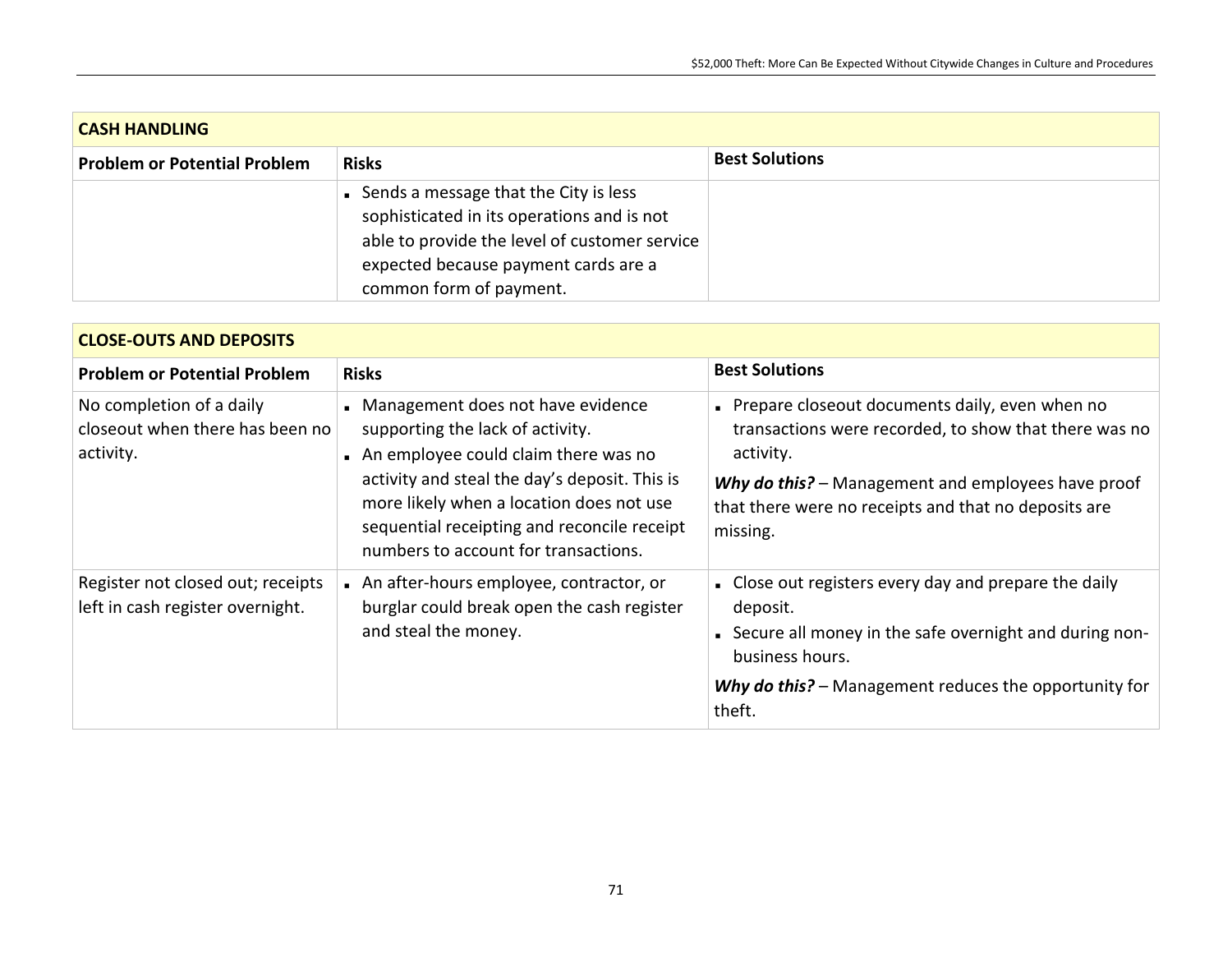| CASH HANDLING | | |
|---|---|---|
| **Problem or Potential Problem** | **Risks** | **Best Solutions** |
| | ▪ Sends a message that the City is less sophisticated in its operations and is not able to provide the level of customer service expected because payment cards are a common form of payment. | |

| CLOSE-OUTS AND DEPOSITS | | |
|---|---|---|
| **Problem or Potential Problem** | **Risks** | **Best Solutions** |
| No completion of a daily closeout when there has been no activity. | ▪ Management does not have evidence supporting the lack of activity.<br>▪ An employee could claim there was no activity and steal the day's deposit. This is more likely when a location does not use sequential receipting and reconcile receipt numbers to account for transactions. | ▪ Prepare closeout documents daily, even when no transactions were recorded, to show that there was no activity.<br>***Why do this?*** – Management and employees have proof that there were no receipts and that no deposits are missing. |
| Register not closed out; receipts left in cash register overnight. | ▪ An after-hours employee, contractor, or burglar could break open the cash register and steal the money. | ▪ Close out registers every day and prepare the daily deposit.<br>▪ Secure all money in the safe overnight and during non-business hours.<br>***Why do this?*** – Management reduces the opportunity for theft. |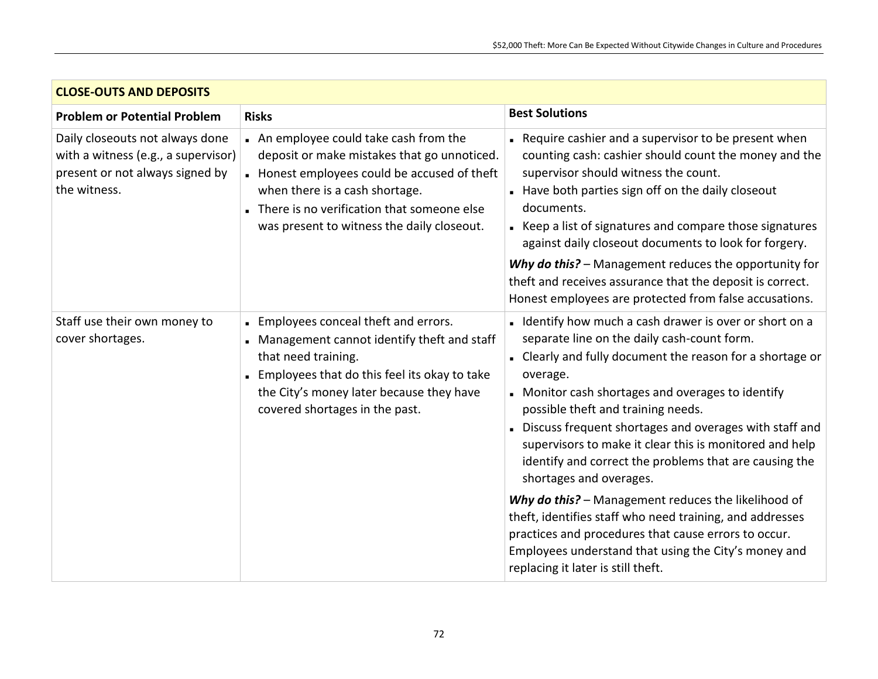| CLOSE-OUTS AND DEPOSITS | | |
|---|---|---|
| **Problem or Potential Problem** | **Risks** | **Best Solutions** |
| Daily closeouts not always done with a witness (e.g., a supervisor) present or not always signed by the witness. | - An employee could take cash from the deposit or make mistakes that go unnoticed.<br>- Honest employees could be accused of theft when there is a cash shortage.<br>- There is no verification that someone else was present to witness the daily closeout. | - Require cashier and a supervisor to be present when counting cash: cashier should count the money and the supervisor should witness the count.<br>- Have both parties sign off on the daily closeout documents.<br>- Keep a list of signatures and compare those signatures against daily closeout documents to look for forgery.<br><br>***Why do this?*** – Management reduces the opportunity for theft and receives assurance that the deposit is correct. Honest employees are protected from false accusations. |
| Staff use their own money to cover shortages. | - Employees conceal theft and errors.<br>- Management cannot identify theft and staff that need training.<br>- Employees that do this feel its okay to take the City's money later because they have covered shortages in the past. | - Identify how much a cash drawer is over or short on a separate line on the daily cash-count form.<br>- Clearly and fully document the reason for a shortage or overage.<br>- Monitor cash shortages and overages to identify possible theft and training needs.<br>- Discuss frequent shortages and overages with staff and supervisors to make it clear this is monitored and help identify and correct the problems that are causing the shortages and overages.<br><br>***Why do this?*** – Management reduces the likelihood of theft, identifies staff who need training, and addresses practices and procedures that cause errors to occur. Employees understand that using the City's money and replacing it later is still theft. |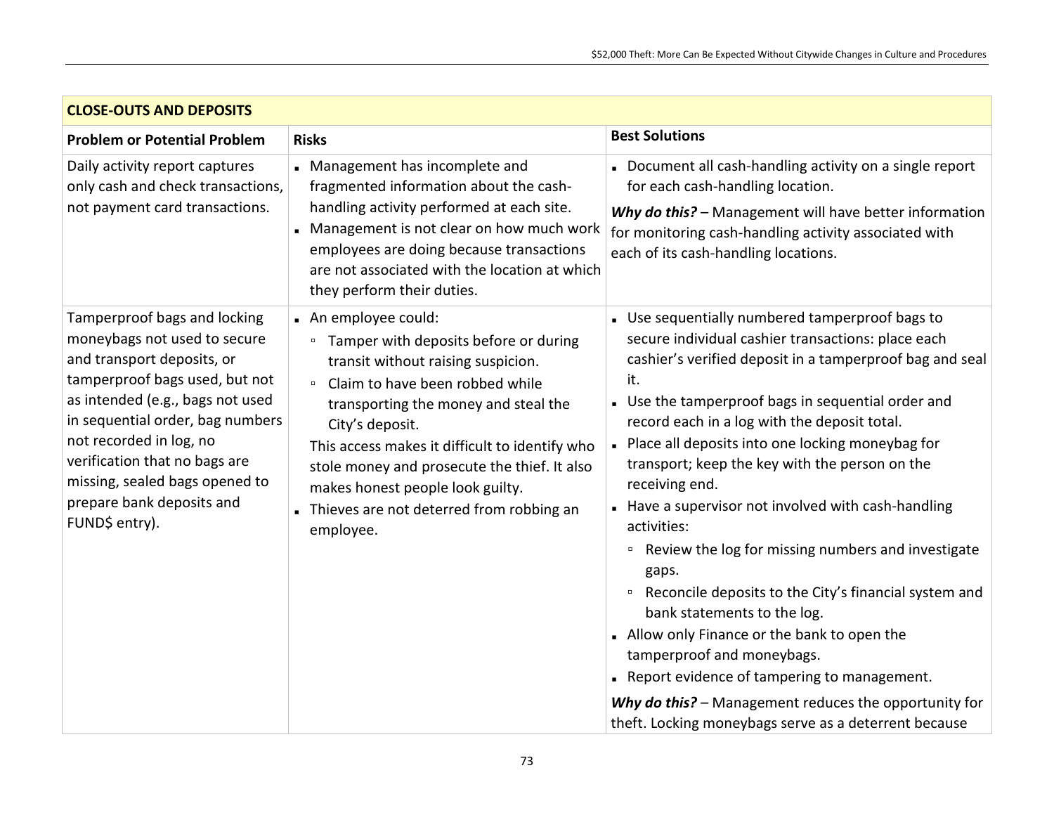| CLOSE-OUTS AND DEPOSITS | | |
|---|---|---|
| **Problem or Potential Problem** | **Risks** | **Best Solutions** |
| Daily activity report captures only cash and check transactions, not payment card transactions. | ▪ Management has incomplete and fragmented information about the cash-handling activity performed at each site.<br>▪ Management is not clear on how much work employees are doing because transactions are not associated with the location at which they perform their duties. | ▪ Document all cash-handling activity on a single report for each cash-handling location.<br>***Why do this?*** – Management will have better information for monitoring cash-handling activity associated with each of its cash-handling locations. |
| Tamperproof bags and locking moneybags not used to secure and transport deposits, or tamperproof bags used, but not as intended (e.g., bags not used in sequential order, bag numbers not recorded in log, no verification that no bags are missing, sealed bags opened to prepare bank deposits and FUND$ entry). | ▪ An employee could:<br>▫ Tamper with deposits before or during transit without raising suspicion.<br>▫ Claim to have been robbed while transporting the money and steal the City's deposit.<br>This access makes it difficult to identify who stole money and prosecute the thief. It also makes honest people look guilty.<br>▪ Thieves are not deterred from robbing an employee. | ▪ Use sequentially numbered tamperproof bags to secure individual cashier transactions: place each cashier's verified deposit in a tamperproof bag and seal it.<br>▪ Use the tamperproof bags in sequential order and record each in a log with the deposit total.<br>▪ Place all deposits into one locking moneybag for transport; keep the key with the person on the receiving end.<br>▪ Have a supervisor not involved with cash-handling activities:<br>▫ Review the log for missing numbers and investigate gaps.<br>▫ Reconcile deposits to the City's financial system and bank statements to the log.<br>▪ Allow only Finance or the bank to open the tamperproof and moneybags.<br>▪ Report evidence of tampering to management.<br>***Why do this?*** – Management reduces the opportunity for theft. Locking moneybags serve as a deterrent because |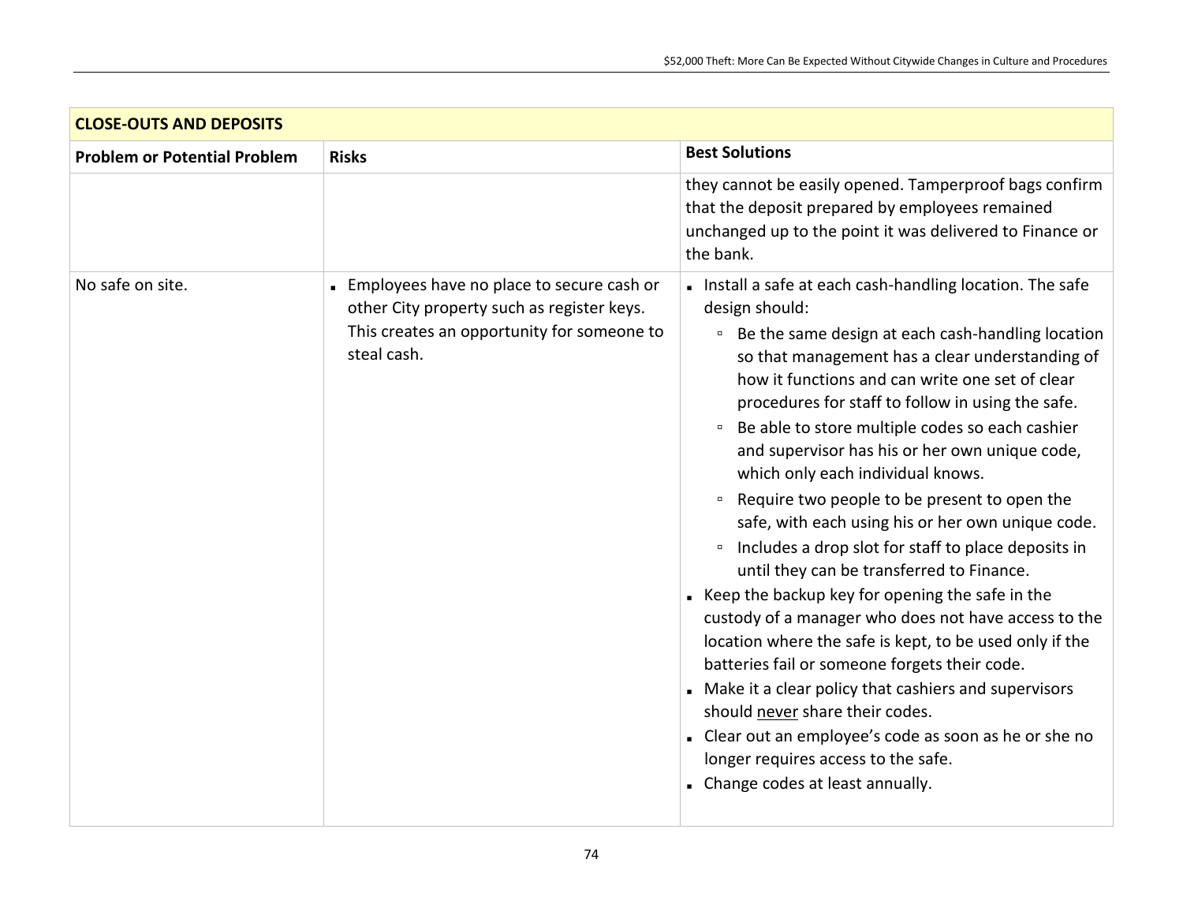| CLOSE-OUTS AND DEPOSITS | | |
|---|---|---|
| **Problem or Potential Problem** | **Risks** | **Best Solutions** |
| | | they cannot be easily opened. Tamperproof bags confirm that the deposit prepared by employees remained unchanged up to the point it was delivered to Finance or the bank. |
| No safe on site. | ▪ Employees have no place to secure cash or other City property such as register keys. This creates an opportunity for someone to steal cash. | ▪ Install a safe at each cash-handling location. The safe design should:<br>▫ Be the same design at each cash-handling location so that management has a clear understanding of how it functions and can write one set of clear procedures for staff to follow in using the safe.<br>▫ Be able to store multiple codes so each cashier and supervisor has his or her own unique code, which only each individual knows.<br>▫ Require two people to be present to open the safe, with each using his or her own unique code.<br>▫ Includes a drop slot for staff to place deposits in until they can be transferred to Finance.<br>▪ Keep the backup key for opening the safe in the custody of a manager who does not have access to the location where the safe is kept, to be used only if the batteries fail or someone forgets their code.<br>▪ Make it a clear policy that cashiers and supervisors should <u>never</u> share their codes.<br>▪ Clear out an employee's code as soon as he or she no longer requires access to the safe.<br>▪ Change codes at least annually. |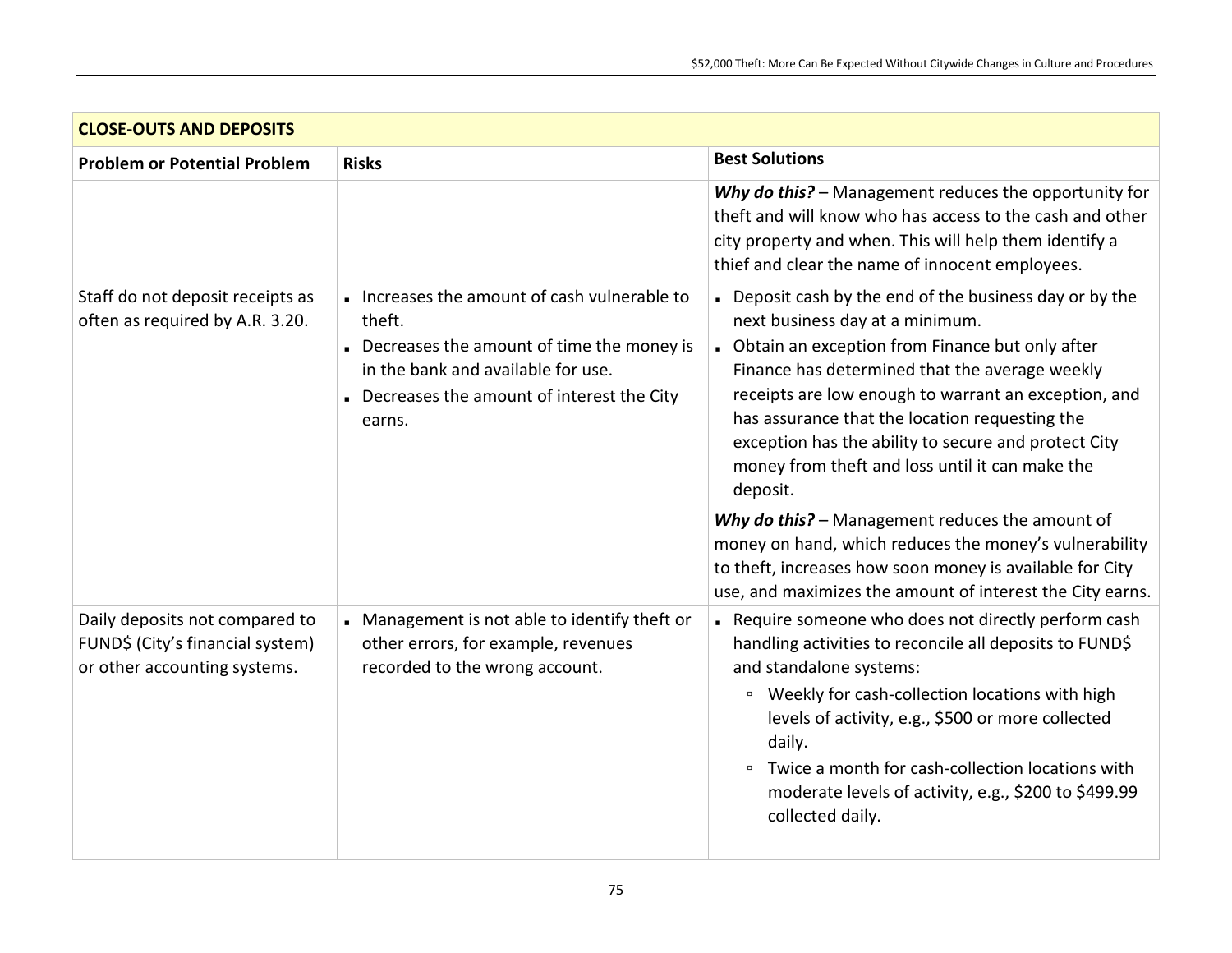| CLOSE-OUTS AND DEPOSITS | | |
|---|---|---|
| **Problem or Potential Problem** | **Risks** | **Best Solutions** |
| | | ***Why do this?*** – Management reduces the opportunity for theft and will know who has access to the cash and other city property and when. This will help them identify a thief and clear the name of innocent employees. |
| Staff do not deposit receipts as often as required by A.R. 3.20. | ▪ Increases the amount of cash vulnerable to theft.<br>▪ Decreases the amount of time the money is in the bank and available for use.<br>▪ Decreases the amount of interest the City earns. | ▪ Deposit cash by the end of the business day or by the next business day at a minimum.<br>▪ Obtain an exception from Finance but only after Finance has determined that the average weekly receipts are low enough to warrant an exception, and has assurance that the location requesting the exception has the ability to secure and protect City money from theft and loss until it can make the deposit.<br><br>***Why do this?*** – Management reduces the amount of money on hand, which reduces the money's vulnerability to theft, increases how soon money is available for City use, and maximizes the amount of interest the City earns. |
| Daily deposits not compared to FUND$ (City's financial system) or other accounting systems. | ▪ Management is not able to identify theft or other errors, for example, revenues recorded to the wrong account. | ▪ Require someone who does not directly perform cash handling activities to reconcile all deposits to FUND$ and standalone systems:<br>&nbsp;&nbsp;&nbsp;▫ Weekly for cash-collection locations with high levels of activity, e.g., $500 or more collected daily.<br>&nbsp;&nbsp;&nbsp;▫ Twice a month for cash-collection locations with moderate levels of activity, e.g., $200 to $499.99 collected daily. |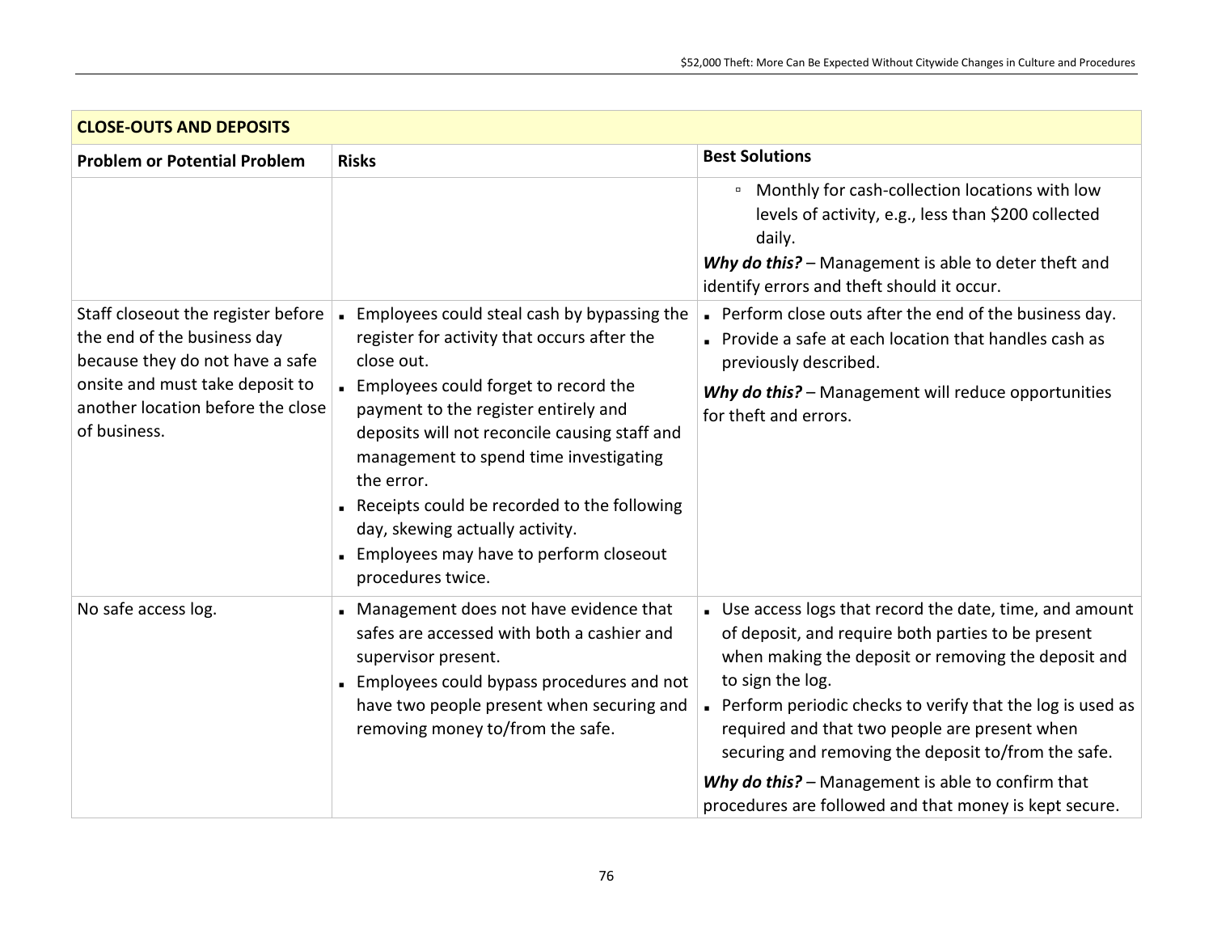| CLOSE-OUTS AND DEPOSITS | | |
|---|---|---|
| **Problem or Potential Problem** | **Risks** | **Best Solutions** |
| | | ▫ Monthly for cash-collection locations with low levels of activity, e.g., less than $200 collected daily.<br>***Why do this?*** – Management is able to deter theft and identify errors and theft should it occur. |
| Staff closeout the register before the end of the business day because they do not have a safe onsite and must take deposit to another location before the close of business. | ▪ Employees could steal cash by bypassing the register for activity that occurs after the close out.<br>▪ Employees could forget to record the payment to the register entirely and deposits will not reconcile causing staff and management to spend time investigating the error.<br>▪ Receipts could be recorded to the following day, skewing actually activity.<br>▪ Employees may have to perform closeout procedures twice. | ▪ Perform close outs after the end of the business day.<br>▪ Provide a safe at each location that handles cash as previously described.<br>***Why do this?*** – Management will reduce opportunities for theft and errors. |
| No safe access log. | ▪ Management does not have evidence that safes are accessed with both a cashier and supervisor present.<br>▪ Employees could bypass procedures and not have two people present when securing and removing money to/from the safe. | ▪ Use access logs that record the date, time, and amount of deposit, and require both parties to be present when making the deposit or removing the deposit and to sign the log.<br>▪ Perform periodic checks to verify that the log is used as required and that two people are present when securing and removing the deposit to/from the safe.<br>***Why do this?*** – Management is able to confirm that procedures are followed and that money is kept secure. |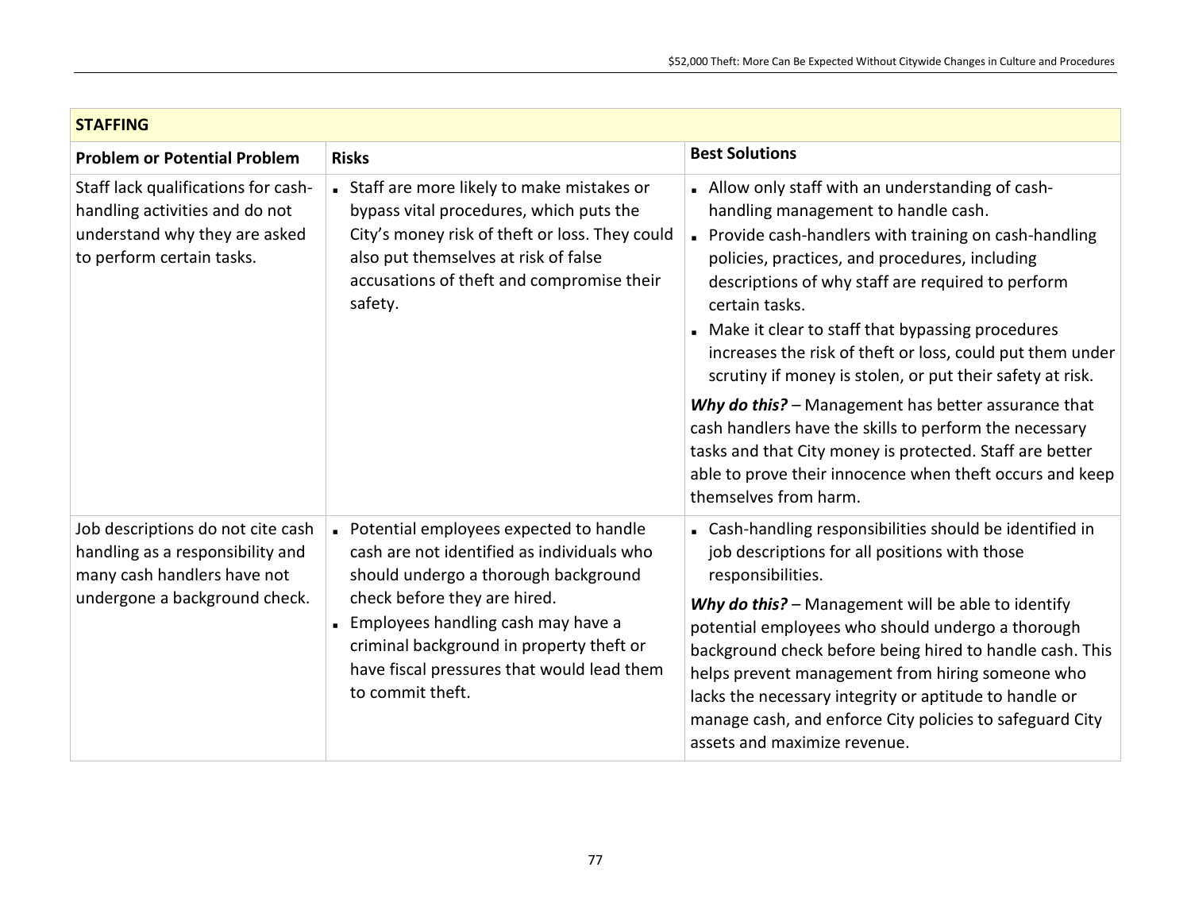| STAFFING | | |
|---|---|---|
| **Problem or Potential Problem** | **Risks** | **Best Solutions** |
| Staff lack qualifications for cash-handling activities and do not understand why they are asked to perform certain tasks. | ▪ Staff are more likely to make mistakes or bypass vital procedures, which puts the City's money risk of theft or loss. They could also put themselves at risk of false accusations of theft and compromise their safety. | ▪ Allow only staff with an understanding of cash-handling management to handle cash.<br>▪ Provide cash-handlers with training on cash-handling policies, practices, and procedures, including descriptions of why staff are required to perform certain tasks.<br>▪ Make it clear to staff that bypassing procedures increases the risk of theft or loss, could put them under scrutiny if money is stolen, or put their safety at risk.<br><br>***Why do this?*** – Management has better assurance that cash handlers have the skills to perform the necessary tasks and that City money is protected. Staff are better able to prove their innocence when theft occurs and keep themselves from harm. |
| Job descriptions do not cite cash handling as a responsibility and many cash handlers have not undergone a background check. | ▪ Potential employees expected to handle cash are not identified as individuals who should undergo a thorough background check before they are hired.<br>▪ Employees handling cash may have a criminal background in property theft or have fiscal pressures that would lead them to commit theft. | ▪ Cash-handling responsibilities should be identified in job descriptions for all positions with those responsibilities.<br><br>***Why do this?*** – Management will be able to identify potential employees who should undergo a thorough background check before being hired to handle cash. This helps prevent management from hiring someone who lacks the necessary integrity or aptitude to handle or manage cash, and enforce City policies to safeguard City assets and maximize revenue. |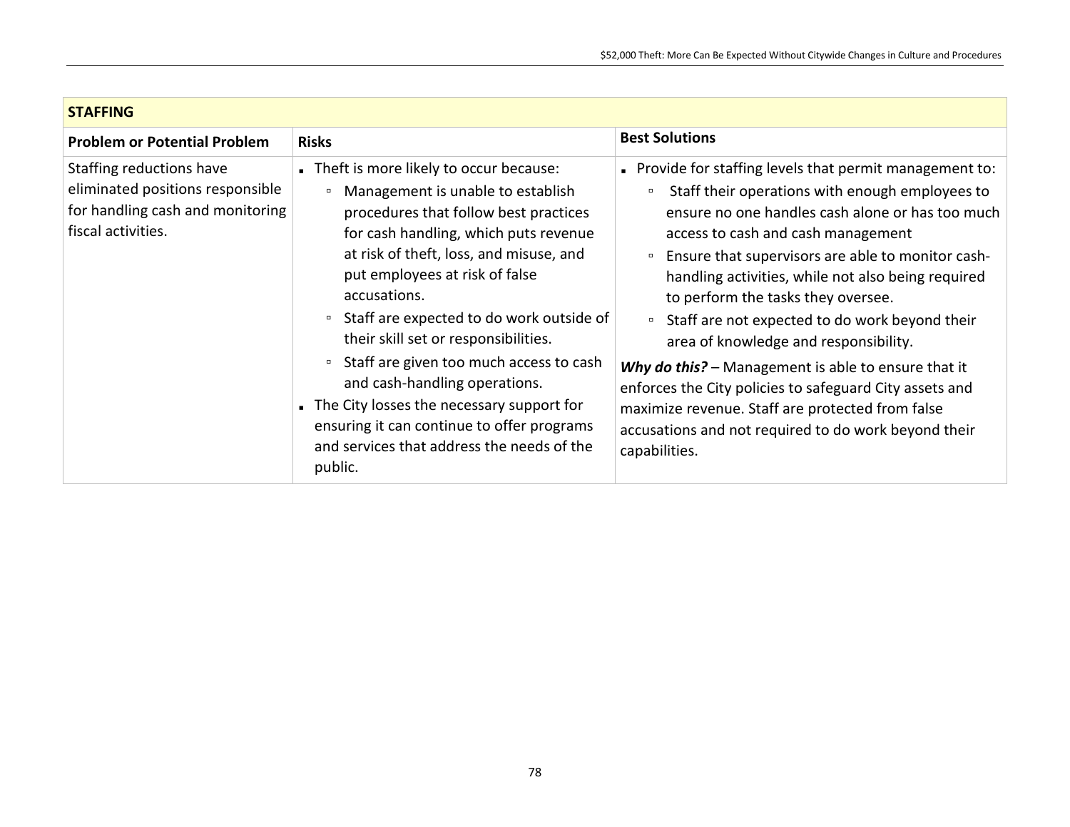| STAFFING | | |
|---|---|---|
| **Problem or Potential Problem** | **Risks** | **Best Solutions** |
| Staffing reductions have eliminated positions responsible for handling cash and monitoring fiscal activities. | ▪ Theft is more likely to occur because:<br>▫ Management is unable to establish procedures that follow best practices for cash handling, which puts revenue at risk of theft, loss, and misuse, and put employees at risk of false accusations.<br>▫ Staff are expected to do work outside of their skill set or responsibilities.<br>▫ Staff are given too much access to cash and cash-handling operations.<br>▪ The City losses the necessary support for ensuring it can continue to offer programs and services that address the needs of the public. | ▪ Provide for staffing levels that permit management to:<br>▫ Staff their operations with enough employees to ensure no one handles cash alone or has too much access to cash and cash management<br>▫ Ensure that supervisors are able to monitor cash-handling activities, while not also being required to perform the tasks they oversee.<br>▫ Staff are not expected to do work beyond their area of knowledge and responsibility.<br>***Why do this?*** – Management is able to ensure that it enforces the City policies to safeguard City assets and maximize revenue. Staff are protected from false accusations and not required to do work beyond their capabilities. |